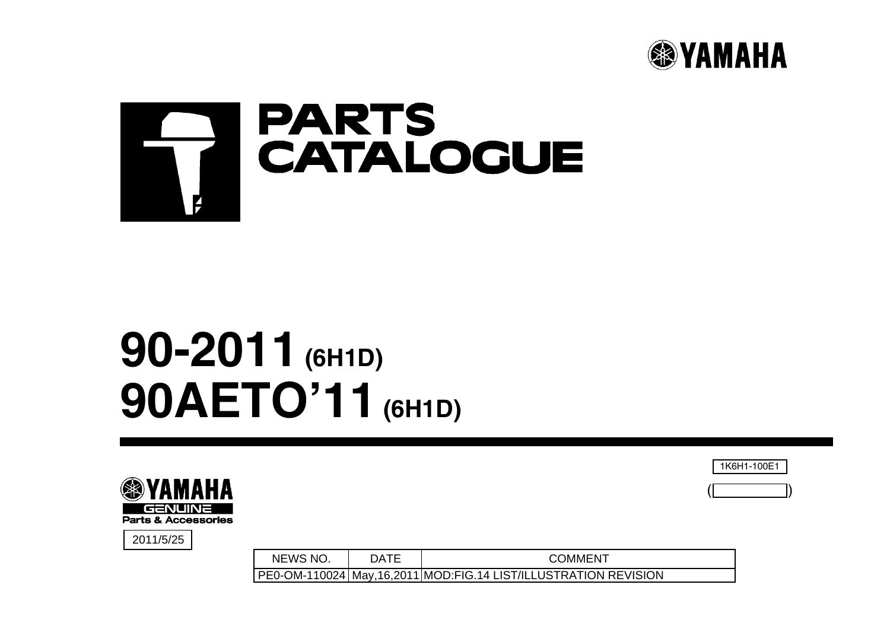YAMAHA

# PARTS CATALOGUE

# 90-2011 (6H1D)
# 90AETO'11 (6H1D)

1K6H1-100E1

( )

YAMAHA GENUINE Parts & Accessories

2011/5/25

| NEWS NO. | DATE | COMMENT |
|---|---|---|
| PE0-OM-110024 | May,16,2011 | MOD:FIG.14 LIST/ILLUSTRATION REVISION |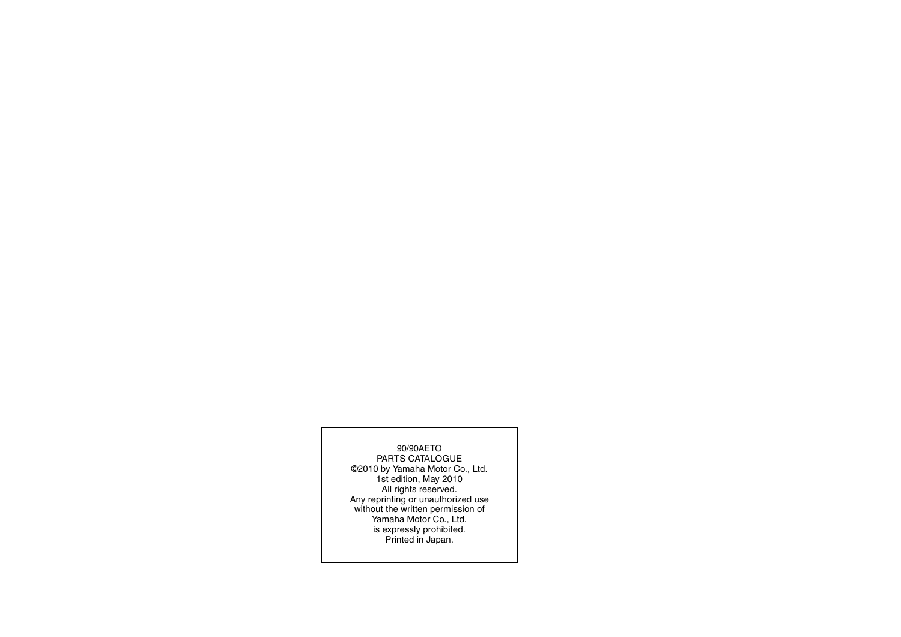90/90AETO
PARTS CATALOGUE
©2010 by Yamaha Motor Co., Ltd.
1st edition, May 2010
All rights reserved.
Any reprinting or unauthorized use
without the written permission of
Yamaha Motor Co., Ltd.
is expressly prohibited.
Printed in Japan.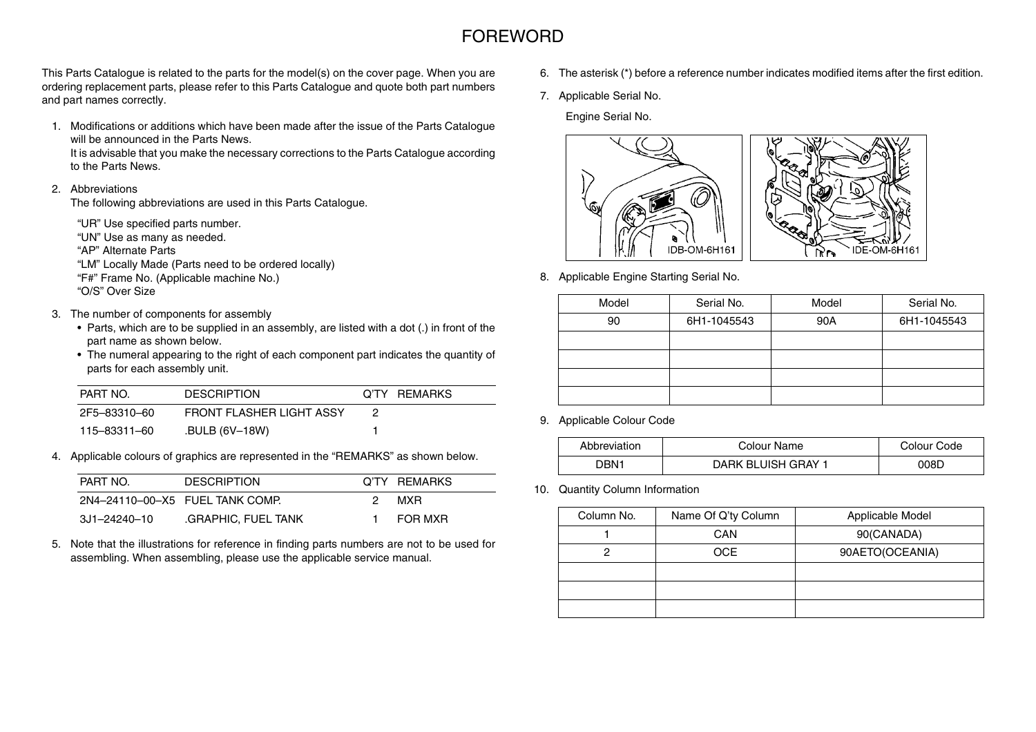# FOREWORD

This Parts Catalogue is related to the parts for the model(s) on the cover page. When you are ordering replacement parts, please refer to this Parts Catalogue and quote both part numbers and part names correctly.

1. Modifications or additions which have been made after the issue of the Parts Catalogue will be announced in the Parts News.
   It is advisable that you make the necessary corrections to the Parts Catalogue according to the Parts News.

2. Abbreviations
   The following abbreviations are used in this Parts Catalogue.

   "UR" Use specified parts number.
   "UN" Use as many as needed.
   "AP" Alternate Parts
   "LM" Locally Made (Parts need to be ordered locally)
   "F#" Frame No. (Applicable machine No.)
   "O/S" Over Size

3. The number of components for assembly
   - Parts, which are to be supplied in an assembly, are listed with a dot (.) in front of the part name as shown below.
   - The numeral appearing to the right of each component part indicates the quantity of parts for each assembly unit.

| PART NO. | DESCRIPTION | Q'TY | REMARKS |
|---|---|---|---|
| 2F5–83310–60 | FRONT FLASHER LIGHT ASSY | 2 | |
| 115–83311–60 | .BULB (6V–18W) | 1 | |

4. Applicable colours of graphics are represented in the "REMARKS" as shown below.

| PART NO. | DESCRIPTION | Q'TY | REMARKS |
|---|---|---|---|
| 2N4–24110–00–X5 | FUEL TANK COMP. | 2 | MXR |
| 3J1–24240–10 | .GRAPHIC, FUEL TANK | 1 | FOR MXR |

5. Note that the illustrations for reference in finding parts numbers are not to be used for assembling. When assembling, please use the applicable service manual.

6. The asterisk (*) before a reference number indicates modified items after the first edition.

7. Applicable Serial No.

   Engine Serial No.

   IDB-OM-6H161    IDE-OM-6H161

8. Applicable Engine Starting Serial No.

| Model | Serial No. | Model | Serial No. |
|---|---|---|---|
| 90 | 6H1-1045543 | 90A | 6H1-1045543 |
| | | | |
| | | | |
| | | | |
| | | | |

9. Applicable Colour Code

| Abbreviation | Colour Name | Colour Code |
|---|---|---|
| DBN1 | DARK BLUISH GRAY 1 | 008D |

10. Quantity Column Information

| Column No. | Name Of Q'ty Column | Applicable Model |
|---|---|---|
| 1 | CAN | 90(CANADA) |
| 2 | OCE | 90AETO(OCEANIA) |
| | | |
| | | |
| | | |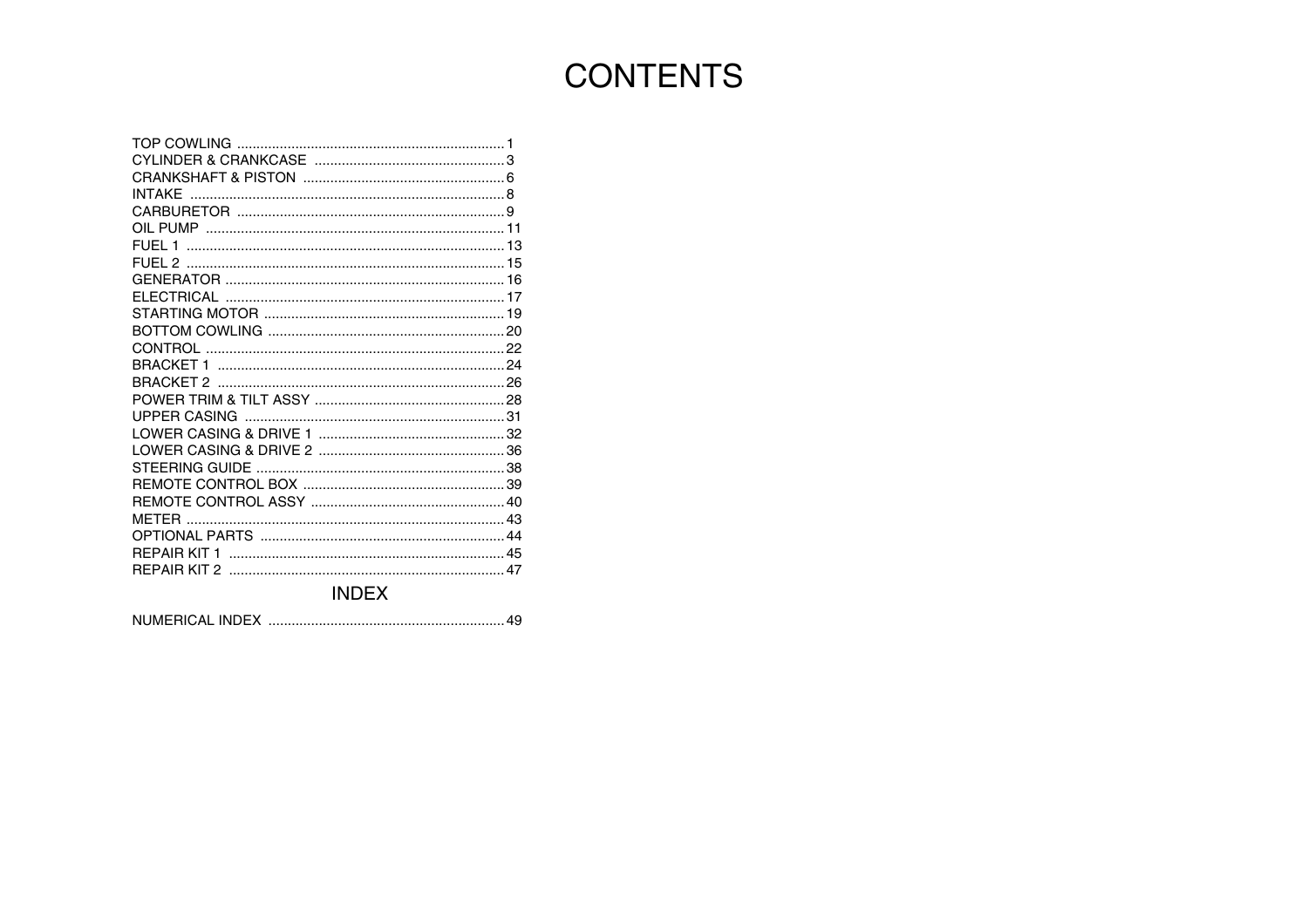# CONTENTS

| | |
|---|---|
| TOP COWLING | 1 |
| CYLINDER & CRANKCASE | 3 |
| CRANKSHAFT & PISTON | 6 |
| INTAKE | 8 |
| CARBURETOR | 9 |
| OIL PUMP | 11 |
| FUEL 1 | 13 |
| FUEL 2 | 15 |
| GENERATOR | 16 |
| ELECTRICAL | 17 |
| STARTING MOTOR | 19 |
| BOTTOM COWLING | 20 |
| CONTROL | 22 |
| BRACKET 1 | 24 |
| BRACKET 2 | 26 |
| POWER TRIM & TILT ASSY | 28 |
| UPPER CASING | 31 |
| LOWER CASING & DRIVE 1 | 32 |
| LOWER CASING & DRIVE 2 | 36 |
| STEERING GUIDE | 38 |
| REMOTE CONTROL BOX | 39 |
| REMOTE CONTROL ASSY | 40 |
| METER | 43 |
| OPTIONAL PARTS | 44 |
| REPAIR KIT 1 | 45 |
| REPAIR KIT 2 | 47 |

## INDEX

| | |
|---|---|
| NUMERICAL INDEX | 49 |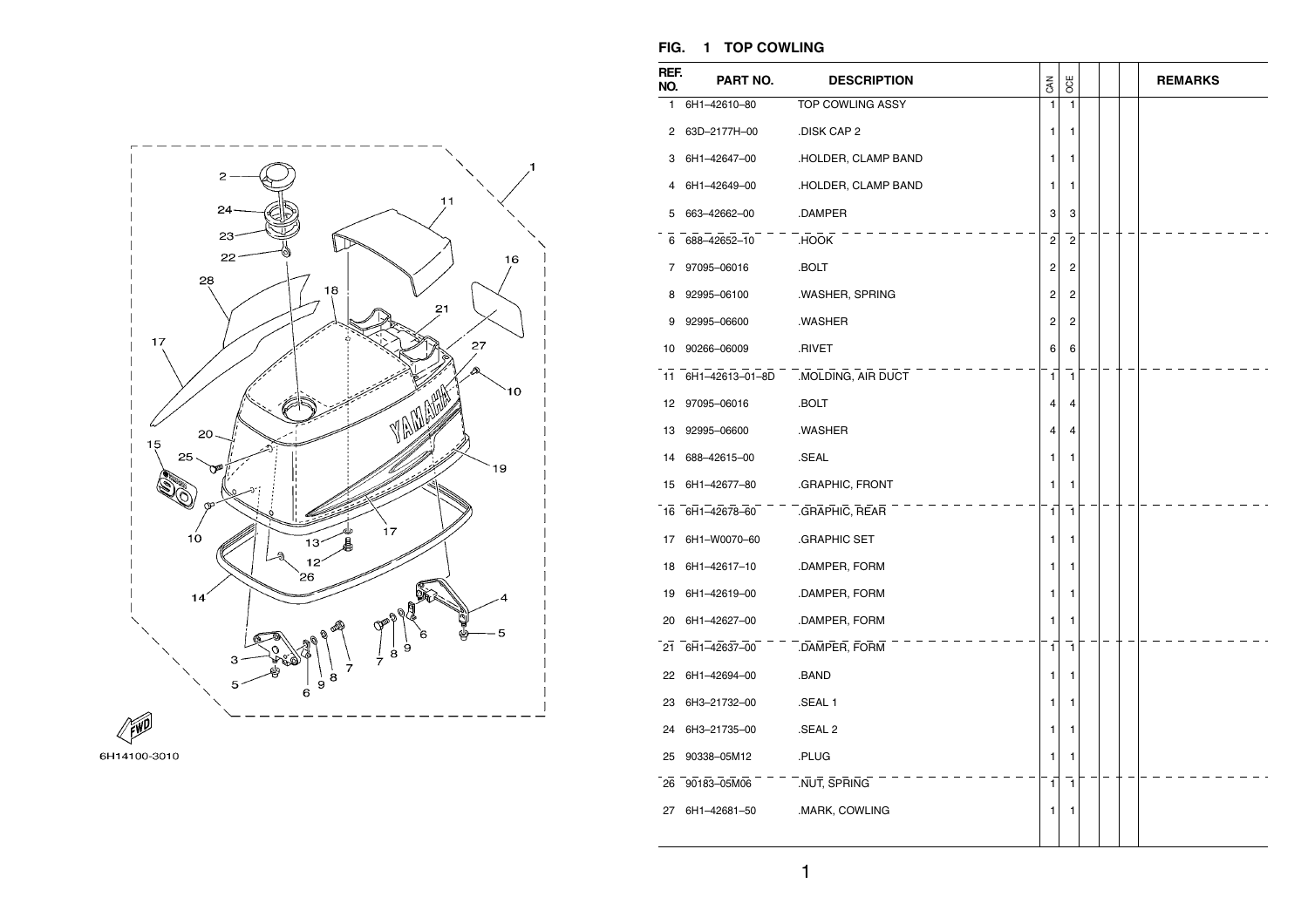## FIG. 1 TOP COWLING

| REF. NO. | PART NO. | DESCRIPTION | CAN | OCE | | | | REMARKS |
|---|---|---|---|---|---|---|---|---|
| 1 | 6H1–42610–80 | TOP COWLING ASSY | 1 | 1 | | | | |
| 2 | 63D–2177H–00 | .DISK CAP 2 | 1 | 1 | | | | |
| 3 | 6H1–42647–00 | .HOLDER, CLAMP BAND | 1 | 1 | | | | |
| 4 | 6H1–42649–00 | .HOLDER, CLAMP BAND | 1 | 1 | | | | |
| 5 | 663–42662–00 | .DAMPER | 3 | 3 | | | | |
| 6 | 688–42652–10 | .HOOK | 2 | 2 | | | | |
| 7 | 97095–06016 | .BOLT | 2 | 2 | | | | |
| 8 | 92995–06100 | .WASHER, SPRING | 2 | 2 | | | | |
| 9 | 92995–06600 | .WASHER | 2 | 2 | | | | |
| 10 | 90266–06009 | .RIVET | 6 | 6 | | | | |
| 11 | 6H1–42613–01–8D | .MOLDING, AIR DUCT | 1 | 1 | | | | |
| 12 | 97095–06016 | .BOLT | 4 | 4 | | | | |
| 13 | 92995–06600 | .WASHER | 4 | 4 | | | | |
| 14 | 688–42615–00 | .SEAL | 1 | 1 | | | | |
| 15 | 6H1–42677–80 | .GRAPHIC, FRONT | 1 | 1 | | | | |
| 16 | 6H1–42678–60 | .GRAPHIC, REAR | 1 | 1 | | | | |
| 17 | 6H1–W0070–60 | .GRAPHIC SET | 1 | 1 | | | | |
| 18 | 6H1–42617–10 | .DAMPER, FORM | 1 | 1 | | | | |
| 19 | 6H1–42619–00 | .DAMPER, FORM | 1 | 1 | | | | |
| 20 | 6H1–42627–00 | .DAMPER, FORM | 1 | 1 | | | | |
| 21 | 6H1–42637–00 | .DAMPER, FORM | 1 | 1 | | | | |
| 22 | 6H1–42694–00 | .BAND | 1 | 1 | | | | |
| 23 | 6H3–21732–00 | .SEAL 1 | 1 | 1 | | | | |
| 24 | 6H3–21735–00 | .SEAL 2 | 1 | 1 | | | | |
| 25 | 90338–05M12 | .PLUG | 1 | 1 | | | | |
| 26 | 90183–05M06 | .NUT, SPRING | 1 | 1 | | | | |
| 27 | 6H1–42681–50 | .MARK, COWLING | 1 | 1 | | | | |

6H14100-3010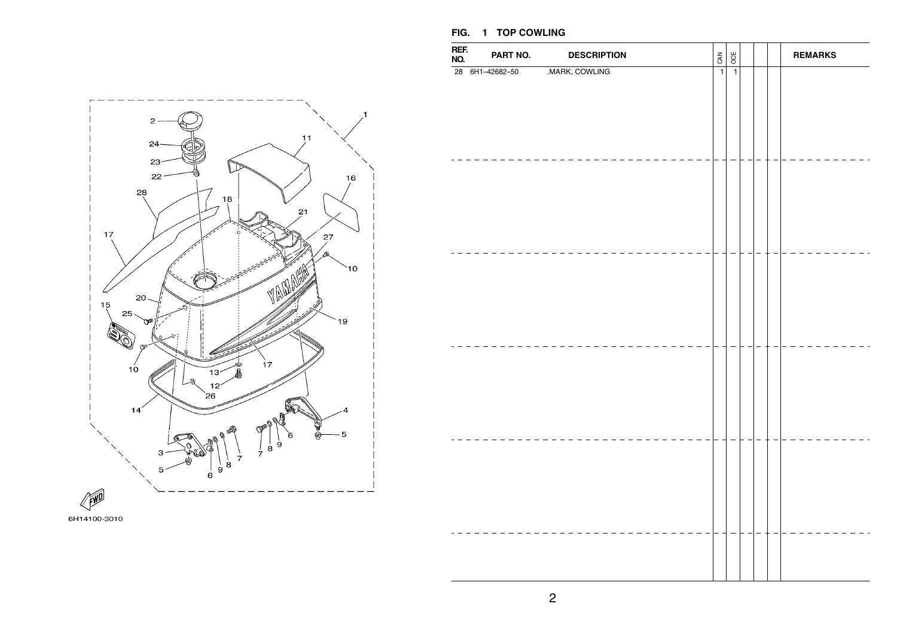## FIG. 1 TOP COWLING

| REF. NO. | PART NO. | DESCRIPTION | CAN | OCE | | | | REMARKS |
|---|---|---|---|---|---|---|---|---|
| 28 | 6H1–42682–50 | .MARK, COWLING | 1 | 1 | | | | |

6H14100-3010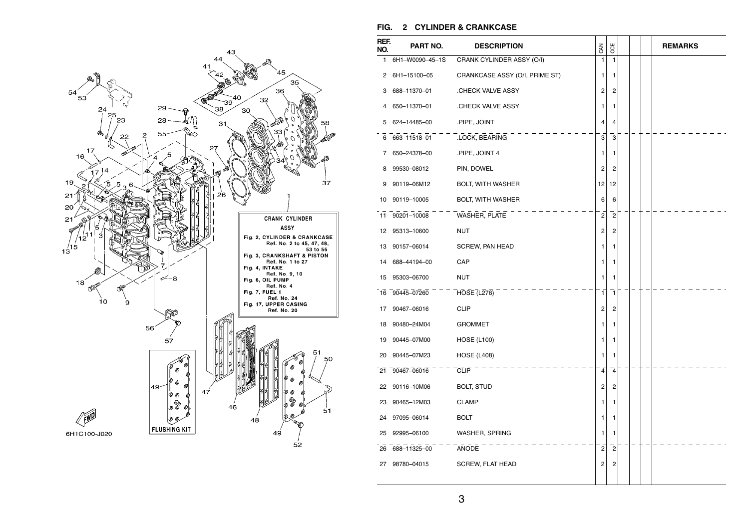## FIG. 2 CYLINDER & CRANKCASE

| REF. NO. | PART NO. | DESCRIPTION | CAN | OCE | | | | REMARKS |
|---|---|---|---|---|---|---|---|---|
| 1 | 6H1–W0090–45–1S | CRANK CYLINDER ASSY (O/I) | 1 | 1 | | | | |
| 2 | 6H1–15100–05 | CRANKCASE ASSY (O/I, PRIME ST) | 1 | 1 | | | | |
| 3 | 688–11370–01 | .CHECK VALVE ASSY | 2 | 2 | | | | |
| 4 | 650–11370–01 | .CHECK VALVE ASSY | 1 | 1 | | | | |
| 5 | 624–14485–00 | .PIPE, JOINT | 4 | 4 | | | | |
| 6 | 663–11518–01 | .LOCK, BEARING | 3 | 3 | | | | |
| 7 | 650–24378–00 | .PIPE, JOINT 4 | 1 | 1 | | | | |
| 8 | 99530–08012 | PIN, DOWEL | 2 | 2 | | | | |
| 9 | 90119–06M12 | BOLT, WITH WASHER | 12 | 12 | | | | |
| 10 | 90119–10005 | BOLT, WITH WASHER | 6 | 6 | | | | |
| 11 | 90201–10008 | WASHER, PLATE | 2 | 2 | | | | |
| 12 | 95313–10600 | NUT | 2 | 2 | | | | |
| 13 | 90157–06014 | SCREW, PAN HEAD | 1 | 1 | | | | |
| 14 | 688–44194–00 | CAP | 1 | 1 | | | | |
| 15 | 95303–06700 | NUT | 1 | 1 | | | | |
| 16 | 90445–07260 | HOSE (L276) | 1 | 1 | | | | |
| 17 | 90467–06016 | CLIP | 2 | 2 | | | | |
| 18 | 90480–24M04 | GROMMET | 1 | 1 | | | | |
| 19 | 90445–07M00 | HOSE (L100) | 1 | 1 | | | | |
| 20 | 90445–07M23 | HOSE (L408) | 1 | 1 | | | | |
| 21 | 90467–06016 | CLIP | 4 | 4 | | | | |
| 22 | 90116–10M06 | BOLT, STUD | 2 | 2 | | | | |
| 23 | 90465–12M03 | CLAMP | 1 | 1 | | | | |
| 24 | 97095–06014 | BOLT | 1 | 1 | | | | |
| 25 | 92995–06100 | WASHER, SPRING | 1 | 1 | | | | |
| 26 | 688–11325–00 | ANODE | 2 | 2 | | | | |
| 27 | 98780–04015 | SCREW, FLAT HEAD | 2 | 2 | | | | |

CRANK CYLINDER ASSY
Fig. 2, CYLINDER & CRANKCASE Ref. No. 2 to 45, 47, 48, 53 to 55
Fig. 3, CRANKSHAFT & PISTON Ref. No. 1 to 27
Fig. 4, INTAKE Ref. No. 9, 10
Fig. 6, OIL PUMP Ref. No. 4
Fig. 7, FUEL 1 Ref. No. 24
Fig. 17, UPPER CASING Ref. No. 20

FLUSHING KIT

6H1C100-J020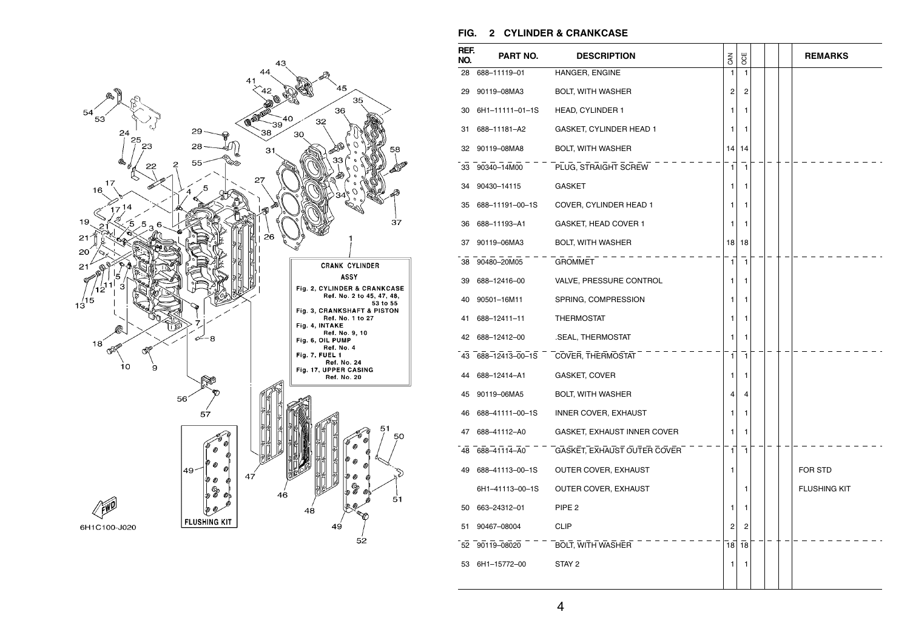## FIG. 2 CYLINDER & CRANKCASE

CRANK CYLINDER ASSY

Fig. 2, CYLINDER & CRANKCASE Ref. No. 2 to 45, 47, 48, 53 to 55
Fig. 3, CRANKSHAFT & PISTON Ref. No. 1 to 27
Fig. 4, INTAKE Ref. No. 9, 10
Fig. 6, OIL PUMP Ref. No. 4
Fig. 7, FUEL 1 Ref. No. 24
Fig. 17, UPPER CASING Ref. No. 20

FLUSHING KIT

6H1C100-J020

| REF. NO. | PART NO. | DESCRIPTION | CAN | OCE | | | | REMARKS |
|---|---|---|---|---|---|---|---|---|
| 28 | 688–11119–01 | HANGER, ENGINE | 1 | 1 | | | | |
| 29 | 90119–08MA3 | BOLT, WITH WASHER | 2 | 2 | | | | |
| 30 | 6H1–11111–01–1S | HEAD, CYLINDER 1 | 1 | 1 | | | | |
| 31 | 688–11181–A2 | GASKET, CYLINDER HEAD 1 | 1 | 1 | | | | |
| 32 | 90119–08MA8 | BOLT, WITH WASHER | 14 | 14 | | | | |
| 33 | 90340–14M00 | PLUG, STRAIGHT SCREW | 1 | 1 | | | | |
| 34 | 90430–14115 | GASKET | 1 | 1 | | | | |
| 35 | 688–11191–00–1S | COVER, CYLINDER HEAD 1 | 1 | 1 | | | | |
| 36 | 688–11193–A1 | GASKET, HEAD COVER 1 | 1 | 1 | | | | |
| 37 | 90119–06MA3 | BOLT, WITH WASHER | 18 | 18 | | | | |
| 38 | 90480–20M05 | GROMMET | 1 | 1 | | | | |
| 39 | 688–12416–00 | VALVE, PRESSURE CONTROL | 1 | 1 | | | | |
| 40 | 90501–16M11 | SPRING, COMPRESSION | 1 | 1 | | | | |
| 41 | 688–12411–11 | THERMOSTAT | 1 | 1 | | | | |
| 42 | 688–12412–00 | .SEAL, THERMOSTAT | 1 | 1 | | | | |
| 43 | 688–12413–00–1S | COVER, THERMOSTAT | 1 | 1 | | | | |
| 44 | 688–12414–A1 | GASKET, COVER | 1 | 1 | | | | |
| 45 | 90119–06MA5 | BOLT, WITH WASHER | 4 | 4 | | | | |
| 46 | 688–41111–00–1S | INNER COVER, EXHAUST | 1 | 1 | | | | |
| 47 | 688–41112–A0 | GASKET, EXHAUST INNER COVER | 1 | 1 | | | | |
| 48 | 688–41114–A0 | GASKET, EXHAUST OUTER COVER | 1 | 1 | | | | |
| 49 | 688–41113–00–1S | OUTER COVER, EXHAUST | 1 | | | | | FOR STD |
| | 6H1–41113–00–1S | OUTER COVER, EXHAUST | | 1 | | | | FLUSHING KIT |
| 50 | 663–24312–01 | PIPE 2 | 1 | 1 | | | | |
| 51 | 90467–08004 | CLIP | 2 | 2 | | | | |
| 52 | 90119–08020 | BOLT, WITH WASHER | 18 | 18 | | | | |
| 53 | 6H1–15772–00 | STAY 2 | 1 | 1 | | | | |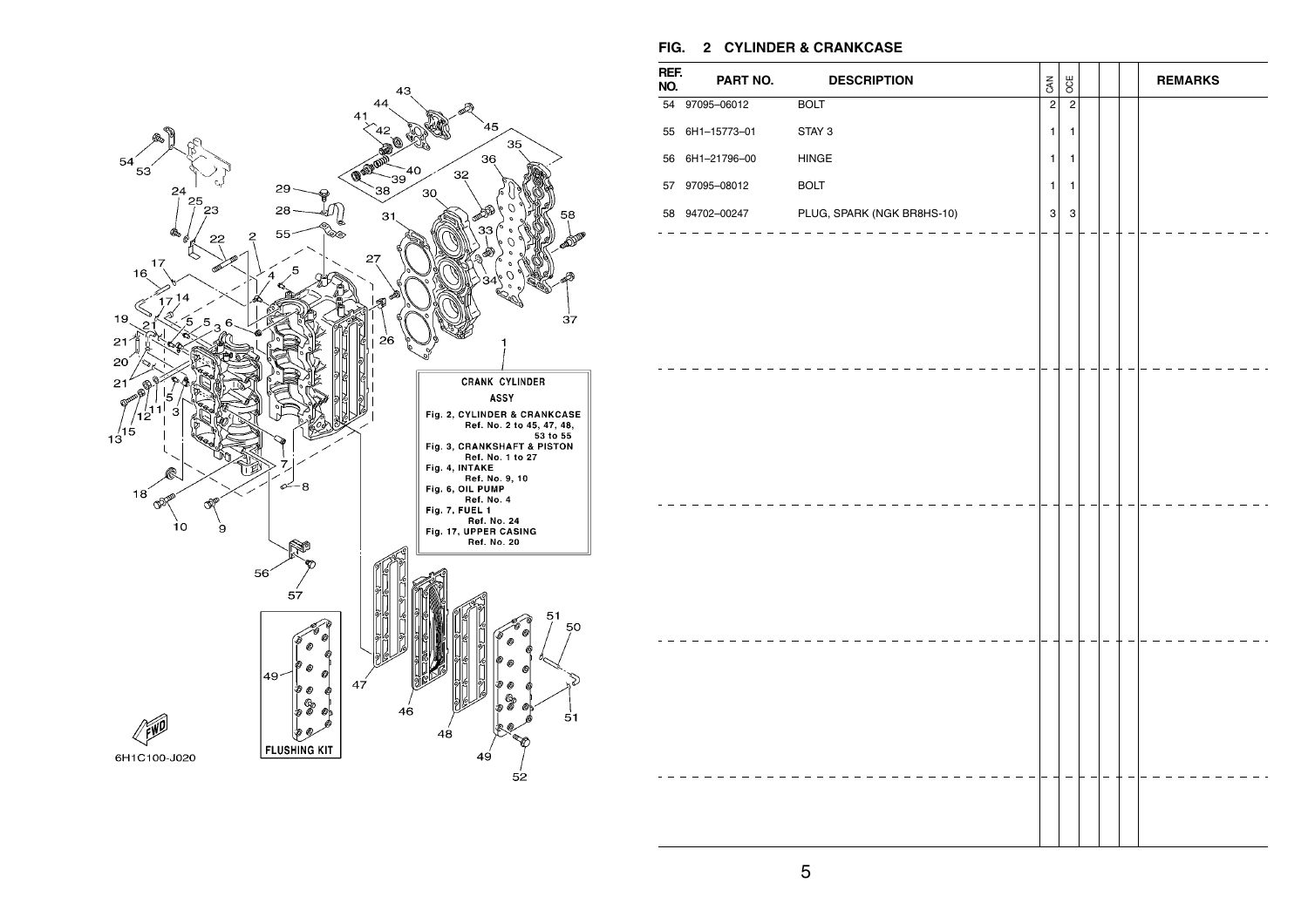## FIG. 2 CYLINDER & CRANKCASE

| REF. NO. | PART NO. | DESCRIPTION | CAN | OCE | | | | REMARKS |
|---|---|---|---|---|---|---|---|---|
| 54 | 97095–06012 | BOLT | 2 | 2 | | | | |
| 55 | 6H1–15773–01 | STAY 3 | 1 | 1 | | | | |
| 56 | 6H1–21796–00 | HINGE | 1 | 1 | | | | |
| 57 | 97095–08012 | BOLT | 1 | 1 | | | | |
| 58 | 94702–00247 | PLUG, SPARK (NGK BR8HS-10) | 3 | 3 | | | | |

CRANK CYLINDER ASSY
Fig. 2, CYLINDER & CRANKCASE Ref. No. 2 to 45, 47, 48, 53 to 55
Fig. 3, CRANKSHAFT & PISTON Ref. No. 1 to 27
Fig. 4, INTAKE Ref. No. 9, 10
Fig. 6, OIL PUMP Ref. No. 4
Fig. 7, FUEL 1 Ref. No. 24
Fig. 17, UPPER CASING Ref. No. 20

FLUSHING KIT

6H1C100-J020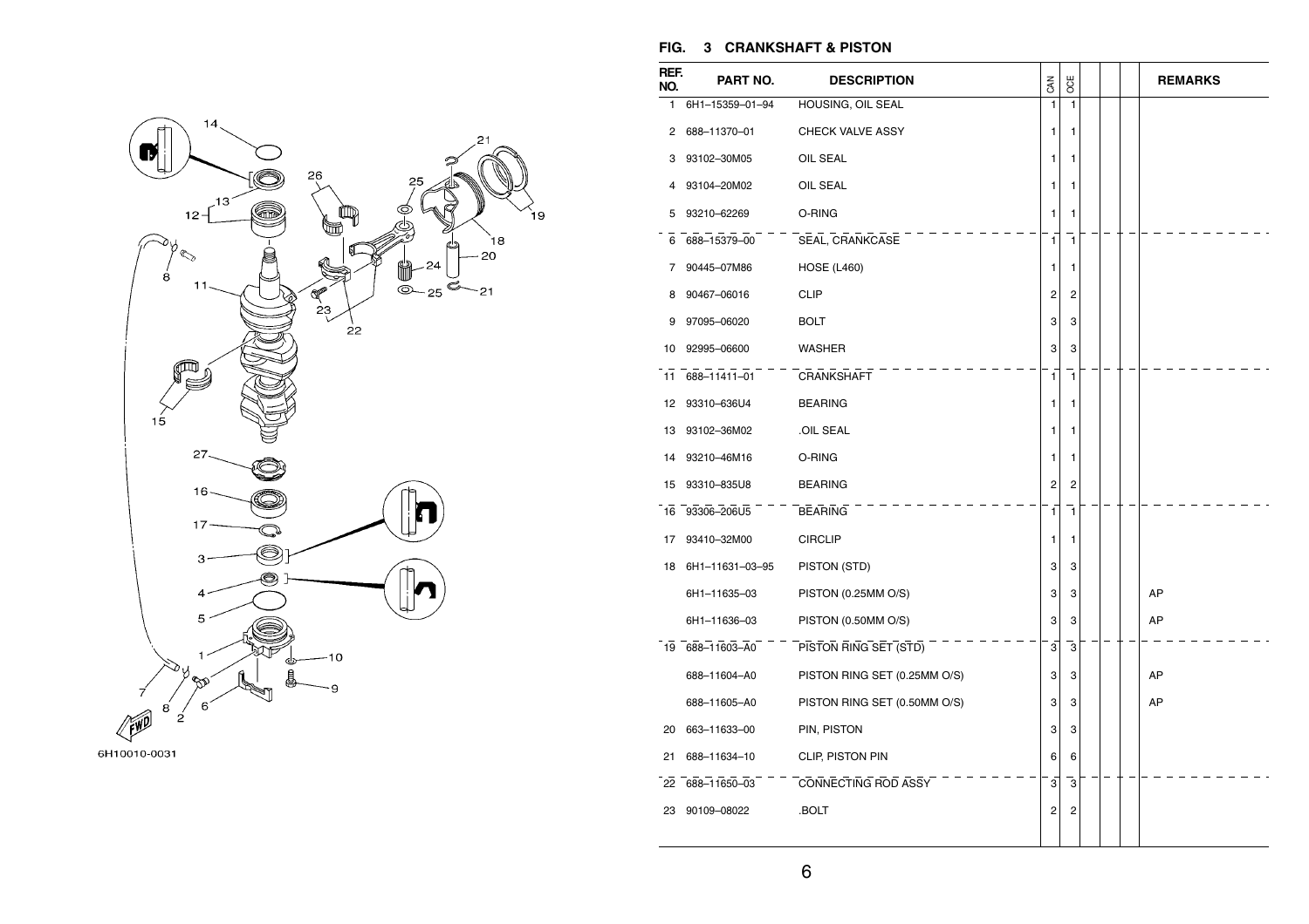## FIG. 3 CRANKSHAFT & PISTON

6H10010-0031

| REF. NO. | PART NO. | DESCRIPTION | CAN | OCE | | | | REMARKS |
|---|---|---|---|---|---|---|---|---|
| 1 | 6H1–15359–01–94 | HOUSING, OIL SEAL | 1 | 1 | | | | |
| 2 | 688–11370–01 | CHECK VALVE ASSY | 1 | 1 | | | | |
| 3 | 93102–30M05 | OIL SEAL | 1 | 1 | | | | |
| 4 | 93104–20M02 | OIL SEAL | 1 | 1 | | | | |
| 5 | 93210–62269 | O-RING | 1 | 1 | | | | |
| 6 | 688–15379–00 | SEAL, CRANKCASE | 1 | 1 | | | | |
| 7 | 90445–07M86 | HOSE (L460) | 1 | 1 | | | | |
| 8 | 90467–06016 | CLIP | 2 | 2 | | | | |
| 9 | 97095–06020 | BOLT | 3 | 3 | | | | |
| 10 | 92995–06600 | WASHER | 3 | 3 | | | | |
| 11 | 688–11411–01 | CRANKSHAFT | 1 | 1 | | | | |
| 12 | 93310–636U4 | BEARING | 1 | 1 | | | | |
| 13 | 93102–36M02 | .OIL SEAL | 1 | 1 | | | | |
| 14 | 93210–46M16 | O-RING | 1 | 1 | | | | |
| 15 | 93310–835U8 | BEARING | 2 | 2 | | | | |
| 16 | 93306–206U5 | BEARING | 1 | 1 | | | | |
| 17 | 93410–32M00 | CIRCLIP | 1 | 1 | | | | |
| 18 | 6H1–11631–03–95 | PISTON (STD) | 3 | 3 | | | | |
| | 6H1–11635–03 | PISTON (0.25MM O/S) | 3 | 3 | | | | AP |
| | 6H1–11636–03 | PISTON (0.50MM O/S) | 3 | 3 | | | | AP |
| 19 | 688–11603–A0 | PISTON RING SET (STD) | 3 | 3 | | | | |
| | 688–11604–A0 | PISTON RING SET (0.25MM O/S) | 3 | 3 | | | | AP |
| | 688–11605–A0 | PISTON RING SET (0.50MM O/S) | 3 | 3 | | | | AP |
| 20 | 663–11633–00 | PIN, PISTON | 3 | 3 | | | | |
| 21 | 688–11634–10 | CLIP, PISTON PIN | 6 | 6 | | | | |
| 22 | 688–11650–03 | CONNECTING ROD ASSY | 3 | 3 | | | | |
| 23 | 90109–08022 | .BOLT | 2 | 2 | | | | |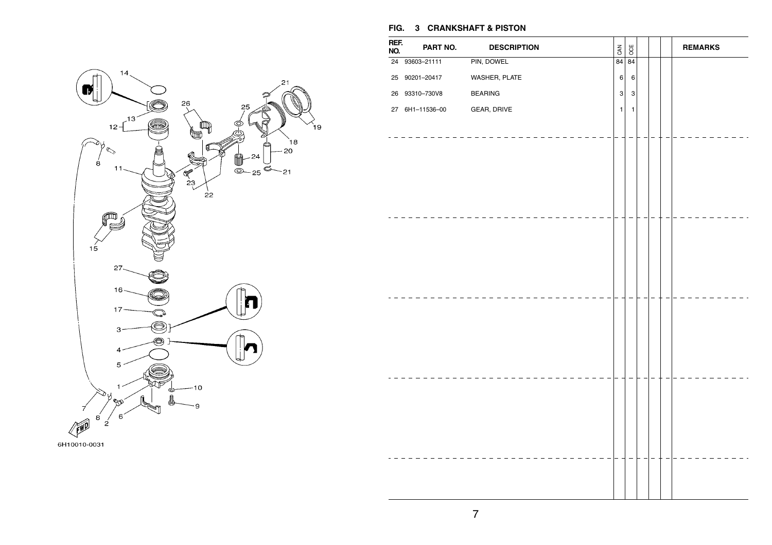## FIG. 3 CRANKSHAFT & PISTON

| REF. NO. | PART NO. | DESCRIPTION | CAN | OCE | | | | REMARKS |
|---|---|---|---|---|---|---|---|---|
| 24 | 93603–21111 | PIN, DOWEL | 84 | 84 | | | | |
| 25 | 90201–20417 | WASHER, PLATE | 6 | 6 | | | | |
| 26 | 93310–730V8 | BEARING | 3 | 3 | | | | |
| 27 | 6H1–11536–00 | GEAR, DRIVE | 1 | 1 | | | | |

6H10010-0031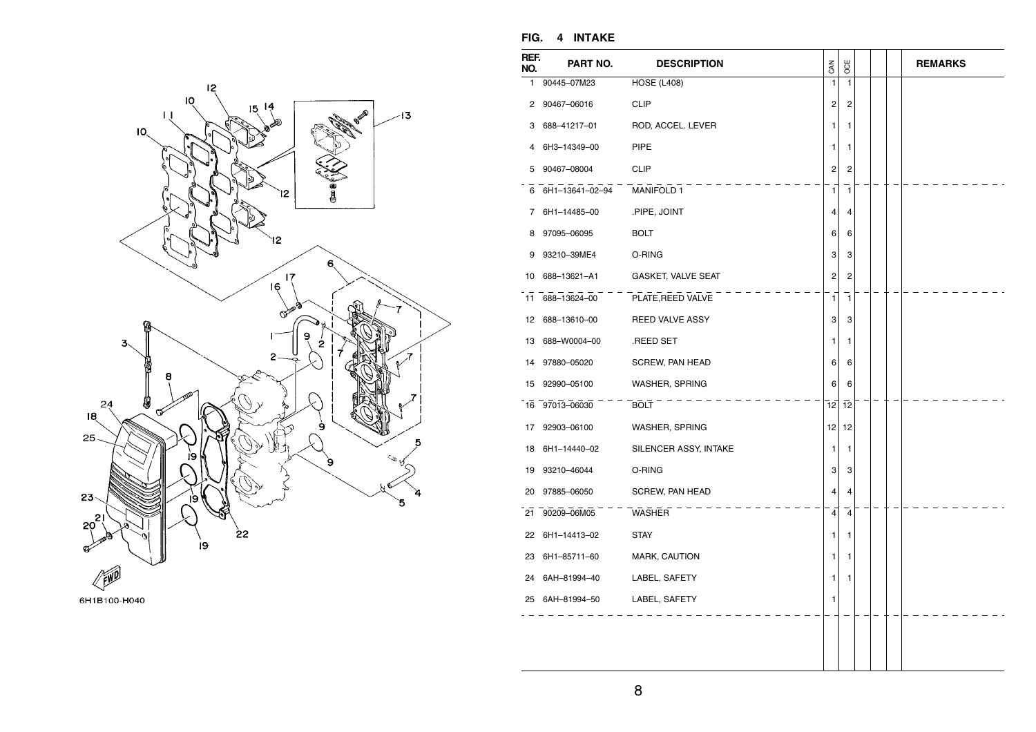## FIG. 4 INTAKE

| REF. NO. | PART NO. | DESCRIPTION | CAN | OCE | | | | REMARKS |
|---|---|---|---|---|---|---|---|---|
| 1 | 90445–07M23 | HOSE (L408) | 1 | 1 | | | | |
| 2 | 90467–06016 | CLIP | 2 | 2 | | | | |
| 3 | 688–41217–01 | ROD, ACCEL. LEVER | 1 | 1 | | | | |
| 4 | 6H3–14349–00 | PIPE | 1 | 1 | | | | |
| 5 | 90467–08004 | CLIP | 2 | 2 | | | | |
| 6 | 6H1–13641–02–94 | MANIFOLD 1 | 1 | 1 | | | | |
| 7 | 6H1–14485–00 | .PIPE, JOINT | 4 | 4 | | | | |
| 8 | 97095–06095 | BOLT | 6 | 6 | | | | |
| 9 | 93210–39ME4 | O-RING | 3 | 3 | | | | |
| 10 | 688–13621–A1 | GASKET, VALVE SEAT | 2 | 2 | | | | |
| 11 | 688–13624–00 | PLATE,REED VALVE | 1 | 1 | | | | |
| 12 | 688–13610–00 | REED VALVE ASSY | 3 | 3 | | | | |
| 13 | 688–W0004–00 | .REED SET | 1 | 1 | | | | |
| 14 | 97880–05020 | SCREW, PAN HEAD | 6 | 6 | | | | |
| 15 | 92990–05100 | WASHER, SPRING | 6 | 6 | | | | |
| 16 | 97013–06030 | BOLT | 12 | 12 | | | | |
| 17 | 92903–06100 | WASHER, SPRING | 12 | 12 | | | | |
| 18 | 6H1–14440–02 | SILENCER ASSY, INTAKE | 1 | 1 | | | | |
| 19 | 93210–46044 | O-RING | 3 | 3 | | | | |
| 20 | 97885–06050 | SCREW, PAN HEAD | 4 | 4 | | | | |
| 21 | 90209–06M05 | WASHER | 4 | 4 | | | | |
| 22 | 6H1–14413–02 | STAY | 1 | 1 | | | | |
| 23 | 6H1–85711–60 | MARK, CAUTION | 1 | 1 | | | | |
| 24 | 6AH–81994–40 | LABEL, SAFETY | 1 | 1 | | | | |
| 25 | 6AH–81994–50 | LABEL, SAFETY | 1 | | | | | |

6H1B100-H040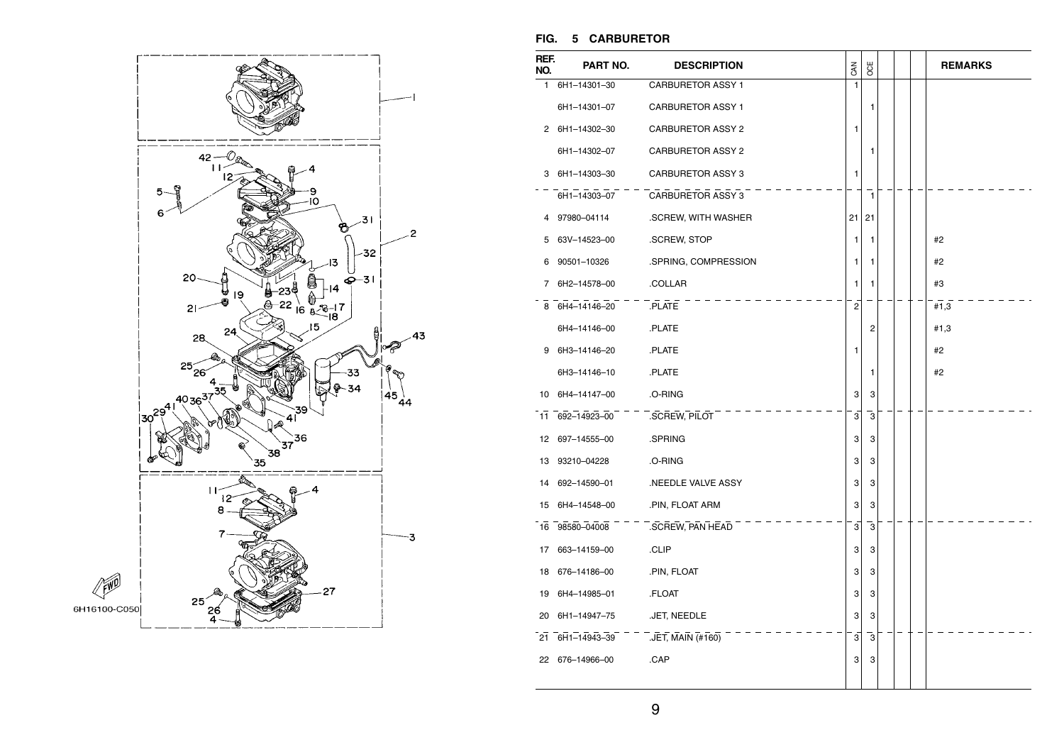## FIG. 5 CARBURETOR

| REF. NO. | PART NO. | DESCRIPTION | CAN | OCE | | | | REMARKS |
|---|---|---|---|---|---|---|---|---|
| 1 | 6H1–14301–30 | CARBURETOR ASSY 1 | 1 | | | | | |
| | 6H1–14301–07 | CARBURETOR ASSY 1 | | 1 | | | | |
| 2 | 6H1–14302–30 | CARBURETOR ASSY 2 | 1 | | | | | |
| | 6H1–14302–07 | CARBURETOR ASSY 2 | | 1 | | | | |
| 3 | 6H1–14303–30 | CARBURETOR ASSY 3 | 1 | | | | | |
| | 6H1–14303–07 | CARBURETOR ASSY 3 | | 1 | | | | |
| 4 | 97980–04114 | .SCREW, WITH WASHER | 21 | 21 | | | | |
| 5 | 63V–14523–00 | .SCREW, STOP | 1 | 1 | | | | #2 |
| 6 | 90501–10326 | .SPRING, COMPRESSION | 1 | 1 | | | | #2 |
| 7 | 6H2–14578–00 | .COLLAR | 1 | 1 | | | | #3 |
| 8 | 6H4–14146–20 | .PLATE | 2 | | | | | #1,3 |
| | 6H4–14146–00 | .PLATE | | 2 | | | | #1,3 |
| 9 | 6H3–14146–20 | .PLATE | 1 | | | | | #2 |
| | 6H3–14146–10 | .PLATE | | 1 | | | | #2 |
| 10 | 6H4–14147–00 | .O-RING | 3 | 3 | | | | |
| 11 | 692–14923–00 | .SCREW, PILOT | 3 | 3 | | | | |
| 12 | 697–14555–00 | .SPRING | 3 | 3 | | | | |
| 13 | 93210–04228 | .O-RING | 3 | 3 | | | | |
| 14 | 692–14590–01 | .NEEDLE VALVE ASSY | 3 | 3 | | | | |
| 15 | 6H4–14548–00 | .PIN, FLOAT ARM | 3 | 3 | | | | |
| 16 | 98580–04008 | .SCREW, PAN HEAD | 3 | 3 | | | | |
| 17 | 663–14159–00 | .CLIP | 3 | 3 | | | | |
| 18 | 676–14186–00 | .PIN, FLOAT | 3 | 3 | | | | |
| 19 | 6H4–14985–01 | .FLOAT | 3 | 3 | | | | |
| 20 | 6H1–14947–75 | .JET, NEEDLE | 3 | 3 | | | | |
| 21 | 6H1–14943–39 | .JET, MAIN (#160) | 3 | 3 | | | | |
| 22 | 676–14966–00 | .CAP | 3 | 3 | | | | |

6H16100-C050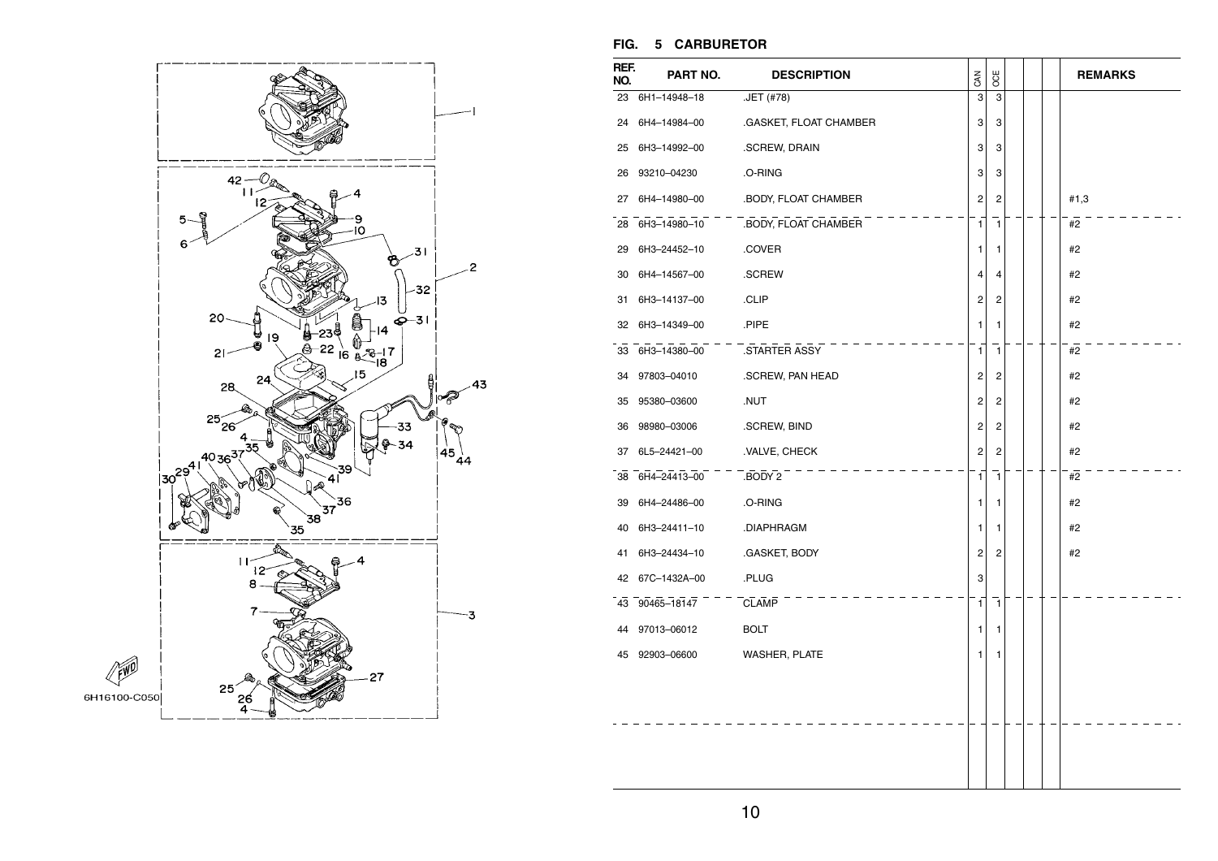## FIG. 5 CARBURETOR

| REF. NO. | PART NO. | DESCRIPTION | CAN | OCE | | | | REMARKS |
|---|---|---|---|---|---|---|---|---|
| 23 | 6H1–14948–18 | .JET (#78) | 3 | 3 | | | | |
| 24 | 6H4–14984–00 | .GASKET, FLOAT CHAMBER | 3 | 3 | | | | |
| 25 | 6H3–14992–00 | .SCREW, DRAIN | 3 | 3 | | | | |
| 26 | 93210–04230 | .O-RING | 3 | 3 | | | | |
| 27 | 6H4–14980–00 | .BODY, FLOAT CHAMBER | 2 | 2 | | | | #1,3 |
| 28 | 6H3–14980–10 | .BODY, FLOAT CHAMBER | 1 | 1 | | | | #2 |
| 29 | 6H3–24452–10 | .COVER | 1 | 1 | | | | #2 |
| 30 | 6H4–14567–00 | .SCREW | 4 | 4 | | | | #2 |
| 31 | 6H3–14137–00 | .CLIP | 2 | 2 | | | | #2 |
| 32 | 6H3–14349–00 | .PIPE | 1 | 1 | | | | #2 |
| 33 | 6H3–14380–00 | .STARTER ASSY | 1 | 1 | | | | #2 |
| 34 | 97803–04010 | .SCREW, PAN HEAD | 2 | 2 | | | | #2 |
| 35 | 95380–03600 | .NUT | 2 | 2 | | | | #2 |
| 36 | 98980–03006 | .SCREW, BIND | 2 | 2 | | | | #2 |
| 37 | 6L5–24421–00 | .VALVE, CHECK | 2 | 2 | | | | #2 |
| 38 | 6H4–24413–00 | .BODY 2 | 1 | 1 | | | | #2 |
| 39 | 6H4–24486–00 | .O-RING | 1 | 1 | | | | #2 |
| 40 | 6H3–24411–10 | .DIAPHRAGM | 1 | 1 | | | | #2 |
| 41 | 6H3–24434–10 | .GASKET, BODY | 2 | 2 | | | | #2 |
| 42 | 67C–1432A–00 | .PLUG | 3 | | | | | |
| 43 | 90465–18147 | CLAMP | 1 | 1 | | | | |
| 44 | 97013–06012 | BOLT | 1 | 1 | | | | |
| 45 | 92903–06600 | WASHER, PLATE | 1 | 1 | | | | |

6H16100-C050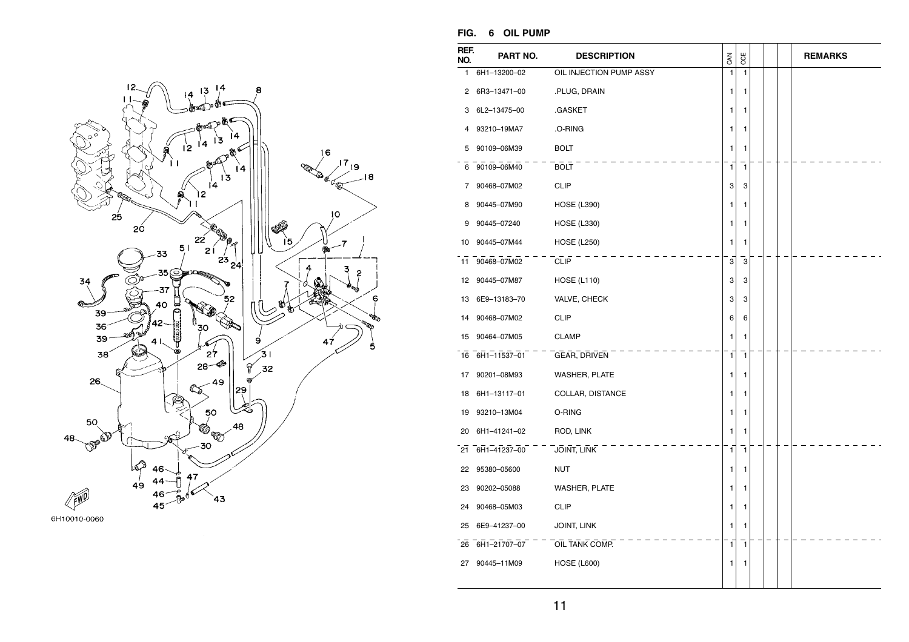## FIG. 6 OIL PUMP

| REF. NO. | PART NO. | DESCRIPTION | CAN | OCE | | | | REMARKS |
|---|---|---|---|---|---|---|---|---|
| 1 | 6H1–13200–02 | OIL INJECTION PUMP ASSY | 1 | 1 | | | | |
| 2 | 6R3–13471–00 | .PLUG, DRAIN | 1 | 1 | | | | |
| 3 | 6L2–13475–00 | .GASKET | 1 | 1 | | | | |
| 4 | 93210–19MA7 | .O-RING | 1 | 1 | | | | |
| 5 | 90109–06M39 | BOLT | 1 | 1 | | | | |
| 6 | 90109–06M40 | BOLT | 1 | 1 | | | | |
| 7 | 90468–07M02 | CLIP | 3 | 3 | | | | |
| 8 | 90445–07M90 | HOSE (L390) | 1 | 1 | | | | |
| 9 | 90445–07240 | HOSE (L330) | 1 | 1 | | | | |
| 10 | 90445–07M44 | HOSE (L250) | 1 | 1 | | | | |
| 11 | 90468–07M02 | CLIP | 3 | 3 | | | | |
| 12 | 90445–07M87 | HOSE (L110) | 3 | 3 | | | | |
| 13 | 6E9–13183–70 | VALVE, CHECK | 3 | 3 | | | | |
| 14 | 90468–07M02 | CLIP | 6 | 6 | | | | |
| 15 | 90464–07M05 | CLAMP | 1 | 1 | | | | |
| 16 | 6H1–11537–01 | GEAR, DRIVEN | 1 | 1 | | | | |
| 17 | 90201–08M93 | WASHER, PLATE | 1 | 1 | | | | |
| 18 | 6H1–13117–01 | COLLAR, DISTANCE | 1 | 1 | | | | |
| 19 | 93210–13M04 | O-RING | 1 | 1 | | | | |
| 20 | 6H1–41241–02 | ROD, LINK | 1 | 1 | | | | |
| 21 | 6H1–41237–00 | JOINT, LINK | 1 | 1 | | | | |
| 22 | 95380–05600 | NUT | 1 | 1 | | | | |
| 23 | 90202–05088 | WASHER, PLATE | 1 | 1 | | | | |
| 24 | 90468–05M03 | CLIP | 1 | 1 | | | | |
| 25 | 6E9–41237–00 | JOINT, LINK | 1 | 1 | | | | |
| 26 | 6H1–21707–07 | OIL TANK COMP. | 1 | 1 | | | | |
| 27 | 90445–11M09 | HOSE (L600) | 1 | 1 | | | | |

6H10010-0060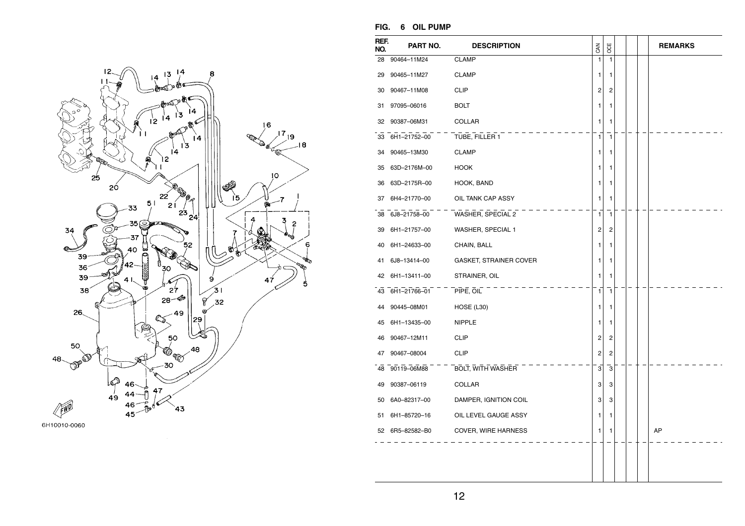## FIG. 6 OIL PUMP

| REF. NO. | PART NO. | DESCRIPTION | CAN | OCE | | | | REMARKS |
|---|---|---|---|---|---|---|---|---|
| 28 | 90464–11M24 | CLAMP | 1 | 1 | | | | |
| 29 | 90465–11M27 | CLAMP | 1 | 1 | | | | |
| 30 | 90467–11M08 | CLIP | 2 | 2 | | | | |
| 31 | 97095–06016 | BOLT | 1 | 1 | | | | |
| 32 | 90387–06M31 | COLLAR | 1 | 1 | | | | |
| 33 | 6H1–21752–00 | TUBE, FILLER 1 | 1 | 1 | | | | |
| 34 | 90465–13M30 | CLAMP | 1 | 1 | | | | |
| 35 | 63D–2176M–00 | HOOK | 1 | 1 | | | | |
| 36 | 63D–2175R–00 | HOOK, BAND | 1 | 1 | | | | |
| 37 | 6H4–21770–00 | OIL TANK CAP ASSY | 1 | 1 | | | | |
| 38 | 6J8–21758–00 | WASHER, SPECIAL 2 | 1 | 1 | | | | |
| 39 | 6H1–21757–00 | WASHER, SPECIAL 1 | 2 | 2 | | | | |
| 40 | 6H1–24633–00 | CHAIN, BALL | 1 | 1 | | | | |
| 41 | 6J8–13414–00 | GASKET, STRAINER COVER | 1 | 1 | | | | |
| 42 | 6H1–13411–00 | STRAINER, OIL | 1 | 1 | | | | |
| 43 | 6H1–21766–01 | PIPE, OIL | 1 | 1 | | | | |
| 44 | 90445–08M01 | HOSE (L30) | 1 | 1 | | | | |
| 45 | 6H1–13435–00 | NIPPLE | 1 | 1 | | | | |
| 46 | 90467–12M11 | CLIP | 2 | 2 | | | | |
| 47 | 90467–08004 | CLIP | 2 | 2 | | | | |
| 48 | 90119–06M88 | BOLT, WITH WASHER | 3 | 3 | | | | |
| 49 | 90387–06119 | COLLAR | 3 | 3 | | | | |
| 50 | 6A0–82317–00 | DAMPER, IGNITION COIL | 3 | 3 | | | | |
| 51 | 6H1–85720–16 | OIL LEVEL GAUGE ASSY | 1 | 1 | | | | |
| 52 | 6R5–82582–B0 | COVER, WIRE HARNESS | 1 | 1 | | | | AP |

6H10010-0060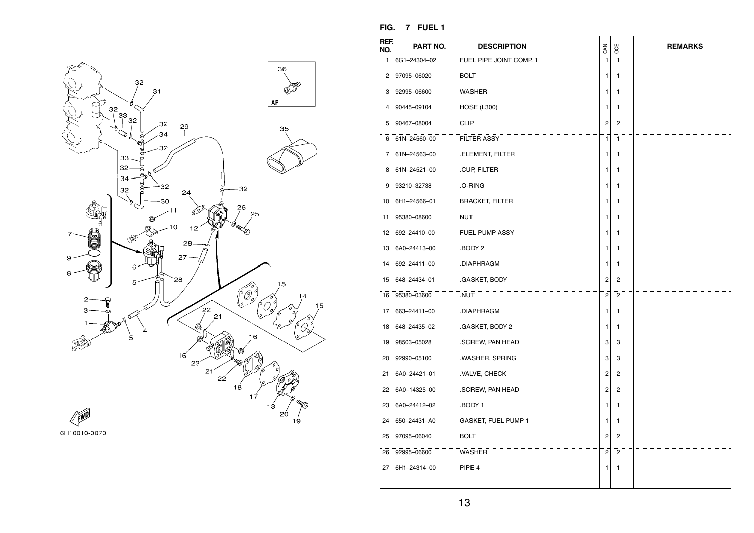## FIG. 7 FUEL 1

| REF. NO. | PART NO. | DESCRIPTION | CAN | OCE | | | | REMARKS |
|---|---|---|---|---|---|---|---|---|
| 1 | 6G1–24304–02 | FUEL PIPE JOINT COMP. 1 | 1 | 1 | | | | |
| 2 | 97095–06020 | BOLT | 1 | 1 | | | | |
| 3 | 92995–06600 | WASHER | 1 | 1 | | | | |
| 4 | 90445–09104 | HOSE (L300) | 1 | 1 | | | | |
| 5 | 90467–08004 | CLIP | 2 | 2 | | | | |
| 6 | 61N–24560–00 | FILTER ASSY | 1 | 1 | | | | |
| 7 | 61N–24563–00 | .ELEMENT, FILTER | 1 | 1 | | | | |
| 8 | 61N–24521–00 | .CUP, FILTER | 1 | 1 | | | | |
| 9 | 93210–32738 | .O-RING | 1 | 1 | | | | |
| 10 | 6H1–24566–01 | BRACKET, FILTER | 1 | 1 | | | | |
| 11 | 95380–08600 | NUT | 1 | 1 | | | | |
| 12 | 692–24410–00 | FUEL PUMP ASSY | 1 | 1 | | | | |
| 13 | 6A0–24413–00 | .BODY 2 | 1 | 1 | | | | |
| 14 | 692–24411–00 | .DIAPHRAGM | 1 | 1 | | | | |
| 15 | 648–24434–01 | .GASKET, BODY | 2 | 2 | | | | |
| 16 | 95380–03600 | .NUT | 2 | 2 | | | | |
| 17 | 663–24411–00 | .DIAPHRAGM | 1 | 1 | | | | |
| 18 | 648–24435–02 | .GASKET, BODY 2 | 1 | 1 | | | | |
| 19 | 98503–05028 | .SCREW, PAN HEAD | 3 | 3 | | | | |
| 20 | 92990–05100 | .WASHER, SPRING | 3 | 3 | | | | |
| 21 | 6A0–24421–01 | .VALVE, CHECK | 2 | 2 | | | | |
| 22 | 6A0–14325–00 | .SCREW, PAN HEAD | 2 | 2 | | | | |
| 23 | 6A0–24412–02 | .BODY 1 | 1 | 1 | | | | |
| 24 | 650–24431–A0 | GASKET, FUEL PUMP 1 | 1 | 1 | | | | |
| 25 | 97095–06040 | BOLT | 2 | 2 | | | | |
| 26 | 92995–06600 | WASHER | 2 | 2 | | | | |
| 27 | 6H1–24314–00 | PIPE 4 | 1 | 1 | | | | |

6H10010-0070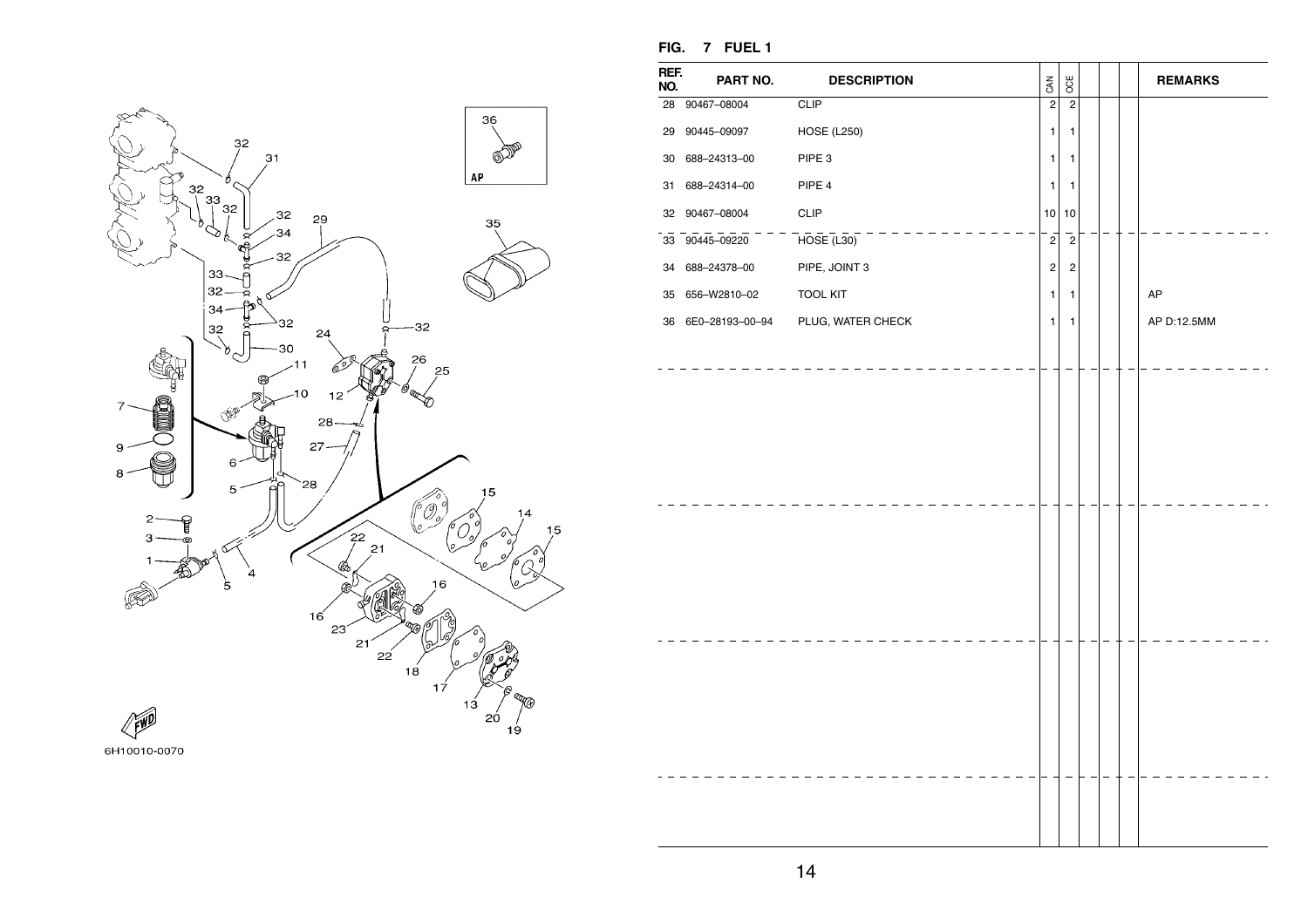**FIG. 7 FUEL 1**

| REF. NO. | PART NO. | DESCRIPTION | CAN | OCE | | | | REMARKS |
|---|---|---|---|---|---|---|---|---|
| 28 | 90467–08004 | CLIP | 2 | 2 | | | | |
| 29 | 90445–09097 | HOSE (L250) | 1 | 1 | | | | |
| 30 | 688–24313–00 | PIPE 3 | 1 | 1 | | | | |
| 31 | 688–24314–00 | PIPE 4 | 1 | 1 | | | | |
| 32 | 90467–08004 | CLIP | 10 | 10 | | | | |
| 33 | 90445–09220 | HOSE (L30) | 2 | 2 | | | | |
| 34 | 688–24378–00 | PIPE, JOINT 3 | 2 | 2 | | | | |
| 35 | 656–W2810–02 | TOOL KIT | 1 | 1 | | | | AP |
| 36 | 6E0–28193–00–94 | PLUG, WATER CHECK | 1 | 1 | | | | AP D:12.5MM |

6H10010-0070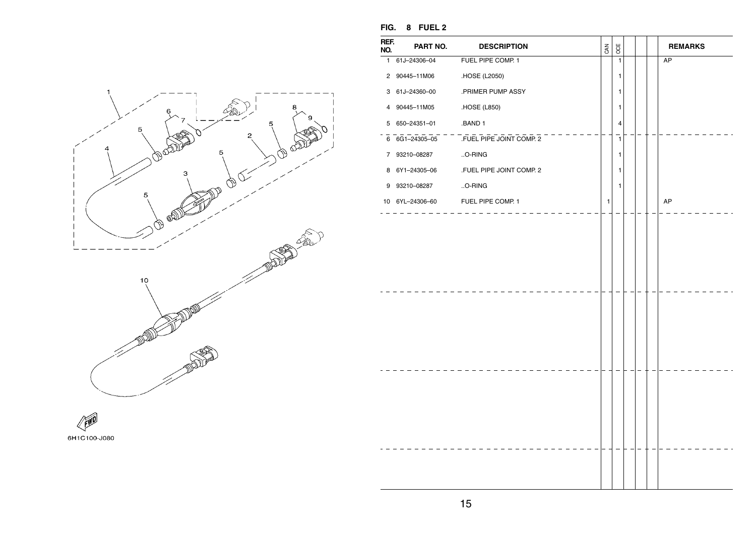## FIG. 8 FUEL 2

| REF. NO. | PART NO. | DESCRIPTION | CAN | OCE | | | | REMARKS |
|---|---|---|---|---|---|---|---|---|
| 1 | 61J–24306–04 | FUEL PIPE COMP. 1 | | 1 | | | | AP |
| 2 | 90445–11M06 | .HOSE (L2050) | | 1 | | | | |
| 3 | 61J–24360–00 | .PRIMER PUMP ASSY | | 1 | | | | |
| 4 | 90445–11M05 | .HOSE (L850) | | 1 | | | | |
| 5 | 650–24351–01 | .BAND 1 | | 4 | | | | |
| 6 | 6G1–24305–05 | .FUEL PIPE JOINT COMP. 2 | | 1 | | | | |
| 7 | 93210–08287 | ..O-RING | | 1 | | | | |
| 8 | 6Y1–24305–06 | .FUEL PIPE JOINT COMP. 2 | | 1 | | | | |
| 9 | 93210–08287 | ..O-RING | | 1 | | | | |
| 10 | 6YL–24306–60 | FUEL PIPE COMP. 1 | 1 | | | | | AP |

6H1C100-J080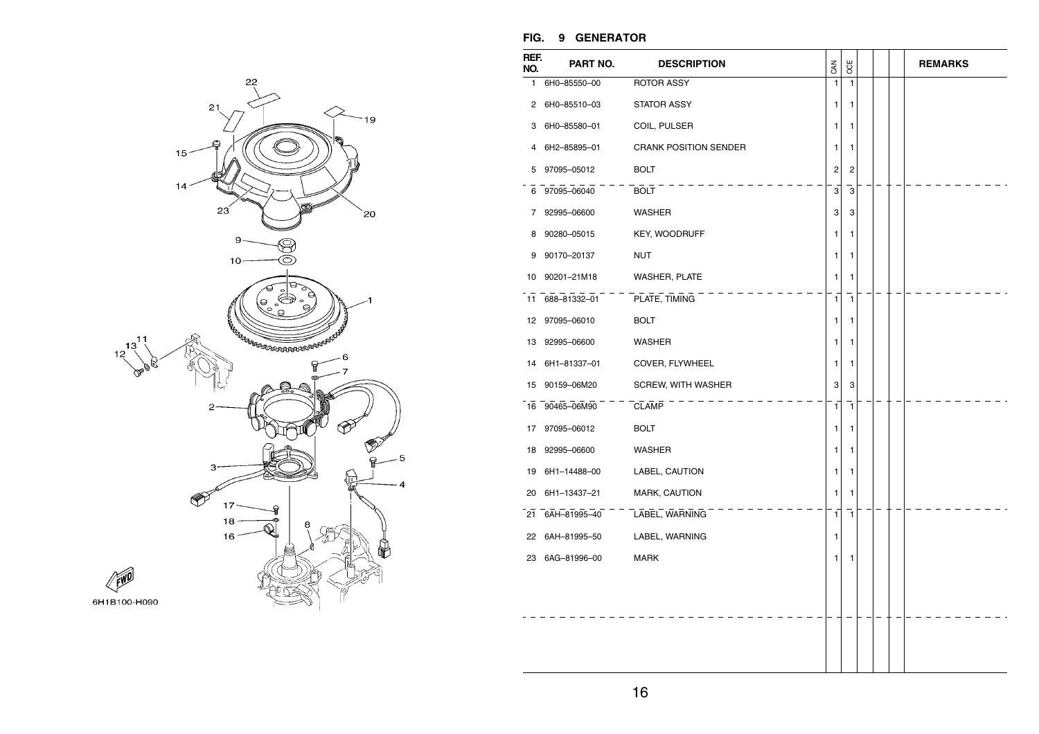## FIG. 9 GENERATOR

| REF. NO. | PART NO. | DESCRIPTION | CAN | OCE | | | | REMARKS |
|---|---|---|---|---|---|---|---|---|
| 1 | 6H0–85550–00 | ROTOR ASSY | 1 | 1 | | | | |
| 2 | 6H0–85510–03 | STATOR ASSY | 1 | 1 | | | | |
| 3 | 6H0–85580–01 | COIL, PULSER | 1 | 1 | | | | |
| 4 | 6H2–85895–01 | CRANK POSITION SENDER | 1 | 1 | | | | |
| 5 | 97095–05012 | BOLT | 2 | 2 | | | | |
| 6 | 97095–06040 | BOLT | 3 | 3 | | | | |
| 7 | 92995–06600 | WASHER | 3 | 3 | | | | |
| 8 | 90280–05015 | KEY, WOODRUFF | 1 | 1 | | | | |
| 9 | 90170–20137 | NUT | 1 | 1 | | | | |
| 10 | 90201–21M18 | WASHER, PLATE | 1 | 1 | | | | |
| 11 | 688–81332–01 | PLATE, TIMING | 1 | 1 | | | | |
| 12 | 97095–06010 | BOLT | 1 | 1 | | | | |
| 13 | 92995–06600 | WASHER | 1 | 1 | | | | |
| 14 | 6H1–81337–01 | COVER, FLYWHEEL | 1 | 1 | | | | |
| 15 | 90159–06M20 | SCREW, WITH WASHER | 3 | 3 | | | | |
| 16 | 90465–06M90 | CLAMP | 1 | 1 | | | | |
| 17 | 97095–06012 | BOLT | 1 | 1 | | | | |
| 18 | 92995–06600 | WASHER | 1 | 1 | | | | |
| 19 | 6H1–14488–00 | LABEL, CAUTION | 1 | 1 | | | | |
| 20 | 6H1–13437–21 | MARK, CAUTION | 1 | 1 | | | | |
| 21 | 6AH–81995–40 | LABEL, WARNING | 1 | 1 | | | | |
| 22 | 6AH–81995–50 | LABEL, WARNING | 1 | | | | | |
| 23 | 6AG–81996–00 | MARK | 1 | 1 | | | | |

6H1B100-H090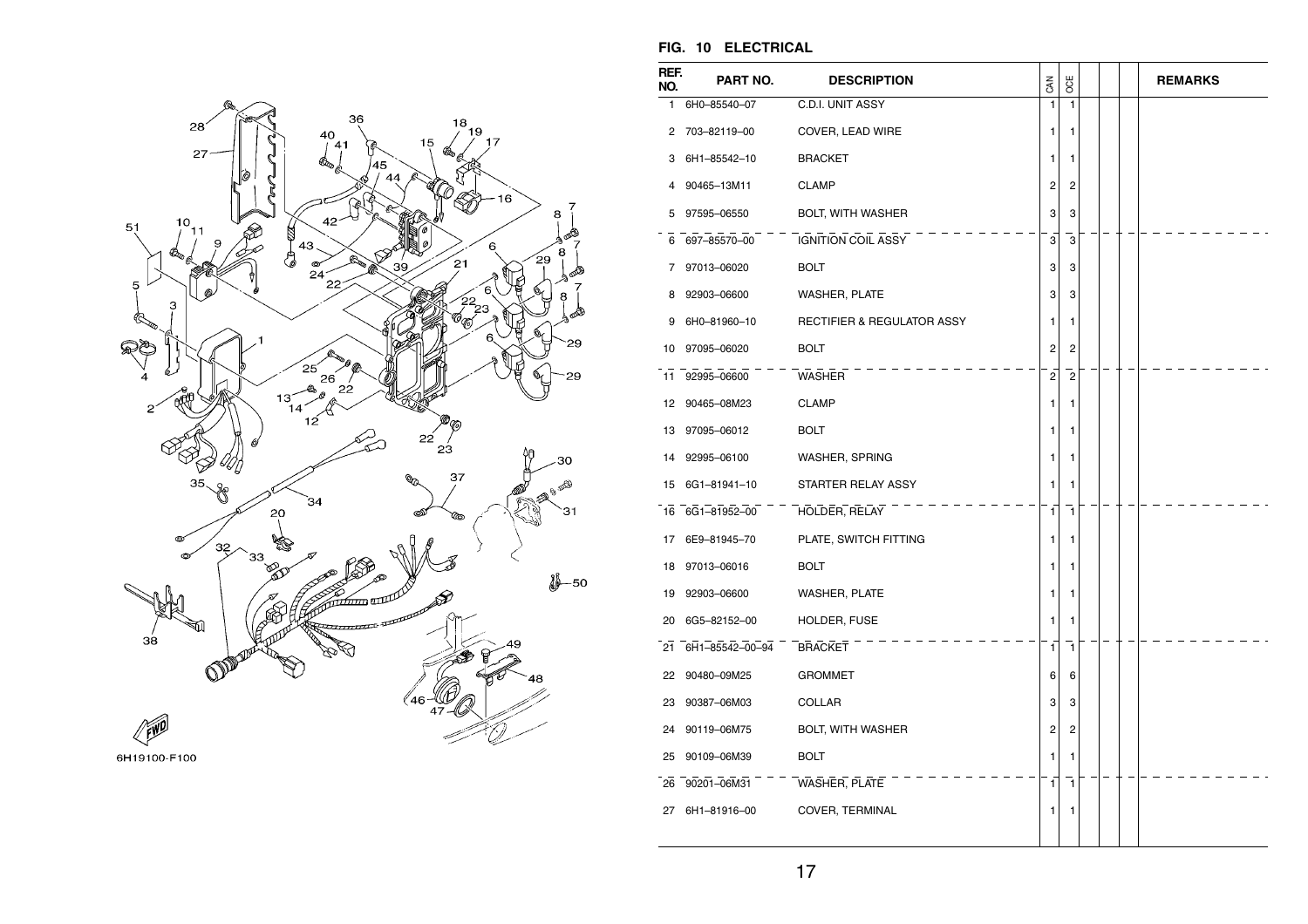## FIG. 10 ELECTRICAL

| REF. NO. | PART NO. | DESCRIPTION | CAN | OCE | | | | REMARKS |
|---|---|---|---|---|---|---|---|---|
| 1 | 6H0–85540–07 | C.D.I. UNIT ASSY | 1 | 1 | | | | |
| 2 | 703–82119–00 | COVER, LEAD WIRE | 1 | 1 | | | | |
| 3 | 6H1–85542–10 | BRACKET | 1 | 1 | | | | |
| 4 | 90465–13M11 | CLAMP | 2 | 2 | | | | |
| 5 | 97595–06550 | BOLT, WITH WASHER | 3 | 3 | | | | |
| 6 | 697–85570–00 | IGNITION COIL ASSY | 3 | 3 | | | | |
| 7 | 97013–06020 | BOLT | 3 | 3 | | | | |
| 8 | 92903–06600 | WASHER, PLATE | 3 | 3 | | | | |
| 9 | 6H0–81960–10 | RECTIFIER & REGULATOR ASSY | 1 | 1 | | | | |
| 10 | 97095–06020 | BOLT | 2 | 2 | | | | |
| 11 | 92995–06600 | WASHER | 2 | 2 | | | | |
| 12 | 90465–08M23 | CLAMP | 1 | 1 | | | | |
| 13 | 97095–06012 | BOLT | 1 | 1 | | | | |
| 14 | 92995–06100 | WASHER, SPRING | 1 | 1 | | | | |
| 15 | 6G1–81941–10 | STARTER RELAY ASSY | 1 | 1 | | | | |
| 16 | 6G1–81952–00 | HOLDER, RELAY | 1 | 1 | | | | |
| 17 | 6E9–81945–70 | PLATE, SWITCH FITTING | 1 | 1 | | | | |
| 18 | 97013–06016 | BOLT | 1 | 1 | | | | |
| 19 | 92903–06600 | WASHER, PLATE | 1 | 1 | | | | |
| 20 | 6G5–82152–00 | HOLDER, FUSE | 1 | 1 | | | | |
| 21 | 6H1–85542–00–94 | BRACKET | 1 | 1 | | | | |
| 22 | 90480–09M25 | GROMMET | 6 | 6 | | | | |
| 23 | 90387–06M03 | COLLAR | 3 | 3 | | | | |
| 24 | 90119–06M75 | BOLT, WITH WASHER | 2 | 2 | | | | |
| 25 | 90109–06M39 | BOLT | 1 | 1 | | | | |
| 26 | 90201–06M31 | WASHER, PLATE | 1 | 1 | | | | |
| 27 | 6H1–81916–00 | COVER, TERMINAL | 1 | 1 | | | | |

6H19100-F100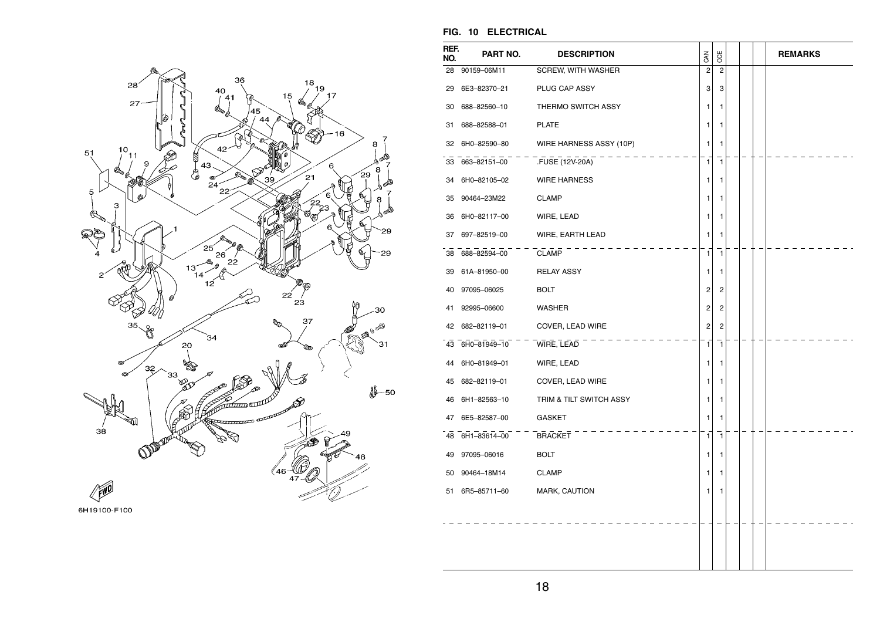## FIG. 10 ELECTRICAL

| REF. NO. | PART NO. | DESCRIPTION | CAN | OCE | | | | REMARKS |
|---|---|---|---|---|---|---|---|---|
| 28 | 90159–06M11 | SCREW, WITH WASHER | 2 | 2 | | | | |
| 29 | 6E3–82370–21 | PLUG CAP ASSY | 3 | 3 | | | | |
| 30 | 688–82560–10 | THERMO SWITCH ASSY | 1 | 1 | | | | |
| 31 | 688–82588–01 | PLATE | 1 | 1 | | | | |
| 32 | 6H0–82590–80 | WIRE HARNESS ASSY (10P) | 1 | 1 | | | | |
| 33 | 663–82151–00 | .FUSE (12V-20A) | 1 | 1 | | | | |
| 34 | 6H0–82105–02 | WIRE HARNESS | 1 | 1 | | | | |
| 35 | 90464–23M22 | CLAMP | 1 | 1 | | | | |
| 36 | 6H0–82117–00 | WIRE, LEAD | 1 | 1 | | | | |
| 37 | 697–82519–00 | WIRE, EARTH LEAD | 1 | 1 | | | | |
| 38 | 688–82594–00 | CLAMP | 1 | 1 | | | | |
| 39 | 61A–81950–00 | RELAY ASSY | 1 | 1 | | | | |
| 40 | 97095–06025 | BOLT | 2 | 2 | | | | |
| 41 | 92995–06600 | WASHER | 2 | 2 | | | | |
| 42 | 682–82119–01 | COVER, LEAD WIRE | 2 | 2 | | | | |
| 43 | 6H0–81949–10 | WIRE, LEAD | 1 | 1 | | | | |
| 44 | 6H0–81949–01 | WIRE, LEAD | 1 | 1 | | | | |
| 45 | 682–82119–01 | COVER, LEAD WIRE | 1 | 1 | | | | |
| 46 | 6H1–82563–10 | TRIM & TILT SWITCH ASSY | 1 | 1 | | | | |
| 47 | 6E5–82587–00 | GASKET | 1 | 1 | | | | |
| 48 | 6H1–83614–00 | BRACKET | 1 | 1 | | | | |
| 49 | 97095–06016 | BOLT | 1 | 1 | | | | |
| 50 | 90464–18M14 | CLAMP | 1 | 1 | | | | |
| 51 | 6R5–85711–60 | MARK, CAUTION | 1 | 1 | | | | |

6H19100-F100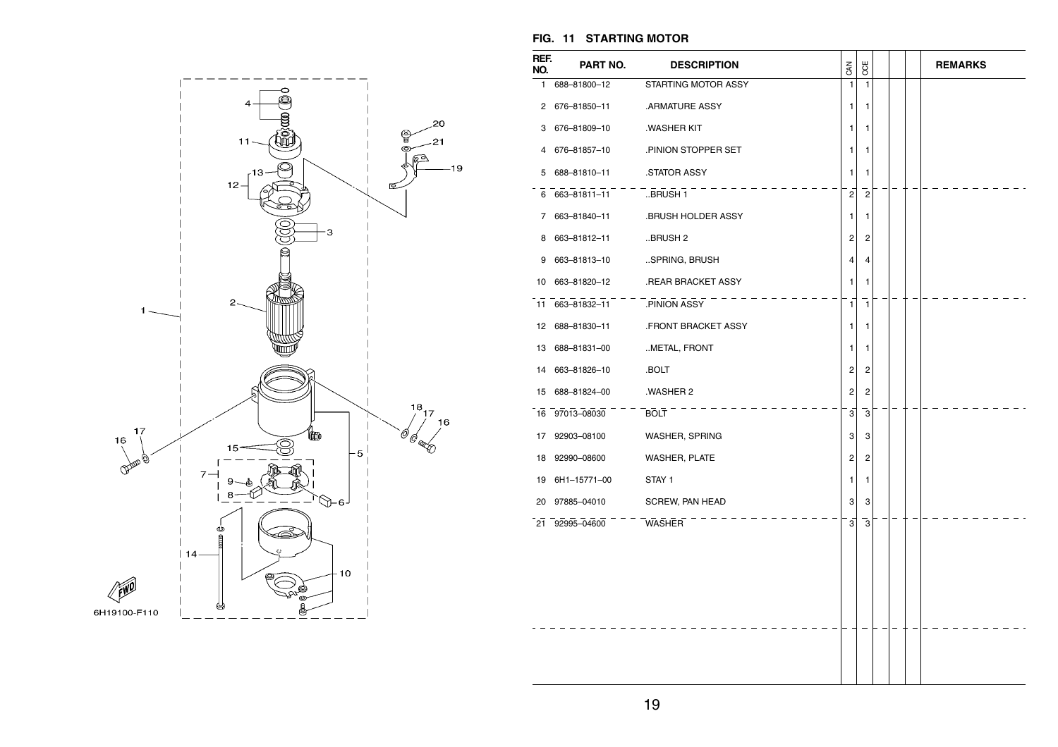## FIG. 11 STARTING MOTOR

| REF. NO. | PART NO. | DESCRIPTION | CAN | OCE | | | | REMARKS |
|---|---|---|---|---|---|---|---|---|
| 1 | 688–81800–12 | STARTING MOTOR ASSY | 1 | 1 | | | | |
| 2 | 676–81850–11 | .ARMATURE ASSY | 1 | 1 | | | | |
| 3 | 676–81809–10 | .WASHER KIT | 1 | 1 | | | | |
| 4 | 676–81857–10 | .PINION STOPPER SET | 1 | 1 | | | | |
| 5 | 688–81810–11 | .STATOR ASSY | 1 | 1 | | | | |
| 6 | 663–81811–11 | ..BRUSH 1 | 2 | 2 | | | | |
| 7 | 663–81840–11 | .BRUSH HOLDER ASSY | 1 | 1 | | | | |
| 8 | 663–81812–11 | ..BRUSH 2 | 2 | 2 | | | | |
| 9 | 663–81813–10 | ..SPRING, BRUSH | 4 | 4 | | | | |
| 10 | 663–81820–12 | .REAR BRACKET ASSY | 1 | 1 | | | | |
| 11 | 663–81832–11 | .PINION ASSY | 1 | 1 | | | | |
| 12 | 688–81830–11 | .FRONT BRACKET ASSY | 1 | 1 | | | | |
| 13 | 688–81831–00 | ..METAL, FRONT | 1 | 1 | | | | |
| 14 | 663–81826–10 | .BOLT | 2 | 2 | | | | |
| 15 | 688–81824–00 | .WASHER 2 | 2 | 2 | | | | |
| 16 | 97013–08030 | BOLT | 3 | 3 | | | | |
| 17 | 92903–08100 | WASHER, SPRING | 3 | 3 | | | | |
| 18 | 92990–08600 | WASHER, PLATE | 2 | 2 | | | | |
| 19 | 6H1–15771–00 | STAY 1 | 1 | 1 | | | | |
| 20 | 97885–04010 | SCREW, PAN HEAD | 3 | 3 | | | | |
| 21 | 92995–04600 | WASHER | 3 | 3 | | | | |

6H19100-F110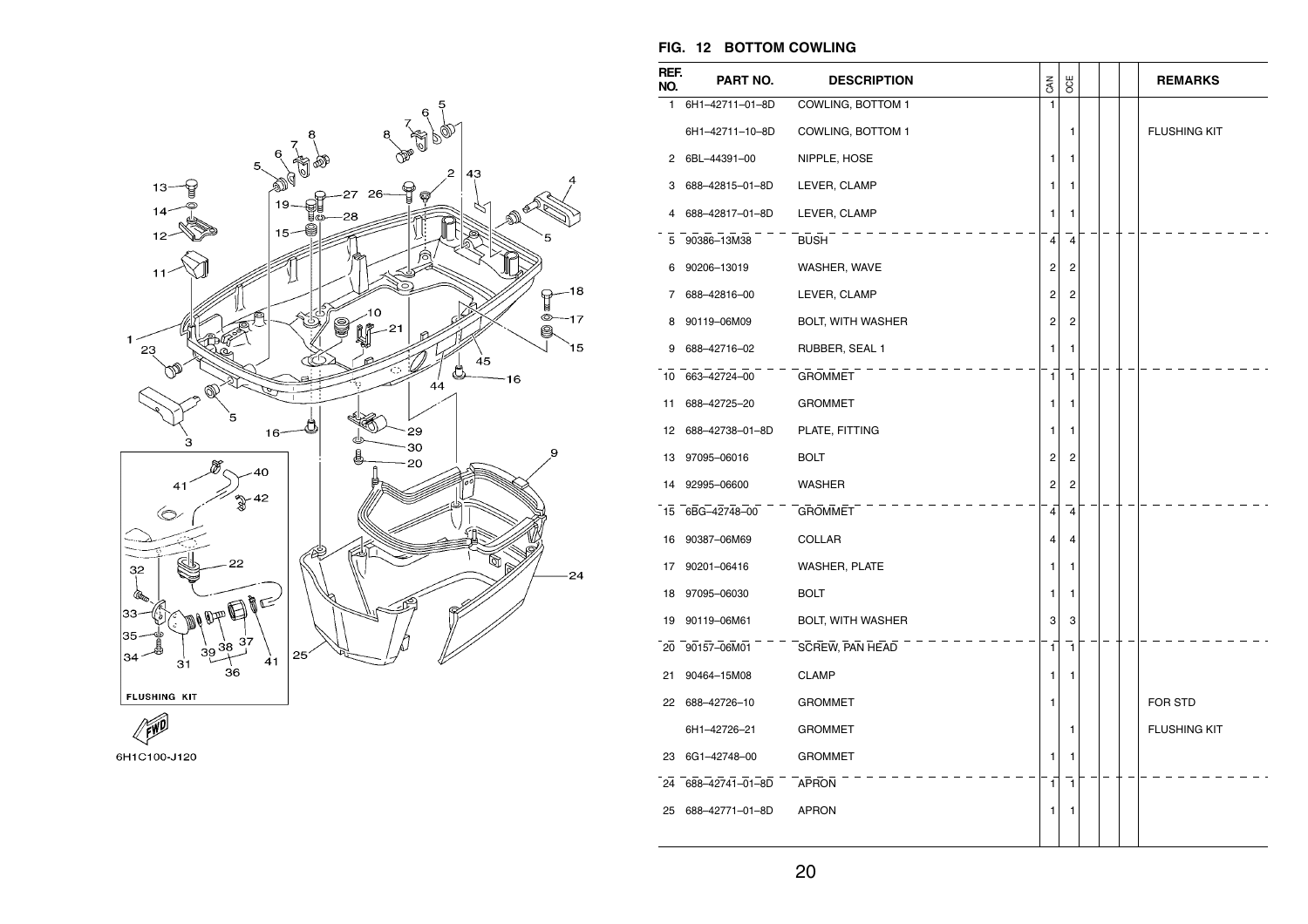## FIG. 12 BOTTOM COWLING

| REF. NO. | PART NO. | DESCRIPTION | CAN | OCE | | | | REMARKS |
|---|---|---|---|---|---|---|---|---|
| 1 | 6H1–42711–01–8D | COWLING, BOTTOM 1 | 1 | | | | | |
| | 6H1–42711–10–8D | COWLING, BOTTOM 1 | | 1 | | | | FLUSHING KIT |
| 2 | 6BL–44391–00 | NIPPLE, HOSE | 1 | 1 | | | | |
| 3 | 688–42815–01–8D | LEVER, CLAMP | 1 | 1 | | | | |
| 4 | 688–42817–01–8D | LEVER, CLAMP | 1 | 1 | | | | |
| 5 | 90386–13M38 | BUSH | 4 | 4 | | | | |
| 6 | 90206–13019 | WASHER, WAVE | 2 | 2 | | | | |
| 7 | 688–42816–00 | LEVER, CLAMP | 2 | 2 | | | | |
| 8 | 90119–06M09 | BOLT, WITH WASHER | 2 | 2 | | | | |
| 9 | 688–42716–02 | RUBBER, SEAL 1 | 1 | 1 | | | | |
| 10 | 663–42724–00 | GROMMET | 1 | 1 | | | | |
| 11 | 688–42725–20 | GROMMET | 1 | 1 | | | | |
| 12 | 688–42738–01–8D | PLATE, FITTING | 1 | 1 | | | | |
| 13 | 97095–06016 | BOLT | 2 | 2 | | | | |
| 14 | 92995–06600 | WASHER | 2 | 2 | | | | |
| 15 | 6BG–42748–00 | GROMMET | 4 | 4 | | | | |
| 16 | 90387–06M69 | COLLAR | 4 | 4 | | | | |
| 17 | 90201–06416 | WASHER, PLATE | 1 | 1 | | | | |
| 18 | 97095–06030 | BOLT | 1 | 1 | | | | |
| 19 | 90119–06M61 | BOLT, WITH WASHER | 3 | 3 | | | | |
| 20 | 90157–06M01 | SCREW, PAN HEAD | 1 | 1 | | | | |
| 21 | 90464–15M08 | CLAMP | 1 | 1 | | | | |
| 22 | 688–42726–10 | GROMMET | 1 | | | | | FOR STD |
| | 6H1–42726–21 | GROMMET | | 1 | | | | FLUSHING KIT |
| 23 | 6G1–42748–00 | GROMMET | 1 | 1 | | | | |
| 24 | 688–42741–01–8D | APRON | 1 | 1 | | | | |
| 25 | 688–42771–01–8D | APRON | 1 | 1 | | | | |

FLUSHING KIT

FWD

6H1C100-J120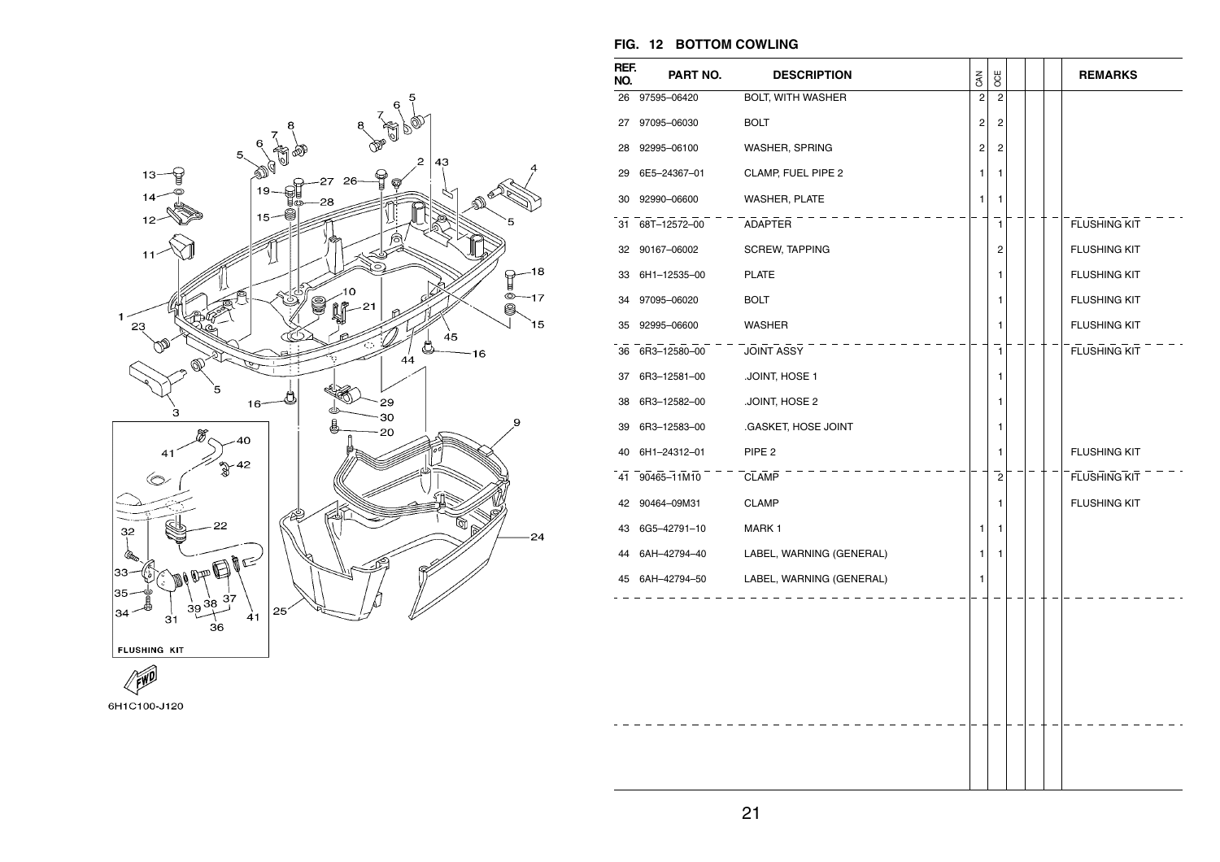## FIG. 12 BOTTOM COWLING

| REF. NO. | PART NO. | DESCRIPTION | CAN | OCE | | | | REMARKS |
|---|---|---|---|---|---|---|---|---|
| 26 | 97595–06420 | BOLT, WITH WASHER | 2 | 2 | | | | |
| 27 | 97095–06030 | BOLT | 2 | 2 | | | | |
| 28 | 92995–06100 | WASHER, SPRING | 2 | 2 | | | | |
| 29 | 6E5–24367–01 | CLAMP, FUEL PIPE 2 | 1 | 1 | | | | |
| 30 | 92990–06600 | WASHER, PLATE | 1 | 1 | | | | |
| 31 | 68T–12572–00 | ADAPTER | | 1 | | | | FLUSHING KIT |
| 32 | 90167–06002 | SCREW, TAPPING | | 2 | | | | FLUSHING KIT |
| 33 | 6H1–12535–00 | PLATE | | 1 | | | | FLUSHING KIT |
| 34 | 97095–06020 | BOLT | | 1 | | | | FLUSHING KIT |
| 35 | 92995–06600 | WASHER | | 1 | | | | FLUSHING KIT |
| 36 | 6R3–12580–00 | JOINT ASSY | | 1 | | | | FLUSHING KIT |
| 37 | 6R3–12581–00 | .JOINT, HOSE 1 | | 1 | | | | |
| 38 | 6R3–12582–00 | .JOINT, HOSE 2 | | 1 | | | | |
| 39 | 6R3–12583–00 | .GASKET, HOSE JOINT | | 1 | | | | |
| 40 | 6H1–24312–01 | PIPE 2 | | 1 | | | | FLUSHING KIT |
| 41 | 90465–11M10 | CLAMP | | 2 | | | | FLUSHING KIT |
| 42 | 90464–09M31 | CLAMP | | 1 | | | | FLUSHING KIT |
| 43 | 6G5–42791–10 | MARK 1 | 1 | 1 | | | | |
| 44 | 6AH–42794–40 | LABEL, WARNING (GENERAL) | 1 | 1 | | | | |
| 45 | 6AH–42794–50 | LABEL, WARNING (GENERAL) | 1 | | | | | |

FLUSHING KIT

6H1C100-J120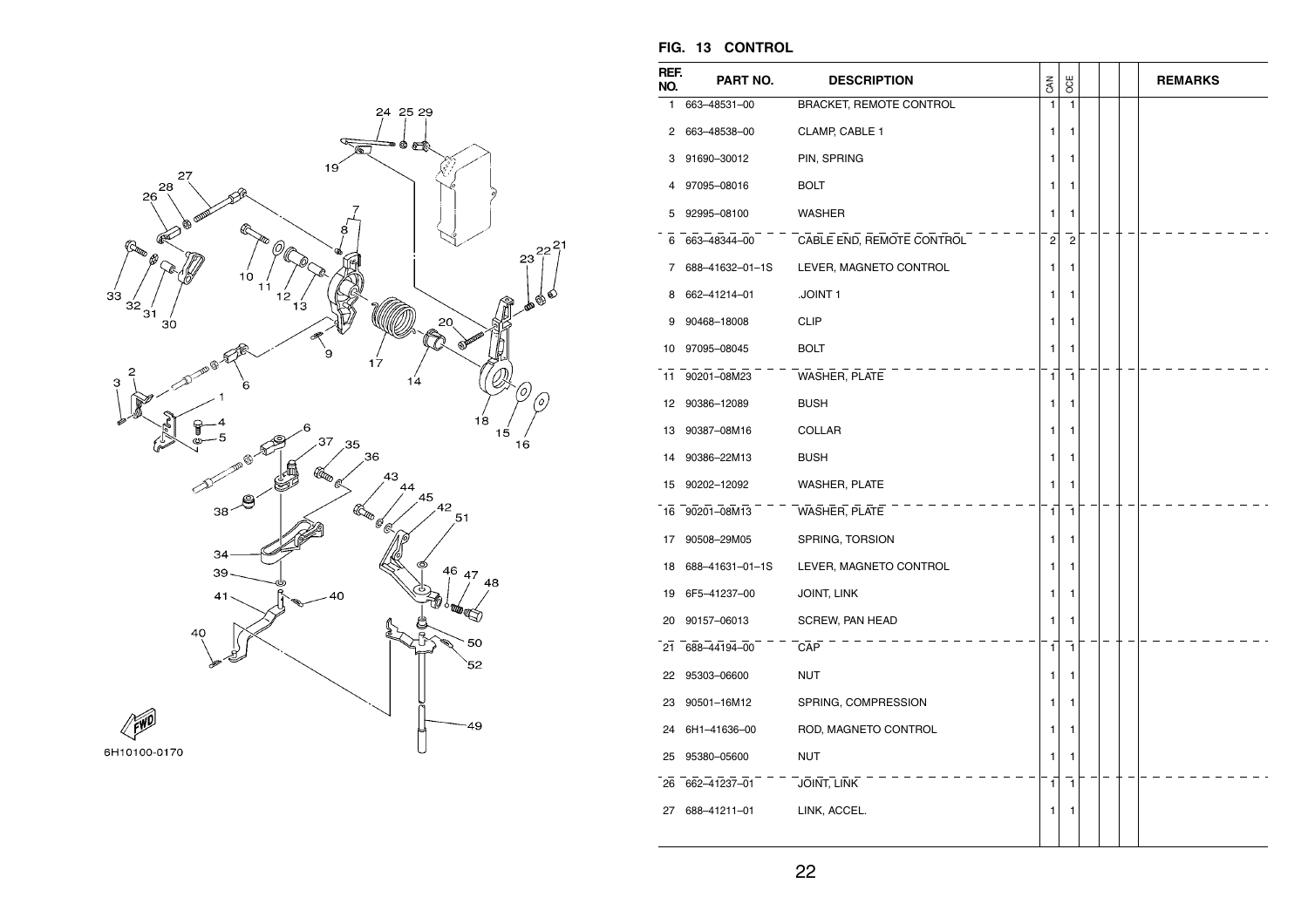## FIG. 13 CONTROL

| REF. NO. | PART NO. | DESCRIPTION | CAN | OCE | | | | REMARKS |
|---|---|---|---|---|---|---|---|---|
| 1 | 663–48531–00 | BRACKET, REMOTE CONTROL | 1 | 1 | | | | |
| 2 | 663–48538–00 | CLAMP, CABLE 1 | 1 | 1 | | | | |
| 3 | 91690–30012 | PIN, SPRING | 1 | 1 | | | | |
| 4 | 97095–08016 | BOLT | 1 | 1 | | | | |
| 5 | 92995–08100 | WASHER | 1 | 1 | | | | |
| 6 | 663–48344–00 | CABLE END, REMOTE CONTROL | 2 | 2 | | | | |
| 7 | 688–41632–01–1S | LEVER, MAGNETO CONTROL | 1 | 1 | | | | |
| 8 | 662–41214–01 | .JOINT 1 | 1 | 1 | | | | |
| 9 | 90468–18008 | CLIP | 1 | 1 | | | | |
| 10 | 97095–08045 | BOLT | 1 | 1 | | | | |
| 11 | 90201–08M23 | WASHER, PLATE | 1 | 1 | | | | |
| 12 | 90386–12089 | BUSH | 1 | 1 | | | | |
| 13 | 90387–08M16 | COLLAR | 1 | 1 | | | | |
| 14 | 90386–22M13 | BUSH | 1 | 1 | | | | |
| 15 | 90202–12092 | WASHER, PLATE | 1 | 1 | | | | |
| 16 | 90201–08M13 | WASHER, PLATE | 1 | 1 | | | | |
| 17 | 90508–29M05 | SPRING, TORSION | 1 | 1 | | | | |
| 18 | 688–41631–01–1S | LEVER, MAGNETO CONTROL | 1 | 1 | | | | |
| 19 | 6F5–41237–00 | JOINT, LINK | 1 | 1 | | | | |
| 20 | 90157–06013 | SCREW, PAN HEAD | 1 | 1 | | | | |
| 21 | 688–44194–00 | CAP | 1 | 1 | | | | |
| 22 | 95303–06600 | NUT | 1 | 1 | | | | |
| 23 | 90501–16M12 | SPRING, COMPRESSION | 1 | 1 | | | | |
| 24 | 6H1–41636–00 | ROD, MAGNETO CONTROL | 1 | 1 | | | | |
| 25 | 95380–05600 | NUT | 1 | 1 | | | | |
| 26 | 662–41237–01 | JOINT, LINK | 1 | 1 | | | | |
| 27 | 688–41211–01 | LINK, ACCEL. | 1 | 1 | | | | |

6H10100-0170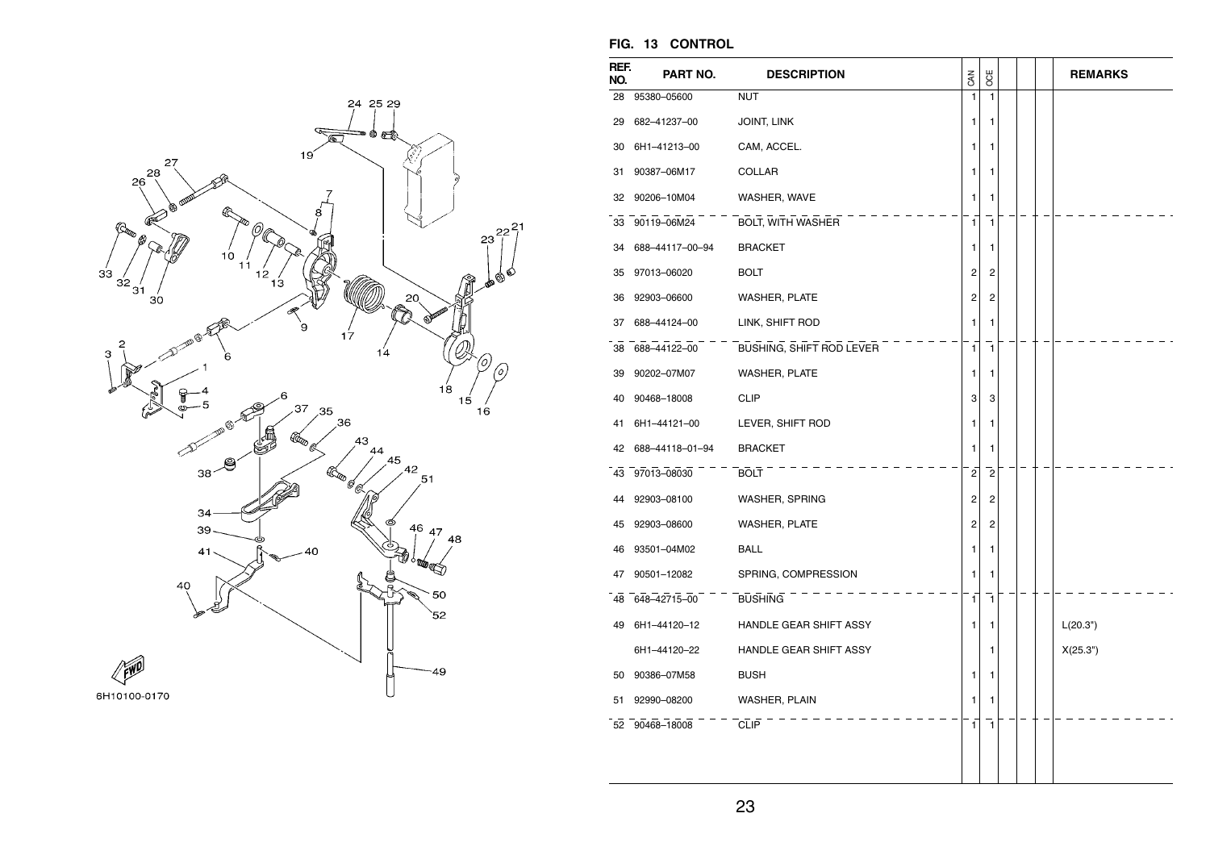## FIG. 13 CONTROL

| REF. NO. | PART NO. | DESCRIPTION | CAN | OCE | | | | REMARKS |
|---|---|---|---|---|---|---|---|---|
| 28 | 95380–05600 | NUT | 1 | 1 | | | | |
| 29 | 682–41237–00 | JOINT, LINK | 1 | 1 | | | | |
| 30 | 6H1–41213–00 | CAM, ACCEL. | 1 | 1 | | | | |
| 31 | 90387–06M17 | COLLAR | 1 | 1 | | | | |
| 32 | 90206–10M04 | WASHER, WAVE | 1 | 1 | | | | |
| 33 | 90119–06M24 | BOLT, WITH WASHER | 1 | 1 | | | | |
| 34 | 688–44117–00–94 | BRACKET | 1 | 1 | | | | |
| 35 | 97013–06020 | BOLT | 2 | 2 | | | | |
| 36 | 92903–06600 | WASHER, PLATE | 2 | 2 | | | | |
| 37 | 688–44124–00 | LINK, SHIFT ROD | 1 | 1 | | | | |
| 38 | 688–44122–00 | BUSHING, SHIFT ROD LEVER | 1 | 1 | | | | |
| 39 | 90202–07M07 | WASHER, PLATE | 1 | 1 | | | | |
| 40 | 90468–18008 | CLIP | 3 | 3 | | | | |
| 41 | 6H1–44121–00 | LEVER, SHIFT ROD | 1 | 1 | | | | |
| 42 | 688–44118–01–94 | BRACKET | 1 | 1 | | | | |
| 43 | 97013–08030 | BOLT | 2 | 2 | | | | |
| 44 | 92903–08100 | WASHER, SPRING | 2 | 2 | | | | |
| 45 | 92903–08600 | WASHER, PLATE | 2 | 2 | | | | |
| 46 | 93501–04M02 | BALL | 1 | 1 | | | | |
| 47 | 90501–12082 | SPRING, COMPRESSION | 1 | 1 | | | | |
| 48 | 648–42715–00 | BUSHING | 1 | 1 | | | | |
| 49 | 6H1–44120–12 | HANDLE GEAR SHIFT ASSY | 1 | 1 | | | | L(20.3") |
| | 6H1–44120–22 | HANDLE GEAR SHIFT ASSY | | 1 | | | | X(25.3") |
| 50 | 90386–07M58 | BUSH | 1 | 1 | | | | |
| 51 | 92990–08200 | WASHER, PLAIN | 1 | 1 | | | | |
| 52 | 90468–18008 | CLIP | 1 | 1 | | | | |

6H10100-0170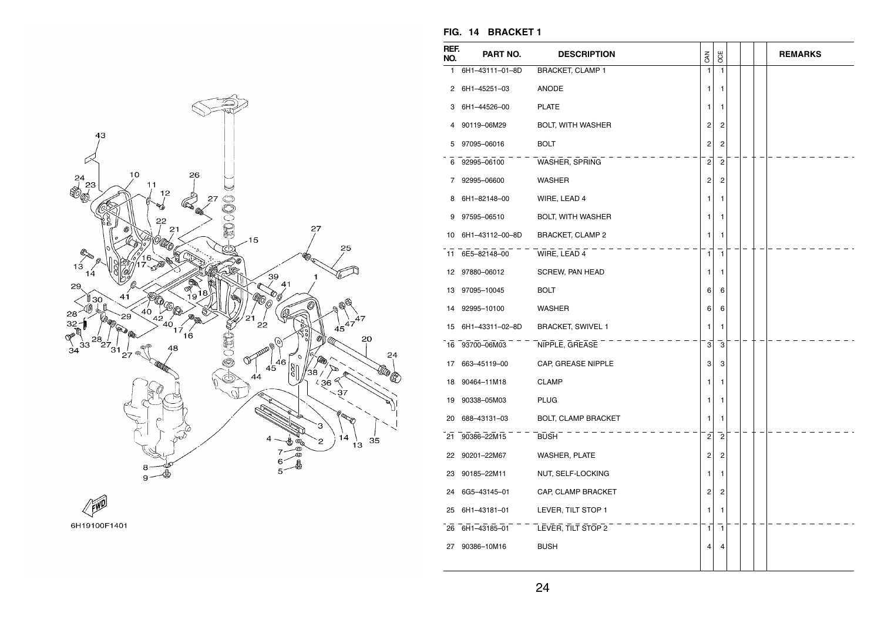## FIG. 14 BRACKET 1

| REF. NO. | PART NO. | DESCRIPTION | CAN | OCE | | | | REMARKS |
|---|---|---|---|---|---|---|---|---|
| 1 | 6H1–43111–01–8D | BRACKET, CLAMP 1 | 1 | 1 | | | | |
| 2 | 6H1–45251–03 | ANODE | 1 | 1 | | | | |
| 3 | 6H1–44526–00 | PLATE | 1 | 1 | | | | |
| 4 | 90119–06M29 | BOLT, WITH WASHER | 2 | 2 | | | | |
| 5 | 97095–06016 | BOLT | 2 | 2 | | | | |
| 6 | 92995–06100 | WASHER, SPRING | 2 | 2 | | | | |
| 7 | 92995–06600 | WASHER | 2 | 2 | | | | |
| 8 | 6H1–82148–00 | WIRE, LEAD 4 | 1 | 1 | | | | |
| 9 | 97595–06510 | BOLT, WITH WASHER | 1 | 1 | | | | |
| 10 | 6H1–43112–00–8D | BRACKET, CLAMP 2 | 1 | 1 | | | | |
| 11 | 6E5–82148–00 | WIRE, LEAD 4 | 1 | 1 | | | | |
| 12 | 97880–06012 | SCREW, PAN HEAD | 1 | 1 | | | | |
| 13 | 97095–10045 | BOLT | 6 | 6 | | | | |
| 14 | 92995–10100 | WASHER | 6 | 6 | | | | |
| 15 | 6H1–43311–02–8D | BRACKET, SWIVEL 1 | 1 | 1 | | | | |
| 16 | 93700–06M03 | NIPPLE, GREASE | 3 | 3 | | | | |
| 17 | 663–45119–00 | CAP, GREASE NIPPLE | 3 | 3 | | | | |
| 18 | 90464–11M18 | CLAMP | 1 | 1 | | | | |
| 19 | 90338–05M03 | PLUG | 1 | 1 | | | | |
| 20 | 688–43131–03 | BOLT, CLAMP BRACKET | 1 | 1 | | | | |
| 21 | 90386–22M15 | BUSH | 2 | 2 | | | | |
| 22 | 90201–22M67 | WASHER, PLATE | 2 | 2 | | | | |
| 23 | 90185–22M11 | NUT, SELF-LOCKING | 1 | 1 | | | | |
| 24 | 6G5–43145–01 | CAP, CLAMP BRACKET | 2 | 2 | | | | |
| 25 | 6H1–43181–01 | LEVER, TILT STOP 1 | 1 | 1 | | | | |
| 26 | 6H1–43185–01 | LEVER, TILT STOP 2 | 1 | 1 | | | | |
| 27 | 90386–10M16 | BUSH | 4 | 4 | | | | |

6H19100F1401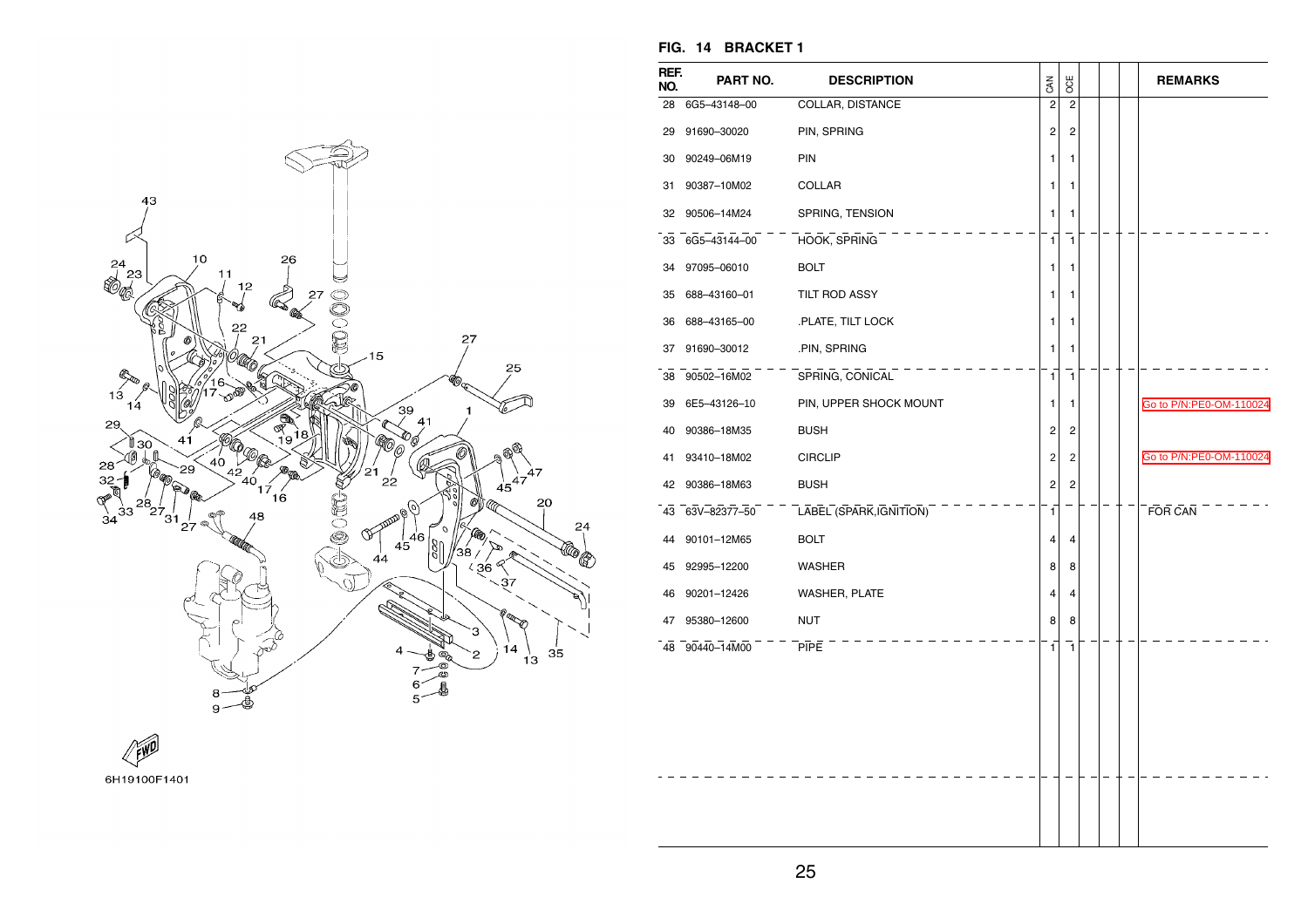## FIG. 14 BRACKET 1

| REF. NO. | PART NO. | DESCRIPTION | CAN | OCE | | | | REMARKS |
|---|---|---|---|---|---|---|---|---|
| 28 | 6G5–43148–00 | COLLAR, DISTANCE | 2 | 2 | | | | |
| 29 | 91690–30020 | PIN, SPRING | 2 | 2 | | | | |
| 30 | 90249–06M19 | PIN | 1 | 1 | | | | |
| 31 | 90387–10M02 | COLLAR | 1 | 1 | | | | |
| 32 | 90506–14M24 | SPRING, TENSION | 1 | 1 | | | | |
| 33 | 6G5–43144–00 | HOOK, SPRING | 1 | 1 | | | | |
| 34 | 97095–06010 | BOLT | 1 | 1 | | | | |
| 35 | 688–43160–01 | TILT ROD ASSY | 1 | 1 | | | | |
| 36 | 688–43165–00 | .PLATE, TILT LOCK | 1 | 1 | | | | |
| 37 | 91690–30012 | .PIN, SPRING | 1 | 1 | | | | |
| 38 | 90502–16M02 | SPRING, CONICAL | 1 | 1 | | | | |
| 39 | 6E5–43126–10 | PIN, UPPER SHOCK MOUNT | 1 | 1 | | | | Go to P/N:PE0-OM-110024 |
| 40 | 90386–18M35 | BUSH | 2 | 2 | | | | |
| 41 | 93410–18M02 | CIRCLIP | 2 | 2 | | | | Go to P/N:PE0-OM-110024 |
| 42 | 90386–18M63 | BUSH | 2 | 2 | | | | |
| 43 | 63V–82377–50 | LABEL (SPARK,IGNITION) | 1 | | | | | FOR CAN |
| 44 | 90101–12M65 | BOLT | 4 | 4 | | | | |
| 45 | 92995–12200 | WASHER | 8 | 8 | | | | |
| 46 | 90201–12426 | WASHER, PLATE | 4 | 4 | | | | |
| 47 | 95380–12600 | NUT | 8 | 8 | | | | |
| 48 | 90440–14M00 | PIPE | 1 | 1 | | | | |

6H19100F1401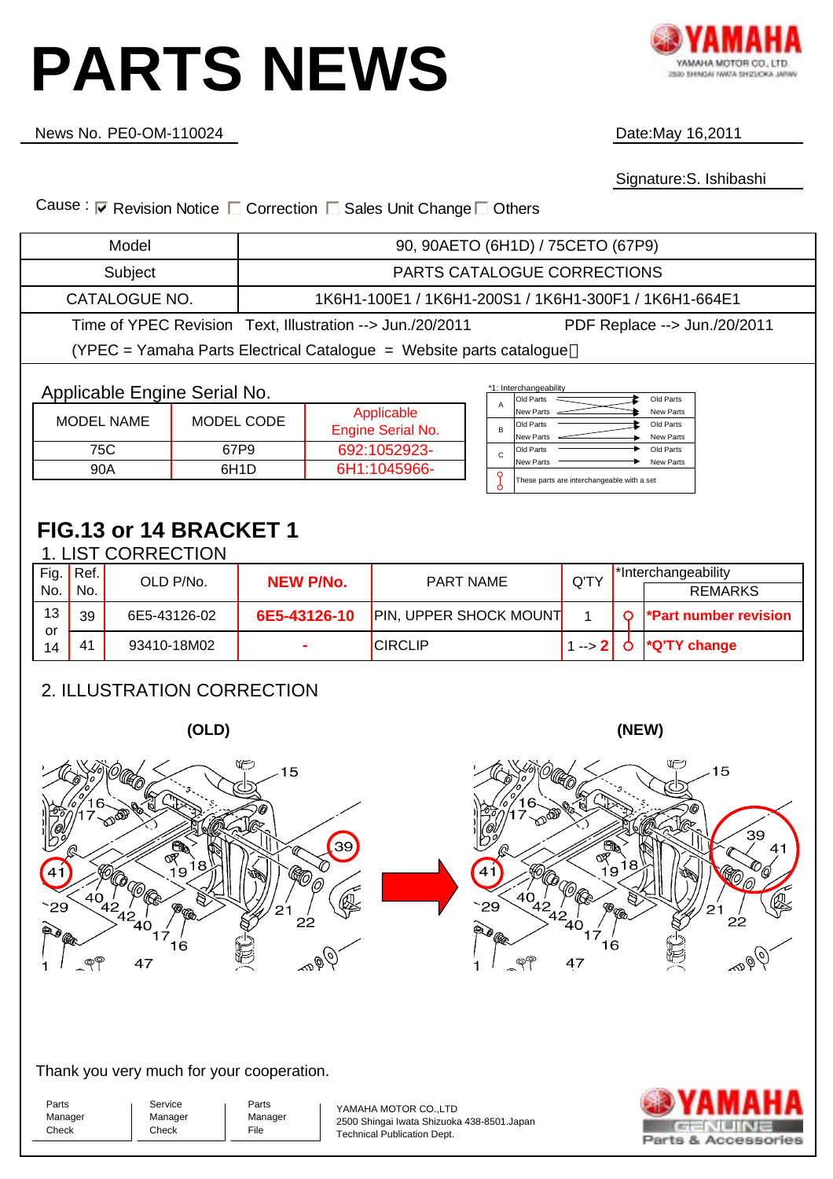# PARTS NEWS

YAMAHA
YAMAHA MOTOR CO., LTD.
2500 SHINGAI IWATA SHIZUOKA JAPAN

News No. PE0-OM-110024

Date:May 16,2011

Signature:S. Ishibashi

Cause : ☑ Revision Notice ☐ Correction ☐ Sales Unit Change ☐ Others

| Model | 90, 90AETO (6H1D) / 75CETO (67P9) |
|---|---|
| Subject | PARTS CATALOGUE CORRECTIONS |
| CATALOGUE NO. | 1K6H1-100E1 / 1K6H1-200S1 / 1K6H1-300F1 / 1K6H1-664E1 |

Time of YPEC Revision Text, Illustration --> Jun./20/2011 PDF Replace --> Jun./20/2011

(YPEC = Yamaha Parts Electrical Catalogue = Website parts catalogue)

Applicable Engine Serial No.

| MODEL NAME | MODEL CODE | Applicable Engine Serial No. |
|---|---|---|
| 75C | 67P9 | 692:1052923- |
| 90A | 6H1D | 6H1:1045966- |

*1: Interchangeability

| | | |
|---|---|---|
| A | Old Parts ⇄ Old Parts / New Parts ⇄ New Parts | |
| B | Old Parts → Old Parts / New Parts ⇄ New Parts | |
| C | Old Parts → Old Parts / New Parts → New Parts | |
| ⚲ | These parts are interchangeable with a set | |

## FIG.13 or 14 BRACKET 1

### 1. LIST CORRECTION

| Fig. No. | Ref. No. | OLD P/No. | NEW P/No. | PART NAME | Q'TY | *Interchangeability | REMARKS |
|---|---|---|---|---|---|---|---|
| 13 or 14 | 39 | 6E5-43126-02 | **6E5-43126-10** | PIN, UPPER SHOCK MOUNT | 1 | ⚲ | ***Part number revision** |
| | 41 | 93410-18M02 | - | CIRCLIP | 1 --> **2** | ⚲ | ***Q'TY change** |

### 2. ILLUSTRATION CORRECTION

**(OLD)** **(NEW)**

Thank you very much for your cooperation.

| Parts Manager Check | Service Manager Check | Parts Manager File |
|---|---|---|
| | | |

YAMAHA MOTOR CO.,LTD
2500 Shingai Iwata Shizuoka 438-8501.Japan
Technical Publication Dept.

YAMAHA GENUINE Parts & Accessories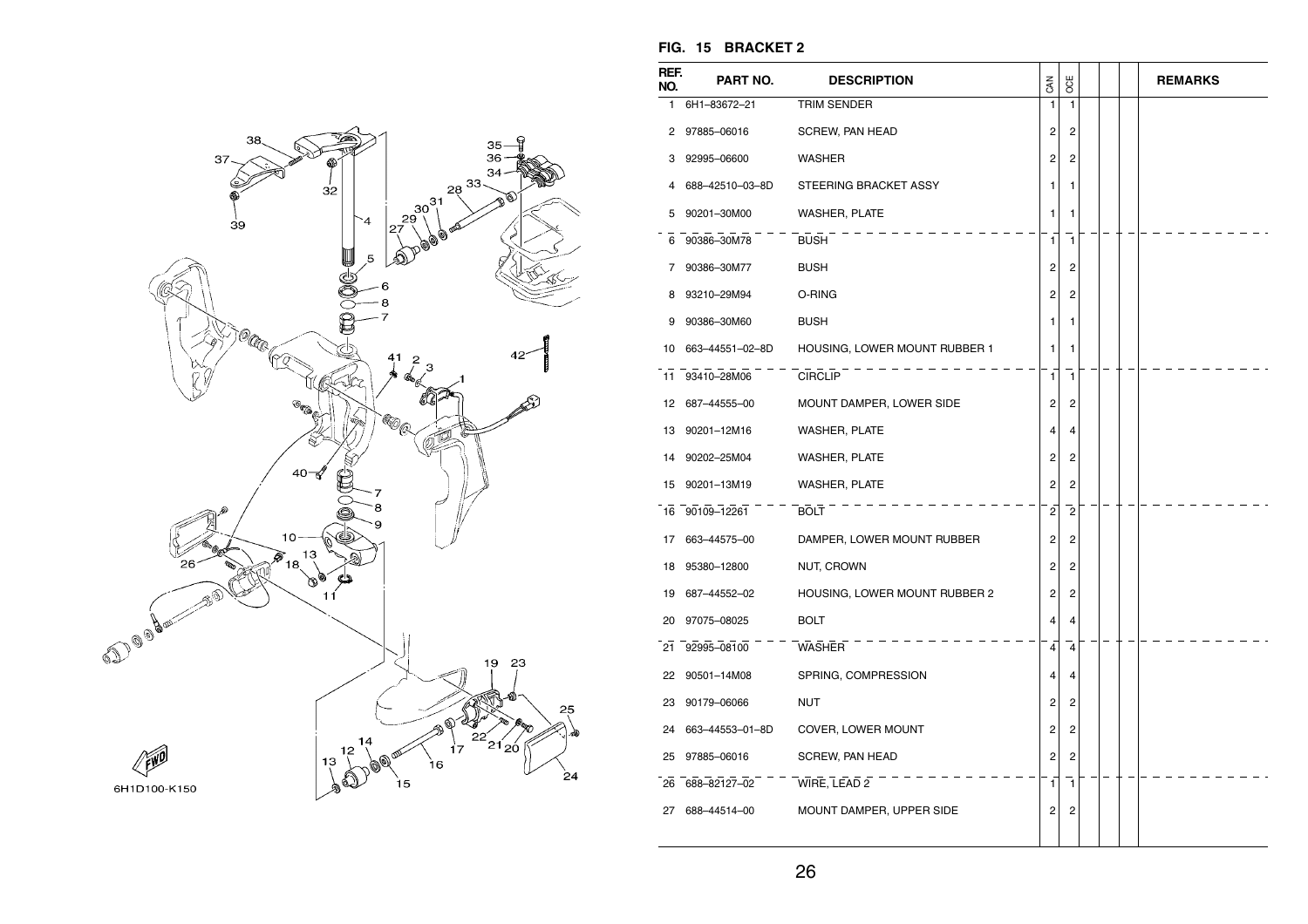## FIG. 15 BRACKET 2

| REF. NO. | PART NO. | DESCRIPTION | CAN | OCE | | | | REMARKS |
|---|---|---|---|---|---|---|---|---|
| 1 | 6H1–83672–21 | TRIM SENDER | 1 | 1 | | | | |
| 2 | 97885–06016 | SCREW, PAN HEAD | 2 | 2 | | | | |
| 3 | 92995–06600 | WASHER | 2 | 2 | | | | |
| 4 | 688–42510–03–8D | STEERING BRACKET ASSY | 1 | 1 | | | | |
| 5 | 90201–30M00 | WASHER, PLATE | 1 | 1 | | | | |
| 6 | 90386–30M78 | BUSH | 1 | 1 | | | | |
| 7 | 90386–30M77 | BUSH | 2 | 2 | | | | |
| 8 | 93210–29M94 | O-RING | 2 | 2 | | | | |
| 9 | 90386–30M60 | BUSH | 1 | 1 | | | | |
| 10 | 663–44551–02–8D | HOUSING, LOWER MOUNT RUBBER 1 | 1 | 1 | | | | |
| 11 | 93410–28M06 | CIRCLIP | 1 | 1 | | | | |
| 12 | 687–44555–00 | MOUNT DAMPER, LOWER SIDE | 2 | 2 | | | | |
| 13 | 90201–12M16 | WASHER, PLATE | 4 | 4 | | | | |
| 14 | 90202–25M04 | WASHER, PLATE | 2 | 2 | | | | |
| 15 | 90201–13M19 | WASHER, PLATE | 2 | 2 | | | | |
| 16 | 90109–12261 | BOLT | 2 | 2 | | | | |
| 17 | 663–44575–00 | DAMPER, LOWER MOUNT RUBBER | 2 | 2 | | | | |
| 18 | 95380–12800 | NUT, CROWN | 2 | 2 | | | | |
| 19 | 687–44552–02 | HOUSING, LOWER MOUNT RUBBER 2 | 2 | 2 | | | | |
| 20 | 97075–08025 | BOLT | 4 | 4 | | | | |
| 21 | 92995–08100 | WASHER | 4 | 4 | | | | |
| 22 | 90501–14M08 | SPRING, COMPRESSION | 4 | 4 | | | | |
| 23 | 90179–06066 | NUT | 2 | 2 | | | | |
| 24 | 663–44553–01–8D | COVER, LOWER MOUNT | 2 | 2 | | | | |
| 25 | 97885–06016 | SCREW, PAN HEAD | 2 | 2 | | | | |
| 26 | 688–82127–02 | WIRE, LEAD 2 | 1 | 1 | | | | |
| 27 | 688–44514–00 | MOUNT DAMPER, UPPER SIDE | 2 | 2 | | | | |

6H1D100-K150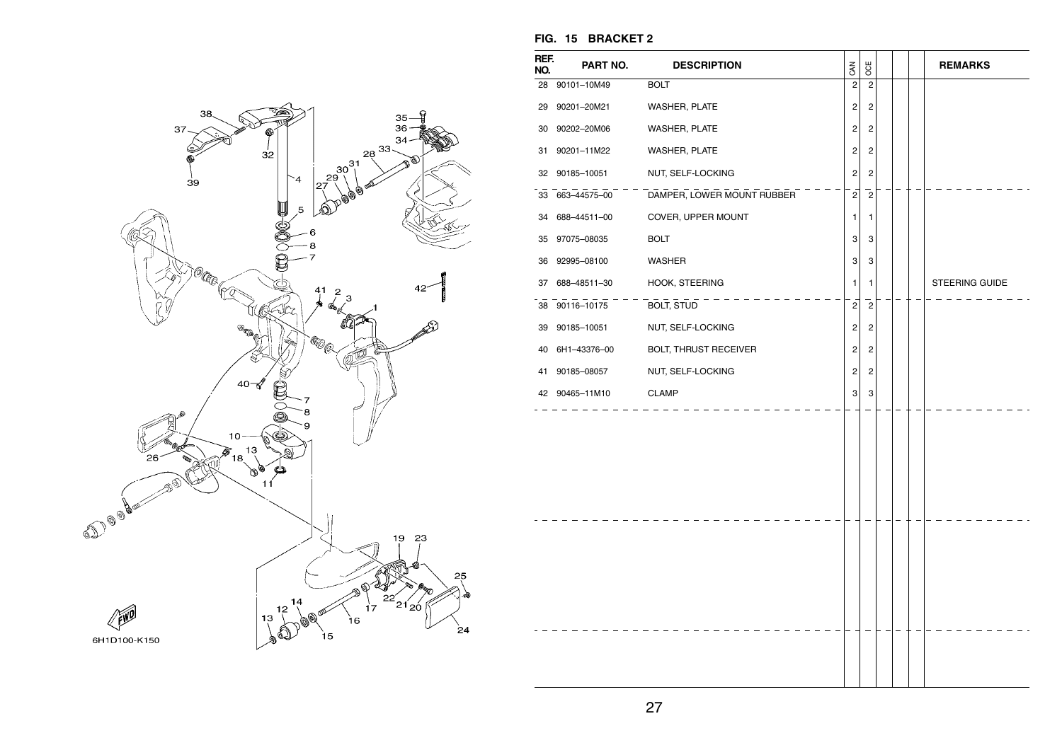## FIG. 15 BRACKET 2

| REF. NO. | PART NO. | DESCRIPTION | CAN | OCE | | | | REMARKS |
|---|---|---|---|---|---|---|---|---|
| 28 | 90101–10M49 | BOLT | 2 | 2 | | | | |
| 29 | 90201–20M21 | WASHER, PLATE | 2 | 2 | | | | |
| 30 | 90202–20M06 | WASHER, PLATE | 2 | 2 | | | | |
| 31 | 90201–11M22 | WASHER, PLATE | 2 | 2 | | | | |
| 32 | 90185–10051 | NUT, SELF-LOCKING | 2 | 2 | | | | |
| 33 | 663–44575–00 | DAMPER, LOWER MOUNT RUBBER | 2 | 2 | | | | |
| 34 | 688–44511–00 | COVER, UPPER MOUNT | 1 | 1 | | | | |
| 35 | 97075–08035 | BOLT | 3 | 3 | | | | |
| 36 | 92995–08100 | WASHER | 3 | 3 | | | | |
| 37 | 688–48511–30 | HOOK, STEERING | 1 | 1 | | | | STEERING GUIDE |
| 38 | 90116–10175 | BOLT, STUD | 2 | 2 | | | | |
| 39 | 90185–10051 | NUT, SELF-LOCKING | 2 | 2 | | | | |
| 40 | 6H1–43376–00 | BOLT, THRUST RECEIVER | 2 | 2 | | | | |
| 41 | 90185–08057 | NUT, SELF-LOCKING | 2 | 2 | | | | |
| 42 | 90465–11M10 | CLAMP | 3 | 3 | | | | |

6H1D100-K150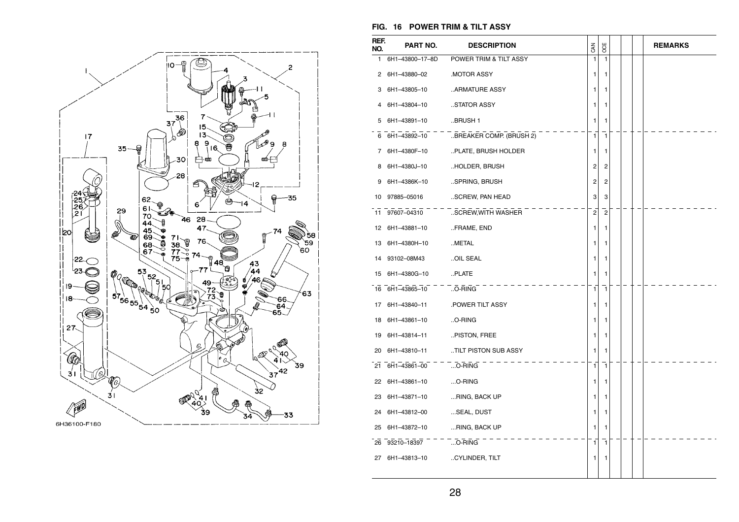6H36100-F180

## FIG. 16 POWER TRIM & TILT ASSY

| REF. NO. | PART NO. | DESCRIPTION | CAN | OCE | | | | REMARKS |
|---|---|---|---|---|---|---|---|---|
| 1 | 6H1–43800–17–8D | POWER TRIM & TILT ASSY | 1 | 1 | | | | |
| 2 | 6H1–43880–02 | .MOTOR ASSY | 1 | 1 | | | | |
| 3 | 6H1–43805–10 | ..ARMATURE ASSY | 1 | 1 | | | | |
| 4 | 6H1–43804–10 | ..STATOR ASSY | 1 | 1 | | | | |
| 5 | 6H1–43891–10 | ..BRUSH 1 | 1 | 1 | | | | |
| 6 | 6H1–43892–10 | ..BREAKER COMP. (BRUSH 2) | 1 | 1 | | | | |
| 7 | 6H1–4380F–10 | ..PLATE, BRUSH HOLDER | 1 | 1 | | | | |
| 8 | 6H1–4380J–10 | ..HOLDER, BRUSH | 2 | 2 | | | | |
| 9 | 6H1–4386K–10 | ..SPRING, BRUSH | 2 | 2 | | | | |
| 10 | 97885–05016 | ..SCREW, PAN HEAD | 3 | 3 | | | | |
| 11 | 97607–04310 | ..SCREW,WITH WASHER | 2 | 2 | | | | |
| 12 | 6H1–43881–10 | ..FRAME, END | 1 | 1 | | | | |
| 13 | 6H1–4380H–10 | ..METAL | 1 | 1 | | | | |
| 14 | 93102–08M43 | ..OIL SEAL | 1 | 1 | | | | |
| 15 | 6H1–4380G–10 | ..PLATE | 1 | 1 | | | | |
| 16 | 6H1–43865–10 | ..O-RING | 1 | 1 | | | | |
| 17 | 6H1–43840–11 | .POWER TILT ASSY | 1 | 1 | | | | |
| 18 | 6H1–43861–10 | ..O-RING | 1 | 1 | | | | |
| 19 | 6H1–43814–11 | ..PISTON, FREE | 1 | 1 | | | | |
| 20 | 6H1–43810–11 | ..TILT PISTON SUB ASSY | 1 | 1 | | | | |
| 21 | 6H1–43861–00 | ...O-RING | 1 | 1 | | | | |
| 22 | 6H1–43861–10 | ...O-RING | 1 | 1 | | | | |
| 23 | 6H1–43871–10 | ...RING, BACK UP | 1 | 1 | | | | |
| 24 | 6H1–43812–00 | ...SEAL, DUST | 1 | 1 | | | | |
| 25 | 6H1–43872–10 | ...RING, BACK UP | 1 | 1 | | | | |
| 26 | 93210–18397 | ...O-RING | 1 | 1 | | | | |
| 27 | 6H1–43813–10 | ..CYLINDER, TILT | 1 | 1 | | | | |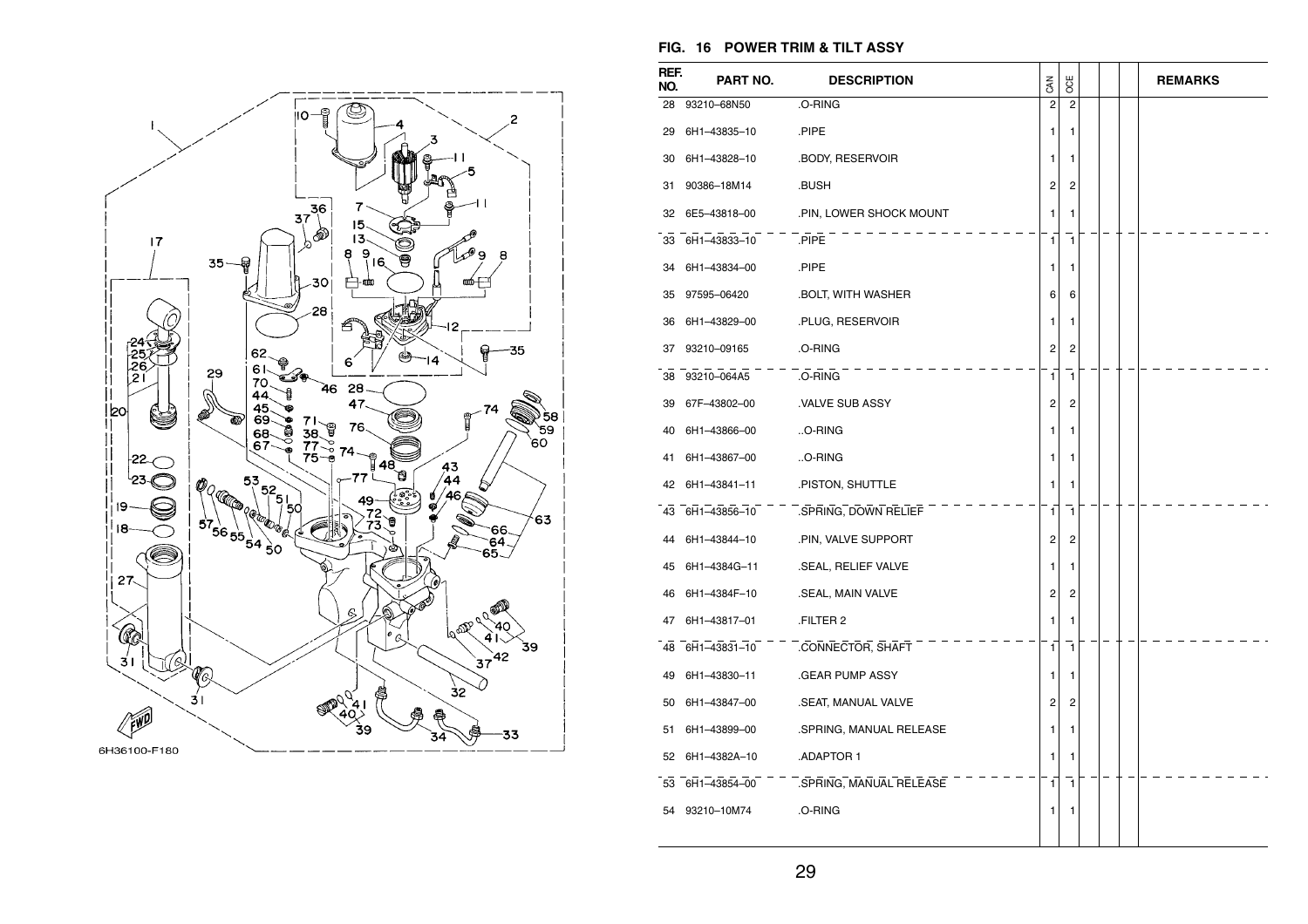## FIG. 16 POWER TRIM & TILT ASSY

| REF. NO. | PART NO. | DESCRIPTION | CAN | OCE | | | | REMARKS |
|---|---|---|---|---|---|---|---|---|
| 28 | 93210–68N50 | .O-RING | 2 | 2 | | | | |
| 29 | 6H1–43835–10 | .PIPE | 1 | 1 | | | | |
| 30 | 6H1–43828–10 | .BODY, RESERVOIR | 1 | 1 | | | | |
| 31 | 90386–18M14 | .BUSH | 2 | 2 | | | | |
| 32 | 6E5–43818–00 | .PIN, LOWER SHOCK MOUNT | 1 | 1 | | | | |
| 33 | 6H1–43833–10 | .PIPE | 1 | 1 | | | | |
| 34 | 6H1–43834–00 | .PIPE | 1 | 1 | | | | |
| 35 | 97595–06420 | .BOLT, WITH WASHER | 6 | 6 | | | | |
| 36 | 6H1–43829–00 | .PLUG, RESERVOIR | 1 | 1 | | | | |
| 37 | 93210–09165 | .O-RING | 2 | 2 | | | | |
| 38 | 93210–064A5 | .O-RING | 1 | 1 | | | | |
| 39 | 67F–43802–00 | .VALVE SUB ASSY | 2 | 2 | | | | |
| 40 | 6H1–43866–00 | ..O-RING | 1 | 1 | | | | |
| 41 | 6H1–43867–00 | ..O-RING | 1 | 1 | | | | |
| 42 | 6H1–43841–11 | .PISTON, SHUTTLE | 1 | 1 | | | | |
| 43 | 6H1–43856–10 | .SPRING, DOWN RELIEF | 1 | 1 | | | | |
| 44 | 6H1–43844–10 | .PIN, VALVE SUPPORT | 2 | 2 | | | | |
| 45 | 6H1–4384G–11 | .SEAL, RELIEF VALVE | 1 | 1 | | | | |
| 46 | 6H1–4384F–10 | .SEAL, MAIN VALVE | 2 | 2 | | | | |
| 47 | 6H1–43817–01 | .FILTER 2 | 1 | 1 | | | | |
| 48 | 6H1–43831–10 | .CONNECTOR, SHAFT | 1 | 1 | | | | |
| 49 | 6H1–43830–11 | .GEAR PUMP ASSY | 1 | 1 | | | | |
| 50 | 6H1–43847–00 | .SEAT, MANUAL VALVE | 2 | 2 | | | | |
| 51 | 6H1–43899–00 | .SPRING, MANUAL RELEASE | 1 | 1 | | | | |
| 52 | 6H1–4382A–10 | .ADAPTOR 1 | 1 | 1 | | | | |
| 53 | 6H1–43854–00 | .SPRING, MANUAL RELEASE | 1 | 1 | | | | |
| 54 | 93210–10M74 | .O-RING | 1 | 1 | | | | |

6H36100-F180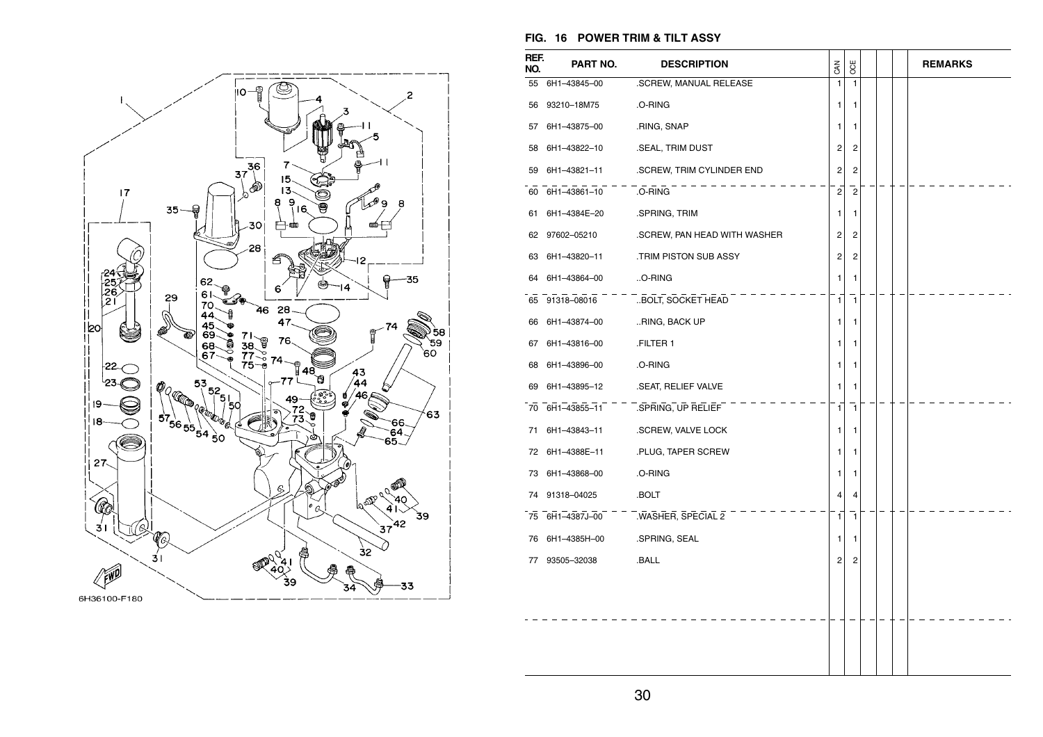## FIG. 16 POWER TRIM & TILT ASSY

| REF. NO. | PART NO. | DESCRIPTION | CAN | OCE | | | | REMARKS |
|---|---|---|---|---|---|---|---|---|
| 55 | 6H1–43845–00 | .SCREW, MANUAL RELEASE | 1 | 1 | | | | |
| 56 | 93210–18M75 | .O-RING | 1 | 1 | | | | |
| 57 | 6H1–43875–00 | .RING, SNAP | 1 | 1 | | | | |
| 58 | 6H1–43822–10 | .SEAL, TRIM DUST | 2 | 2 | | | | |
| 59 | 6H1–43821–11 | .SCREW, TRIM CYLINDER END | 2 | 2 | | | | |
| 60 | 6H1–43861–10 | .O-RING | 2 | 2 | | | | |
| 61 | 6H1–4384E–20 | .SPRING, TRIM | 1 | 1 | | | | |
| 62 | 97602–05210 | .SCREW, PAN HEAD WITH WASHER | 2 | 2 | | | | |
| 63 | 6H1–43820–11 | .TRIM PISTON SUB ASSY | 2 | 2 | | | | |
| 64 | 6H1–43864–00 | ..O-RING | 1 | 1 | | | | |
| 65 | 91318–08016 | ..BOLT, SOCKET HEAD | 1 | 1 | | | | |
| 66 | 6H1–43874–00 | ..RING, BACK UP | 1 | 1 | | | | |
| 67 | 6H1–43816–00 | .FILTER 1 | 1 | 1 | | | | |
| 68 | 6H1–43896–00 | .O-RING | 1 | 1 | | | | |
| 69 | 6H1–43895–12 | .SEAT, RELIEF VALVE | 1 | 1 | | | | |
| 70 | 6H1–43855–11 | .SPRING, UP RELIEF | 1 | 1 | | | | |
| 71 | 6H1–43843–11 | .SCREW, VALVE LOCK | 1 | 1 | | | | |
| 72 | 6H1–4388E–11 | .PLUG, TAPER SCREW | 1 | 1 | | | | |
| 73 | 6H1–43868–00 | .O-RING | 1 | 1 | | | | |
| 74 | 91318–04025 | .BOLT | 4 | 4 | | | | |
| 75 | 6H1–4387J–00 | .WASHER, SPECIAL 2 | 1 | 1 | | | | |
| 76 | 6H1–4385H–00 | .SPRING, SEAL | 1 | 1 | | | | |
| 77 | 93505–32038 | .BALL | 2 | 2 | | | | |

6H36100-F180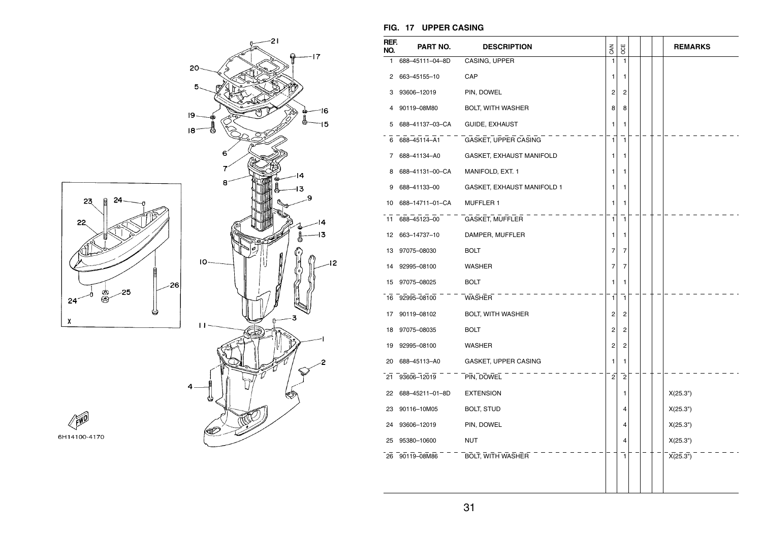## FIG. 17 UPPER CASING

| REF. NO. | PART NO. | DESCRIPTION | CAN | OCE | | | | REMARKS |
|---|---|---|---|---|---|---|---|---|
| 1 | 688–45111–04–8D | CASING, UPPER | 1 | 1 | | | | |
| 2 | 663–45155–10 | CAP | 1 | 1 | | | | |
| 3 | 93606–12019 | PIN, DOWEL | 2 | 2 | | | | |
| 4 | 90119–08M80 | BOLT, WITH WASHER | 8 | 8 | | | | |
| 5 | 688–41137–03–CA | GUIDE, EXHAUST | 1 | 1 | | | | |
| 6 | 688–45114–A1 | GASKET, UPPER CASING | 1 | 1 | | | | |
| 7 | 688–41134–A0 | GASKET, EXHAUST MANIFOLD | 1 | 1 | | | | |
| 8 | 688–41131–00–CA | MANIFOLD, EXT. 1 | 1 | 1 | | | | |
| 9 | 688–41133–00 | GASKET, EXHAUST MANIFOLD 1 | 1 | 1 | | | | |
| 10 | 688–14711–01–CA | MUFFLER 1 | 1 | 1 | | | | |
| 11 | 688–45123–00 | GASKET, MUFFLER | 1 | 1 | | | | |
| 12 | 663–14737–10 | DAMPER, MUFFLER | 1 | 1 | | | | |
| 13 | 97075–08030 | BOLT | 7 | 7 | | | | |
| 14 | 92995–08100 | WASHER | 7 | 7 | | | | |
| 15 | 97075–08025 | BOLT | 1 | 1 | | | | |
| 16 | 92995–08100 | WASHER | 1 | 1 | | | | |
| 17 | 90119–08102 | BOLT, WITH WASHER | 2 | 2 | | | | |
| 18 | 97075–08035 | BOLT | 2 | 2 | | | | |
| 19 | 92995–08100 | WASHER | 2 | 2 | | | | |
| 20 | 688–45113–A0 | GASKET, UPPER CASING | 1 | 1 | | | | |
| 21 | 93606–12019 | PIN, DOWEL | 2 | 2 | | | | |
| 22 | 688–45211–01–8D | EXTENSION | | 1 | | | | X(25.3") |
| 23 | 90116–10M05 | BOLT, STUD | | 4 | | | | X(25.3") |
| 24 | 93606–12019 | PIN, DOWEL | | 4 | | | | X(25.3") |
| 25 | 95380–10600 | NUT | | 4 | | | | X(25.3") |
| 26 | 90119–08M86 | BOLT, WITH WASHER | | 1 | | | | X(25.3") |

6H14100-4170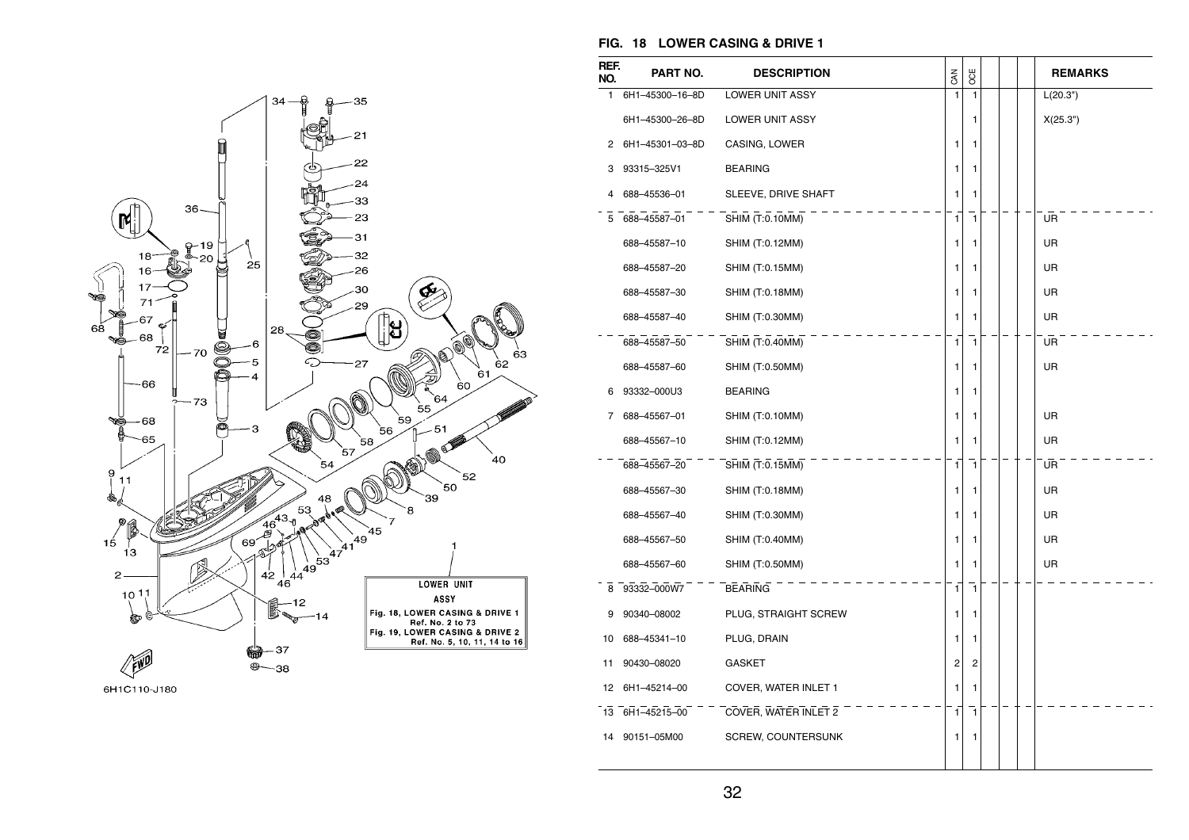## FIG. 18 LOWER CASING & DRIVE 1

| REF. NO. | PART NO. | DESCRIPTION | CAN | OCE | | | | REMARKS |
|---|---|---|---|---|---|---|---|---|
| 1 | 6H1–45300–16–8D | LOWER UNIT ASSY | 1 | 1 | | | | L(20.3") |
| | 6H1–45300–26–8D | LOWER UNIT ASSY | | 1 | | | | X(25.3") |
| 2 | 6H1–45301–03–8D | CASING, LOWER | 1 | 1 | | | | |
| 3 | 93315–325V1 | BEARING | 1 | 1 | | | | |
| 4 | 688–45536–01 | SLEEVE, DRIVE SHAFT | 1 | 1 | | | | |
| 5 | 688–45587–01 | SHIM (T:0.10MM) | 1 | 1 | | | | UR |
| | 688–45587–10 | SHIM (T:0.12MM) | 1 | 1 | | | | UR |
| | 688–45587–20 | SHIM (T:0.15MM) | 1 | 1 | | | | UR |
| | 688–45587–30 | SHIM (T:0.18MM) | 1 | 1 | | | | UR |
| | 688–45587–40 | SHIM (T:0.30MM) | 1 | 1 | | | | UR |
| | 688–45587–50 | SHIM (T:0.40MM) | 1 | 1 | | | | UR |
| | 688–45587–60 | SHIM (T:0.50MM) | 1 | 1 | | | | UR |
| 6 | 93332–000U3 | BEARING | 1 | 1 | | | | |
| 7 | 688–45567–01 | SHIM (T:0.10MM) | 1 | 1 | | | | UR |
| | 688–45567–10 | SHIM (T:0.12MM) | 1 | 1 | | | | UR |
| | 688–45567–20 | SHIM (T:0.15MM) | 1 | 1 | | | | UR |
| | 688–45567–30 | SHIM (T:0.18MM) | 1 | 1 | | | | UR |
| | 688–45567–40 | SHIM (T:0.30MM) | 1 | 1 | | | | UR |
| | 688–45567–50 | SHIM (T:0.40MM) | 1 | 1 | | | | UR |
| | 688–45567–60 | SHIM (T:0.50MM) | 1 | 1 | | | | UR |
| 8 | 93332–000W7 | BEARING | 1 | 1 | | | | |
| 9 | 90340–08002 | PLUG, STRAIGHT SCREW | 1 | 1 | | | | |
| 10 | 688–45341–10 | PLUG, DRAIN | 1 | 1 | | | | |
| 11 | 90430–08020 | GASKET | 2 | 2 | | | | |
| 12 | 6H1–45214–00 | COVER, WATER INLET 1 | 1 | 1 | | | | |
| 13 | 6H1–45215–00 | COVER, WATER INLET 2 | 1 | 1 | | | | |
| 14 | 90151–05M00 | SCREW, COUNTERSUNK | 1 | 1 | | | | |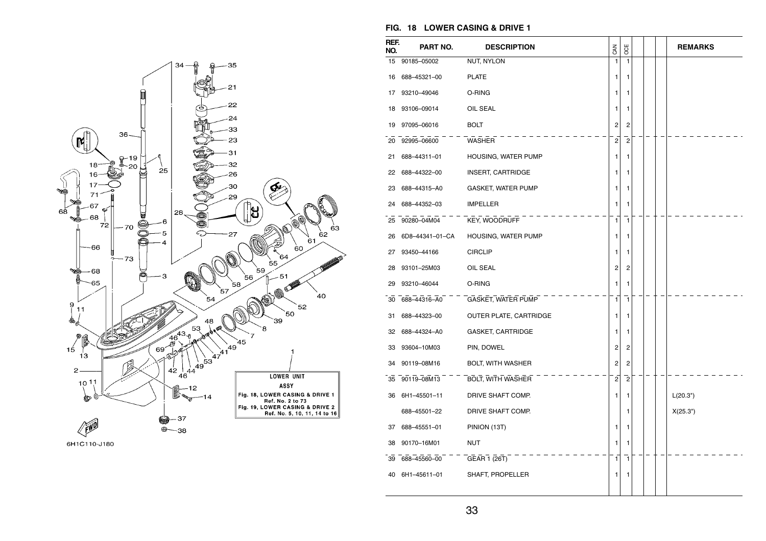## FIG. 18 LOWER CASING & DRIVE 1

| REF. NO. | PART NO. | DESCRIPTION | CAN | OCE | | | | REMARKS |
|---|---|---|---|---|---|---|---|---|
| 15 | 90185–05002 | NUT, NYLON | 1 | 1 | | | | |
| 16 | 688–45321–00 | PLATE | 1 | 1 | | | | |
| 17 | 93210–49046 | O-RING | 1 | 1 | | | | |
| 18 | 93106–09014 | OIL SEAL | 1 | 1 | | | | |
| 19 | 97095–06016 | BOLT | 2 | 2 | | | | |
| 20 | 92995–06600 | WASHER | 2 | 2 | | | | |
| 21 | 688–44311–01 | HOUSING, WATER PUMP | 1 | 1 | | | | |
| 22 | 688–44322–00 | INSERT, CARTRIDGE | 1 | 1 | | | | |
| 23 | 688–44315–A0 | GASKET, WATER PUMP | 1 | 1 | | | | |
| 24 | 688–44352–03 | IMPELLER | 1 | 1 | | | | |
| 25 | 90280–04M04 | KEY, WOODRUFF | 1 | 1 | | | | |
| 26 | 6D8–44341–01–CA | HOUSING, WATER PUMP | 1 | 1 | | | | |
| 27 | 93450–44166 | CIRCLIP | 1 | 1 | | | | |
| 28 | 93101–25M03 | OIL SEAL | 2 | 2 | | | | |
| 29 | 93210–46044 | O-RING | 1 | 1 | | | | |
| 30 | 688–44316–A0 | GASKET, WATER PUMP | 1 | 1 | | | | |
| 31 | 688–44323–00 | OUTER PLATE, CARTRIDGE | 1 | 1 | | | | |
| 32 | 688–44324–A0 | GASKET, CARTRIDGE | 1 | 1 | | | | |
| 33 | 93604–10M03 | PIN, DOWEL | 2 | 2 | | | | |
| 34 | 90119–08M16 | BOLT, WITH WASHER | 2 | 2 | | | | |
| 35 | 90119–08M13 | BOLT, WITH WASHER | 2 | 2 | | | | |
| 36 | 6H1–45501–11 | DRIVE SHAFT COMP. | 1 | 1 | | | | L(20.3") |
| | 688–45501–22 | DRIVE SHAFT COMP. | | 1 | | | | X(25.3") |
| 37 | 688–45551–01 | PINION (13T) | 1 | 1 | | | | |
| 38 | 90170–16M01 | NUT | 1 | 1 | | | | |
| 39 | 688–45560–00 | GEAR 1 (26T) | 1 | 1 | | | | |
| 40 | 6H1–45611–01 | SHAFT, PROPELLER | 1 | 1 | | | | |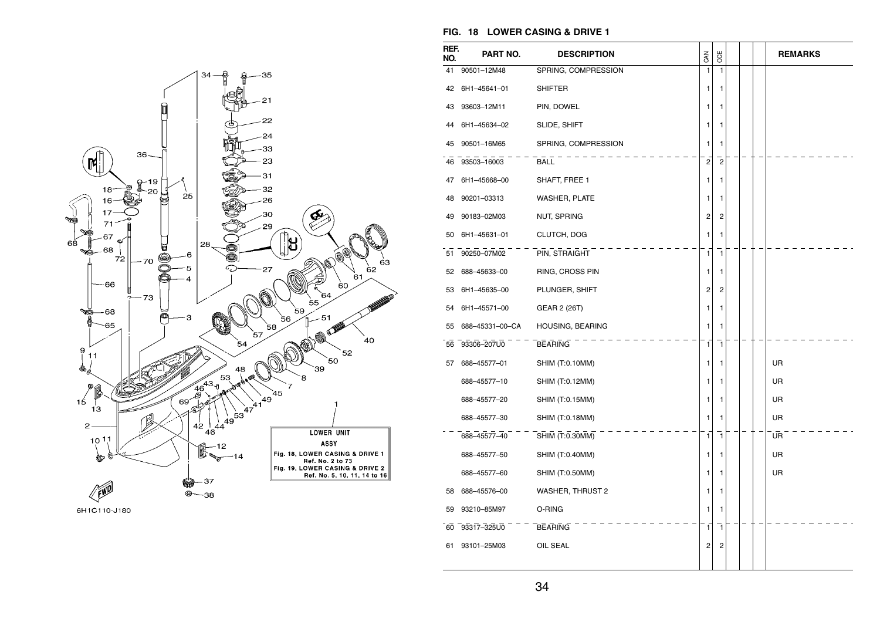## FIG. 18 LOWER CASING & DRIVE 1

| REF. NO. | PART NO. | DESCRIPTION | CAN | OCE | | | | REMARKS |
|---|---|---|---|---|---|---|---|---|
| 41 | 90501–12M48 | SPRING, COMPRESSION | 1 | 1 | | | | |
| 42 | 6H1–45641–01 | SHIFTER | 1 | 1 | | | | |
| 43 | 93603–12M11 | PIN, DOWEL | 1 | 1 | | | | |
| 44 | 6H1–45634–02 | SLIDE, SHIFT | 1 | 1 | | | | |
| 45 | 90501–16M65 | SPRING, COMPRESSION | 1 | 1 | | | | |
| 46 | 93503–16003 | BALL | 2 | 2 | | | | |
| 47 | 6H1–45668–00 | SHAFT, FREE 1 | 1 | 1 | | | | |
| 48 | 90201–03313 | WASHER, PLATE | 1 | 1 | | | | |
| 49 | 90183–02M03 | NUT, SPRING | 2 | 2 | | | | |
| 50 | 6H1–45631–01 | CLUTCH, DOG | 1 | 1 | | | | |
| 51 | 90250–07M02 | PIN, STRAIGHT | 1 | 1 | | | | |
| 52 | 688–45633–00 | RING, CROSS PIN | 1 | 1 | | | | |
| 53 | 6H1–45635–00 | PLUNGER, SHIFT | 2 | 2 | | | | |
| 54 | 6H1–45571–00 | GEAR 2 (26T) | 1 | 1 | | | | |
| 55 | 688–45331–00–CA | HOUSING, BEARING | 1 | 1 | | | | |
| 56 | 93306–207U0 | BEARING | 1 | 1 | | | | |
| 57 | 688–45577–01 | SHIM (T:0.10MM) | 1 | 1 | | | | UR |
| | 688–45577–10 | SHIM (T:0.12MM) | 1 | 1 | | | | UR |
| | 688–45577–20 | SHIM (T:0.15MM) | 1 | 1 | | | | UR |
| | 688–45577–30 | SHIM (T:0.18MM) | 1 | 1 | | | | UR |
| | 688–45577–40 | SHIM (T:0.30MM) | 1 | 1 | | | | UR |
| | 688–45577–50 | SHIM (T:0.40MM) | 1 | 1 | | | | UR |
| | 688–45577–60 | SHIM (T:0.50MM) | 1 | 1 | | | | UR |
| 58 | 688–45576–00 | WASHER, THRUST 2 | 1 | 1 | | | | |
| 59 | 93210–85M97 | O-RING | 1 | 1 | | | | |
| 60 | 93317–325U0 | BEARING | 1 | 1 | | | | |
| 61 | 93101–25M03 | OIL SEAL | 2 | 2 | | | | |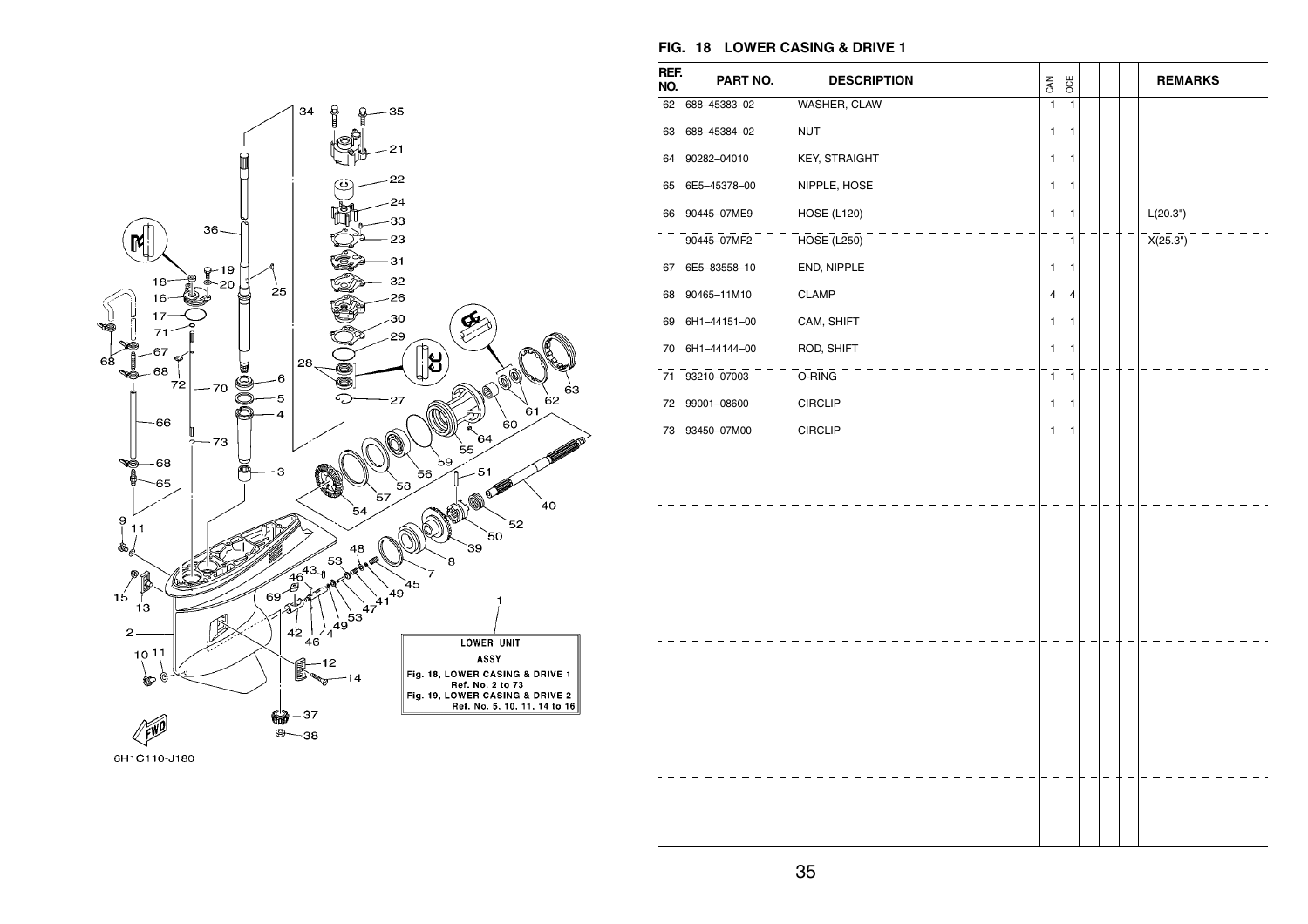## FIG. 18 LOWER CASING & DRIVE 1

| REF. NO. | PART NO. | DESCRIPTION | CAN | OCE | | | | REMARKS |
|---|---|---|---|---|---|---|---|---|
| 62 | 688–45383–02 | WASHER, CLAW | 1 | 1 | | | | |
| 63 | 688–45384–02 | NUT | 1 | 1 | | | | |
| 64 | 90282–04010 | KEY, STRAIGHT | 1 | 1 | | | | |
| 65 | 6E5–45378–00 | NIPPLE, HOSE | 1 | 1 | | | | |
| 66 | 90445–07ME9 | HOSE (L120) | 1 | 1 | | | | L(20.3") |
| | 90445–07MF2 | HOSE (L250) | | 1 | | | | X(25.3") |
| 67 | 6E5–83558–10 | END, NIPPLE | 1 | 1 | | | | |
| 68 | 90465–11M10 | CLAMP | 4 | 4 | | | | |
| 69 | 6H1–44151–00 | CAM, SHIFT | 1 | 1 | | | | |
| 70 | 6H1–44144–00 | ROD, SHIFT | 1 | 1 | | | | |
| 71 | 93210–07003 | O-RING | 1 | 1 | | | | |
| 72 | 99001–08600 | CIRCLIP | 1 | 1 | | | | |
| 73 | 93450–07M00 | CIRCLIP | 1 | 1 | | | | |

LOWER UNIT ASSY
Fig. 18, LOWER CASING & DRIVE 1 Ref. No. 2 to 73
Fig. 19, LOWER CASING & DRIVE 2 Ref. No. 5, 10, 11, 14 to 16

6H1C110-J180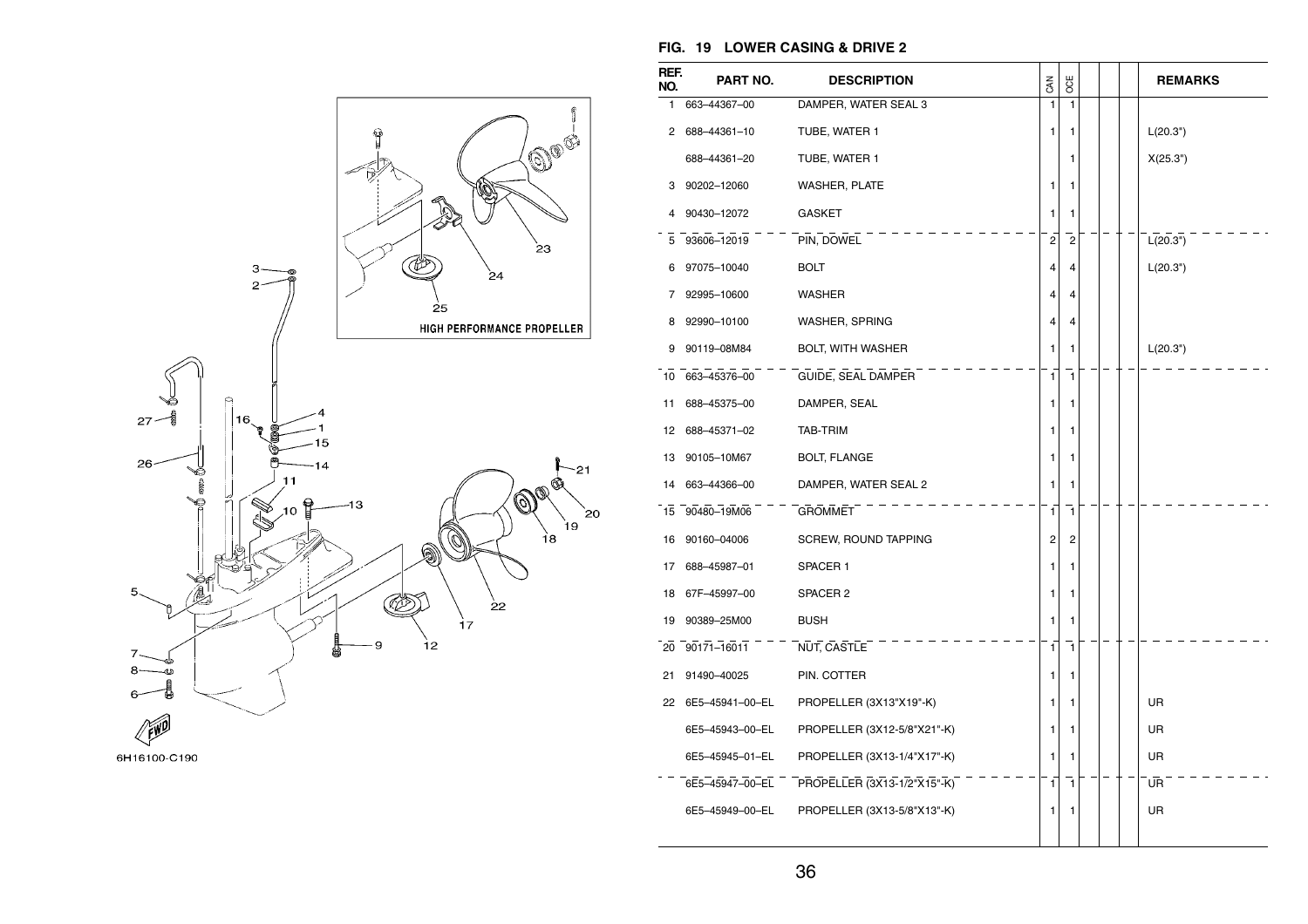## FIG. 19 LOWER CASING & DRIVE 2

| REF. NO. | PART NO. | DESCRIPTION | CAN | OCE | | | | REMARKS |
|---|---|---|---|---|---|---|---|---|
| 1 | 663–44367–00 | DAMPER, WATER SEAL 3 | 1 | 1 | | | | |
| 2 | 688–44361–10 | TUBE, WATER 1 | 1 | 1 | | | | L(20.3") |
| | 688–44361–20 | TUBE, WATER 1 | | 1 | | | | X(25.3") |
| 3 | 90202–12060 | WASHER, PLATE | 1 | 1 | | | | |
| 4 | 90430–12072 | GASKET | 1 | 1 | | | | |
| 5 | 93606–12019 | PIN, DOWEL | 2 | 2 | | | | L(20.3") |
| 6 | 97075–10040 | BOLT | 4 | 4 | | | | L(20.3") |
| 7 | 92995–10600 | WASHER | 4 | 4 | | | | |
| 8 | 92990–10100 | WASHER, SPRING | 4 | 4 | | | | |
| 9 | 90119–08M84 | BOLT, WITH WASHER | 1 | 1 | | | | L(20.3") |
| 10 | 663–45376–00 | GUIDE, SEAL DAMPER | 1 | 1 | | | | |
| 11 | 688–45375–00 | DAMPER, SEAL | 1 | 1 | | | | |
| 12 | 688–45371–02 | TAB-TRIM | 1 | 1 | | | | |
| 13 | 90105–10M67 | BOLT, FLANGE | 1 | 1 | | | | |
| 14 | 663–44366–00 | DAMPER, WATER SEAL 2 | 1 | 1 | | | | |
| 15 | 90480–19M06 | GROMMET | 1 | 1 | | | | |
| 16 | 90160–04006 | SCREW, ROUND TAPPING | 2 | 2 | | | | |
| 17 | 688–45987–01 | SPACER 1 | 1 | 1 | | | | |
| 18 | 67F–45997–00 | SPACER 2 | 1 | 1 | | | | |
| 19 | 90389–25M00 | BUSH | 1 | 1 | | | | |
| 20 | 90171–16011 | NUT, CASTLE | 1 | 1 | | | | |
| 21 | 91490–40025 | PIN. COTTER | 1 | 1 | | | | |
| 22 | 6E5–45941–00–EL | PROPELLER (3X13"X19"-K) | 1 | 1 | | | | UR |
| | 6E5–45943–00–EL | PROPELLER (3X12-5/8"X21"-K) | 1 | 1 | | | | UR |
| | 6E5–45945–01–EL | PROPELLER (3X13-1/4"X17"-K) | 1 | 1 | | | | UR |
| | 6E5–45947–00–EL | PROPELLER (3X13-1/2"X15"-K) | 1 | 1 | | | | UR |
| | 6E5–45949–00–EL | PROPELLER (3X13-5/8"X13"-K) | 1 | 1 | | | | UR |

HIGH PERFORMANCE PROPELLER

6H16100-C190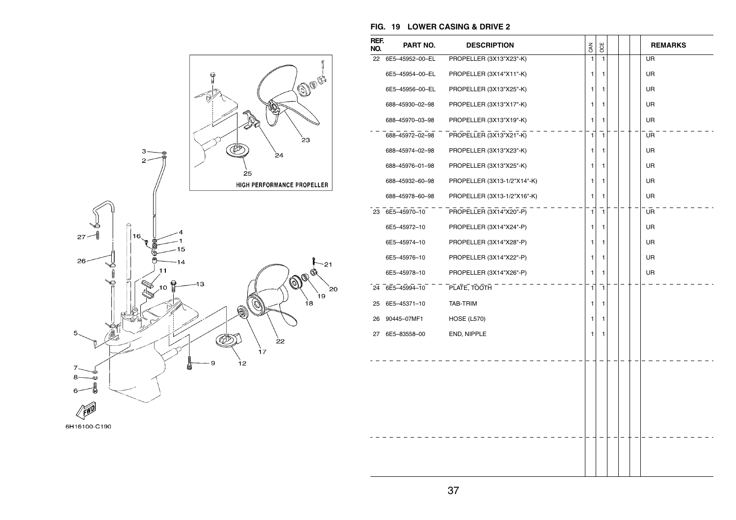## FIG. 19 LOWER CASING & DRIVE 2

| REF. NO. | PART NO. | DESCRIPTION | CAN | OCE | | | | REMARKS |
|---|---|---|---|---|---|---|---|---|
| 22 | 6E5–45952–00–EL | PROPELLER (3X13"X23"-K) | 1 | 1 | | | | UR |
| | 6E5–45954–00–EL | PROPELLER (3X14"X11"-K) | 1 | 1 | | | | UR |
| | 6E5–45956–00–EL | PROPELLER (3X13"X25"-K) | 1 | 1 | | | | UR |
| | 688–45930–02–98 | PROPELLER (3X13"X17"-K) | 1 | 1 | | | | UR |
| | 688–45970–03–98 | PROPELLER (3X13"X19"-K) | 1 | 1 | | | | UR |
| | 688–45972–02–98 | PROPELLER (3X13"X21"-K) | 1 | 1 | | | | UR |
| | 688–45974–02–98 | PROPELLER (3X13"X23"-K) | 1 | 1 | | | | UR |
| | 688–45976–01–98 | PROPELLER (3X13"X25"-K) | 1 | 1 | | | | UR |
| | 688–45932–60–98 | PROPELLER (3X13-1/2"X14"-K) | 1 | 1 | | | | UR |
| | 688–45978–60–98 | PROPELLER (3X13-1/2"X16"-K) | 1 | 1 | | | | UR |
| 23 | 6E5–45970–10 | PROPELLER (3X14"X20"-P) | 1 | 1 | | | | UR |
| | 6E5–45972–10 | PROPELLER (3X14"X24"-P) | 1 | 1 | | | | UR |
| | 6E5–45974–10 | PROPELLER (3X14"X28"-P) | 1 | 1 | | | | UR |
| | 6E5–45976–10 | PROPELLER (3X14"X22"-P) | 1 | 1 | | | | UR |
| | 6E5–45978–10 | PROPELLER (3X14"X26"-P) | 1 | 1 | | | | UR |
| 24 | 6E5–45994–10 | PLATE, TOOTH | 1 | 1 | | | | |
| 25 | 6E5–45371–10 | TAB-TRIM | 1 | 1 | | | | |
| 26 | 90445–07MF1 | HOSE (L570) | 1 | 1 | | | | |
| 27 | 6E5–83558–00 | END, NIPPLE | 1 | 1 | | | | |

HIGH PERFORMANCE PROPELLER

6H16100-C190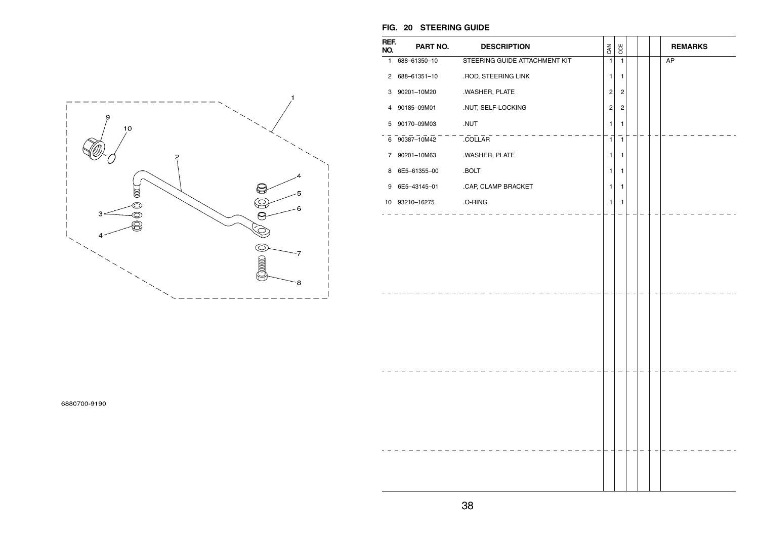6880700-9190

## FIG. 20 STEERING GUIDE

| REF. NO. | PART NO. | DESCRIPTION | CAN | OCE | | | | REMARKS |
|---|---|---|---|---|---|---|---|---|
| 1 | 688–61350–10 | STEERING GUIDE ATTACHMENT KIT | 1 | 1 | | | | AP |
| 2 | 688–61351–10 | .ROD, STEERING LINK | 1 | 1 | | | | |
| 3 | 90201–10M20 | .WASHER, PLATE | 2 | 2 | | | | |
| 4 | 90185–09M01 | .NUT, SELF-LOCKING | 2 | 2 | | | | |
| 5 | 90170–09M03 | .NUT | 1 | 1 | | | | |
| 6 | 90387–10M42 | .COLLAR | 1 | 1 | | | | |
| 7 | 90201–10M63 | .WASHER, PLATE | 1 | 1 | | | | |
| 8 | 6E5–61355–00 | .BOLT | 1 | 1 | | | | |
| 9 | 6E5–43145–01 | .CAP, CLAMP BRACKET | 1 | 1 | | | | |
| 10 | 93210–16275 | .O-RING | 1 | 1 | | | | |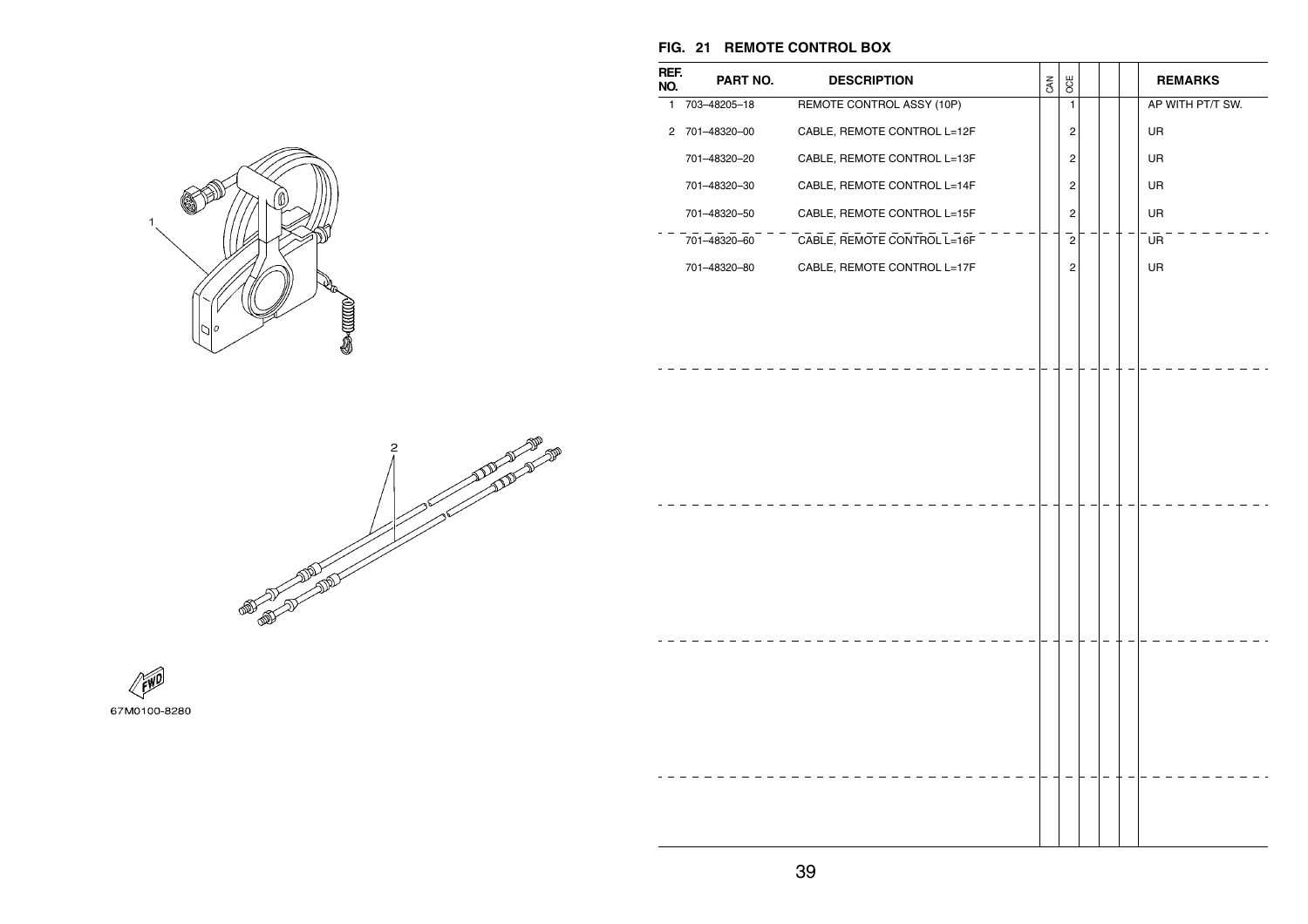## FIG. 21 REMOTE CONTROL BOX

| REF. NO. | PART NO. | DESCRIPTION | CAN | OCE | | | | REMARKS |
|---|---|---|---|---|---|---|---|---|
| 1 | 703–48205–18 | REMOTE CONTROL ASSY (10P) | | 1 | | | | AP WITH PT/T SW. |
| 2 | 701–48320–00 | CABLE, REMOTE CONTROL L=12F | | 2 | | | | UR |
| | 701–48320–20 | CABLE, REMOTE CONTROL L=13F | | 2 | | | | UR |
| | 701–48320–30 | CABLE, REMOTE CONTROL L=14F | | 2 | | | | UR |
| | 701–48320–50 | CABLE, REMOTE CONTROL L=15F | | 2 | | | | UR |
| | 701–48320–60 | CABLE, REMOTE CONTROL L=16F | | 2 | | | | UR |
| | 701–48320–80 | CABLE, REMOTE CONTROL L=17F | | 2 | | | | UR |

67M0100-8280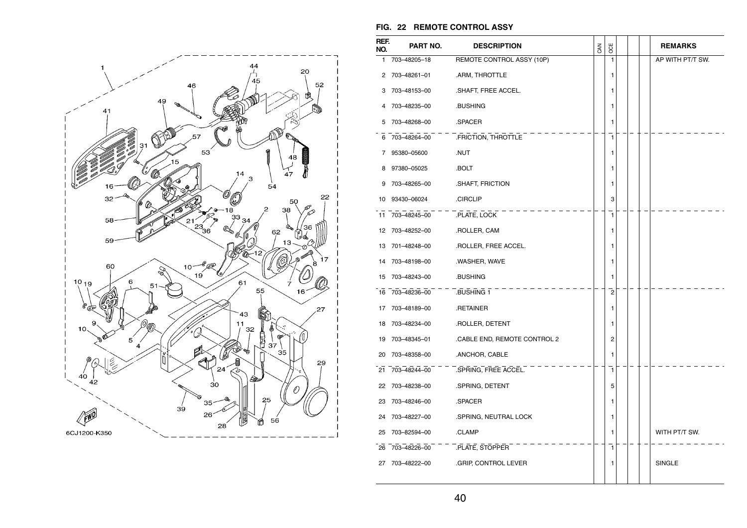## FIG. 22 REMOTE CONTROL ASSY

| REF. NO. | PART NO. | DESCRIPTION | CAN | OCE | | | | REMARKS |
|---|---|---|---|---|---|---|---|---|
| 1 | 703–48205–18 | REMOTE CONTROL ASSY (10P) | | 1 | | | | AP WITH PT/T SW. |
| 2 | 703–48261–01 | .ARM, THROTTLE | | 1 | | | | |
| 3 | 703–48153–00 | .SHAFT, FREE ACCEL. | | 1 | | | | |
| 4 | 703–48235–00 | .BUSHING | | 1 | | | | |
| 5 | 703–48268–00 | .SPACER | | 1 | | | | |
| 6 | 703–48264–00 | .FRICTION, THROTTLE | | 1 | | | | |
| 7 | 95380–05600 | .NUT | | 1 | | | | |
| 8 | 97380–05025 | .BOLT | | 1 | | | | |
| 9 | 703–48265–00 | .SHAFT, FRICTION | | 1 | | | | |
| 10 | 93430–06024 | .CIRCLIP | | 3 | | | | |
| 11 | 703–48245–00 | .PLATE, LOCK | | 1 | | | | |
| 12 | 703–48252–00 | .ROLLER, CAM | | 1 | | | | |
| 13 | 701–48248–00 | .ROLLER, FREE ACCEL. | | 1 | | | | |
| 14 | 703–48198–00 | .WASHER, WAVE | | 1 | | | | |
| 15 | 703–48243–00 | .BUSHING | | 1 | | | | |
| 16 | 703–48236–00 | .BUSHING 1 | | 2 | | | | |
| 17 | 703–48189–00 | .RETAINER | | 1 | | | | |
| 18 | 703–48234–00 | .ROLLER, DETENT | | 1 | | | | |
| 19 | 703–48345–01 | .CABLE END, REMOTE CONTROL 2 | | 2 | | | | |
| 20 | 703–48358–00 | .ANCHOR, CABLE | | 1 | | | | |
| 21 | 703–48244–00 | .SPRING, FREE ACCEL. | | 1 | | | | |
| 22 | 703–48238–00 | .SPRING, DETENT | | 5 | | | | |
| 23 | 703–48246–00 | .SPACER | | 1 | | | | |
| 24 | 703–48227–00 | .SPRING, NEUTRAL LOCK | | 1 | | | | |
| 25 | 703–82594–00 | .CLAMP | | 1 | | | | WITH PT/T SW. |
| 26 | 703–48226–00 | .PLATE, STOPPER | | 1 | | | | |
| 27 | 703–48222–00 | .GRIP, CONTROL LEVER | | 1 | | | | SINGLE |

6CJ1200-K350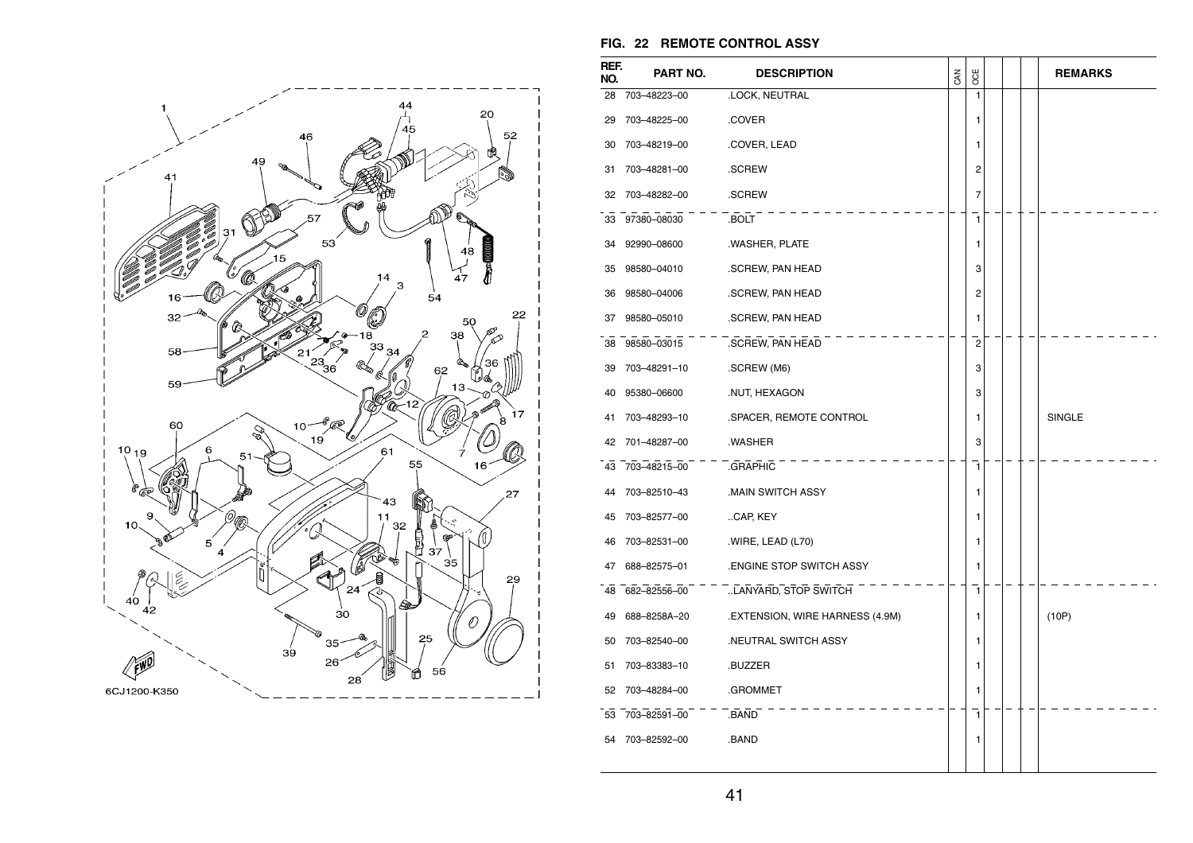6CJ1200-K350

## FIG. 22 REMOTE CONTROL ASSY

| REF. NO. | PART NO. | DESCRIPTION | CAN | OCE | | | | REMARKS |
|---|---|---|---|---|---|---|---|---|
| 28 | 703–48223–00 | .LOCK, NEUTRAL | | 1 | | | | |
| 29 | 703–48225–00 | .COVER | | 1 | | | | |
| 30 | 703–48219–00 | .COVER, LEAD | | 1 | | | | |
| 31 | 703–48281–00 | .SCREW | | 2 | | | | |
| 32 | 703–48282–00 | .SCREW | | 7 | | | | |
| 33 | 97380–08030 | .BOLT | | 1 | | | | |
| 34 | 92990–08600 | .WASHER, PLATE | | 1 | | | | |
| 35 | 98580–04010 | .SCREW, PAN HEAD | | 3 | | | | |
| 36 | 98580–04006 | .SCREW, PAN HEAD | | 2 | | | | |
| 37 | 98580–05010 | .SCREW, PAN HEAD | | 1 | | | | |
| 38 | 98580–03015 | .SCREW, PAN HEAD | | 2 | | | | |
| 39 | 703–48291–10 | .SCREW (M6) | | 3 | | | | |
| 40 | 95380–06600 | .NUT, HEXAGON | | 3 | | | | |
| 41 | 703–48293–10 | .SPACER, REMOTE CONTROL | | 1 | | | | SINGLE |
| 42 | 701–48287–00 | .WASHER | | 3 | | | | |
| 43 | 703–48215–00 | .GRAPHIC | | 1 | | | | |
| 44 | 703–82510–43 | .MAIN SWITCH ASSY | | 1 | | | | |
| 45 | 703–82577–00 | ..CAP, KEY | | 1 | | | | |
| 46 | 703–82531–00 | .WIRE, LEAD (L70) | | 1 | | | | |
| 47 | 688–82575–01 | .ENGINE STOP SWITCH ASSY | | 1 | | | | |
| 48 | 682–82556–00 | ..LANYARD, STOP SWITCH | | 1 | | | | |
| 49 | 688–8258A–20 | .EXTENSION, WIRE HARNESS (4.9M) | | 1 | | | | (10P) |
| 50 | 703–82540–00 | .NEUTRAL SWITCH ASSY | | 1 | | | | |
| 51 | 703–83383–10 | .BUZZER | | 1 | | | | |
| 52 | 703–48284–00 | .GROMMET | | 1 | | | | |
| 53 | 703–82591–00 | .BAND | | 1 | | | | |
| 54 | 703–82592–00 | .BAND | | 1 | | | | |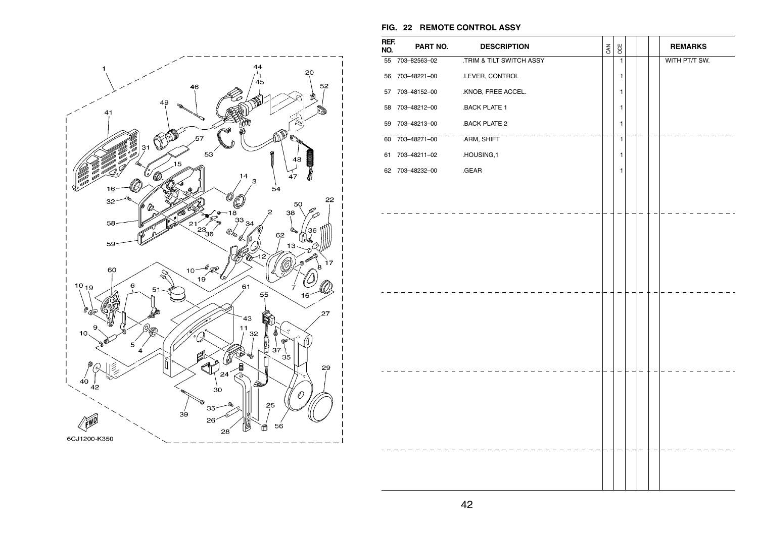## FIG. 22 REMOTE CONTROL ASSY

| REF. NO. | PART NO. | DESCRIPTION | CAN | OCE | | | | REMARKS |
|---|---|---|---|---|---|---|---|---|
| 55 | 703–82563–02 | .TRIM & TILT SWITCH ASSY | | 1 | | | | WITH PT/T SW. |
| 56 | 703–48221–00 | .LEVER, CONTROL | | 1 | | | | |
| 57 | 703–48152–00 | .KNOB, FREE ACCEL. | | 1 | | | | |
| 58 | 703–48212–00 | .BACK PLATE 1 | | 1 | | | | |
| 59 | 703–48213–00 | .BACK PLATE 2 | | 1 | | | | |
| 60 | 703–48271–00 | .ARM, SHIFT | | 1 | | | | |
| 61 | 703–48211–02 | .HOUSING,1 | | 1 | | | | |
| 62 | 703–48232–00 | .GEAR | | 1 | | | | |

6CJ1200-K350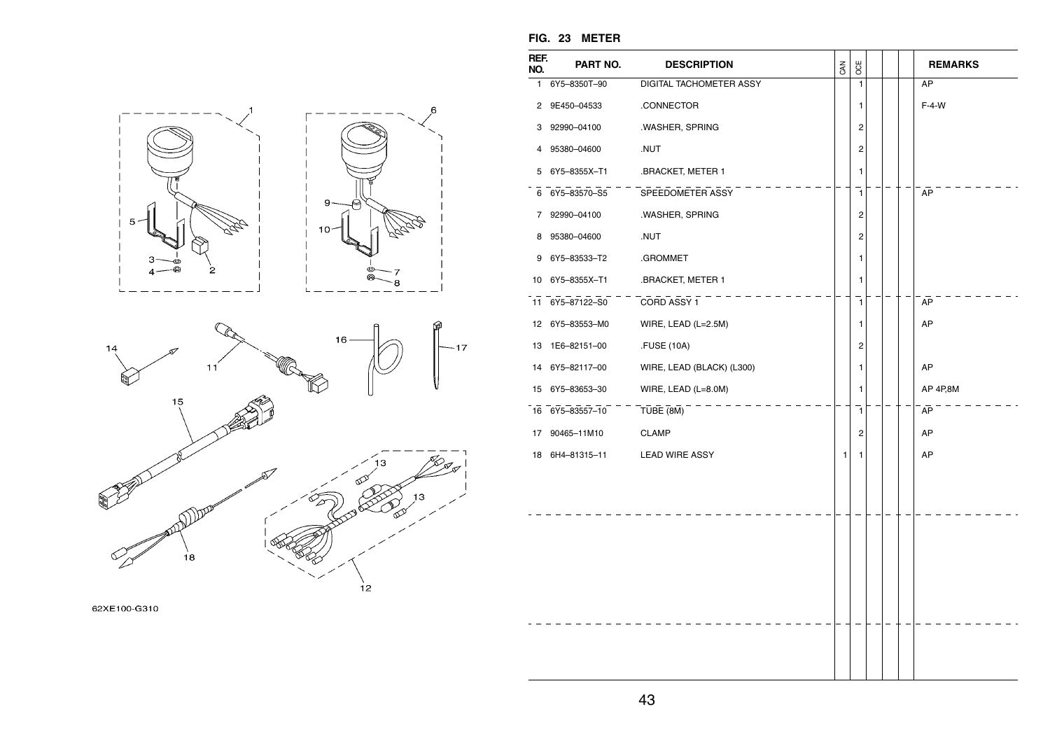## FIG. 23 METER

| REF. NO. | PART NO. | DESCRIPTION | CAN | OCE | | | | REMARKS |
|---|---|---|---|---|---|---|---|---|
| 1 | 6Y5–8350T–90 | DIGITAL TACHOMETER ASSY | | 1 | | | | AP |
| 2 | 9E450–04533 | .CONNECTOR | | 1 | | | | F-4-W |
| 3 | 92990–04100 | .WASHER, SPRING | | 2 | | | | |
| 4 | 95380–04600 | .NUT | | 2 | | | | |
| 5 | 6Y5–8355X–T1 | .BRACKET, METER 1 | | 1 | | | | |
| 6 | 6Y5–83570–S5 | SPEEDOMETER ASSY | | 1 | | | | AP |
| 7 | 92990–04100 | .WASHER, SPRING | | 2 | | | | |
| 8 | 95380–04600 | .NUT | | 2 | | | | |
| 9 | 6Y5–83533–T2 | .GROMMET | | 1 | | | | |
| 10 | 6Y5–8355X–T1 | .BRACKET, METER 1 | | 1 | | | | |
| 11 | 6Y5–87122–S0 | CORD ASSY 1 | | 1 | | | | AP |
| 12 | 6Y5–83553–M0 | WIRE, LEAD (L=2.5M) | | 1 | | | | AP |
| 13 | 1E6–82151–00 | .FUSE (10A) | | 2 | | | | |
| 14 | 6Y5–82117–00 | WIRE, LEAD (BLACK) (L300) | | 1 | | | | AP |
| 15 | 6Y5–83653–30 | WIRE, LEAD (L=8.0M) | | 1 | | | | AP 4P,8M |
| 16 | 6Y5–83557–10 | TUBE (8M) | | 1 | | | | AP |
| 17 | 90465–11M10 | CLAMP | | 2 | | | | AP |
| 18 | 6H4–81315–11 | LEAD WIRE ASSY | 1 | 1 | | | | AP |

62XE100-G310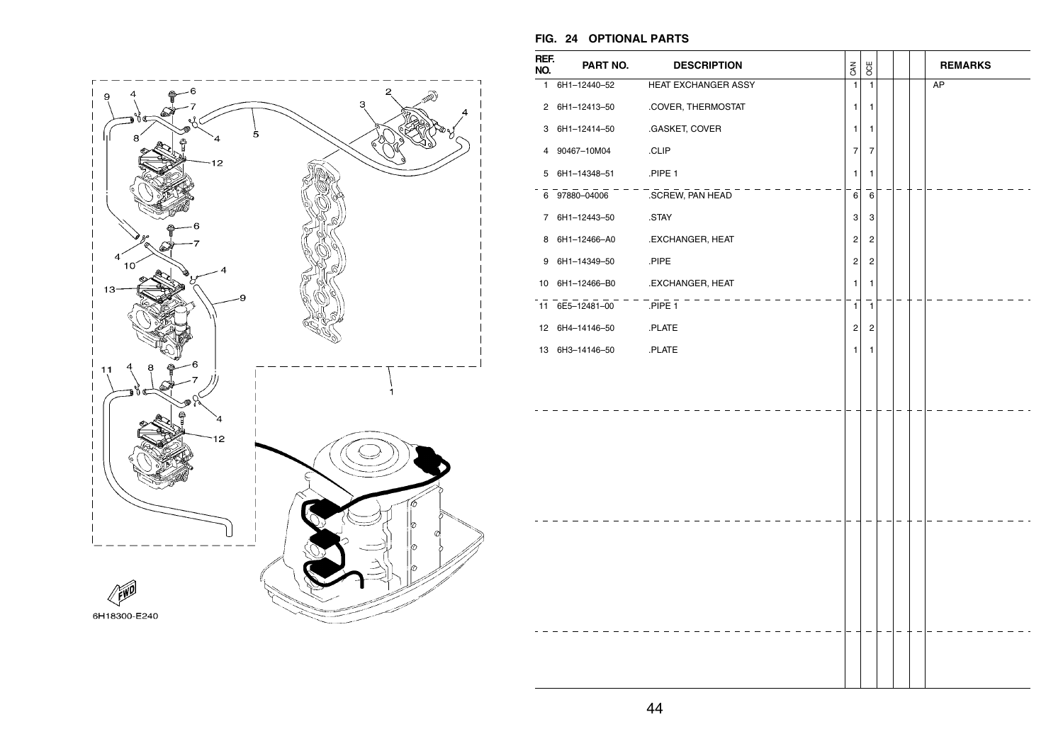## FIG. 24 OPTIONAL PARTS

| REF. NO. | PART NO. | DESCRIPTION | CAN | OCE | | | | REMARKS |
|---|---|---|---|---|---|---|---|---|
| 1 | 6H1–12440–52 | HEAT EXCHANGER ASSY | 1 | 1 | | | | AP |
| 2 | 6H1–12413–50 | .COVER, THERMOSTAT | 1 | 1 | | | | |
| 3 | 6H1–12414–50 | .GASKET, COVER | 1 | 1 | | | | |
| 4 | 90467–10M04 | .CLIP | 7 | 7 | | | | |
| 5 | 6H1–14348–51 | .PIPE 1 | 1 | 1 | | | | |
| 6 | 97880–04006 | .SCREW, PAN HEAD | 6 | 6 | | | | |
| 7 | 6H1–12443–50 | .STAY | 3 | 3 | | | | |
| 8 | 6H1–12466–A0 | .EXCHANGER, HEAT | 2 | 2 | | | | |
| 9 | 6H1–14349–50 | .PIPE | 2 | 2 | | | | |
| 10 | 6H1–12466–B0 | .EXCHANGER, HEAT | 1 | 1 | | | | |
| 11 | 6E5–12481–00 | .PIPE 1 | 1 | 1 | | | | |
| 12 | 6H4–14146–50 | .PLATE | 2 | 2 | | | | |
| 13 | 6H3–14146–50 | .PLATE | 1 | 1 | | | | |

6H18300-E240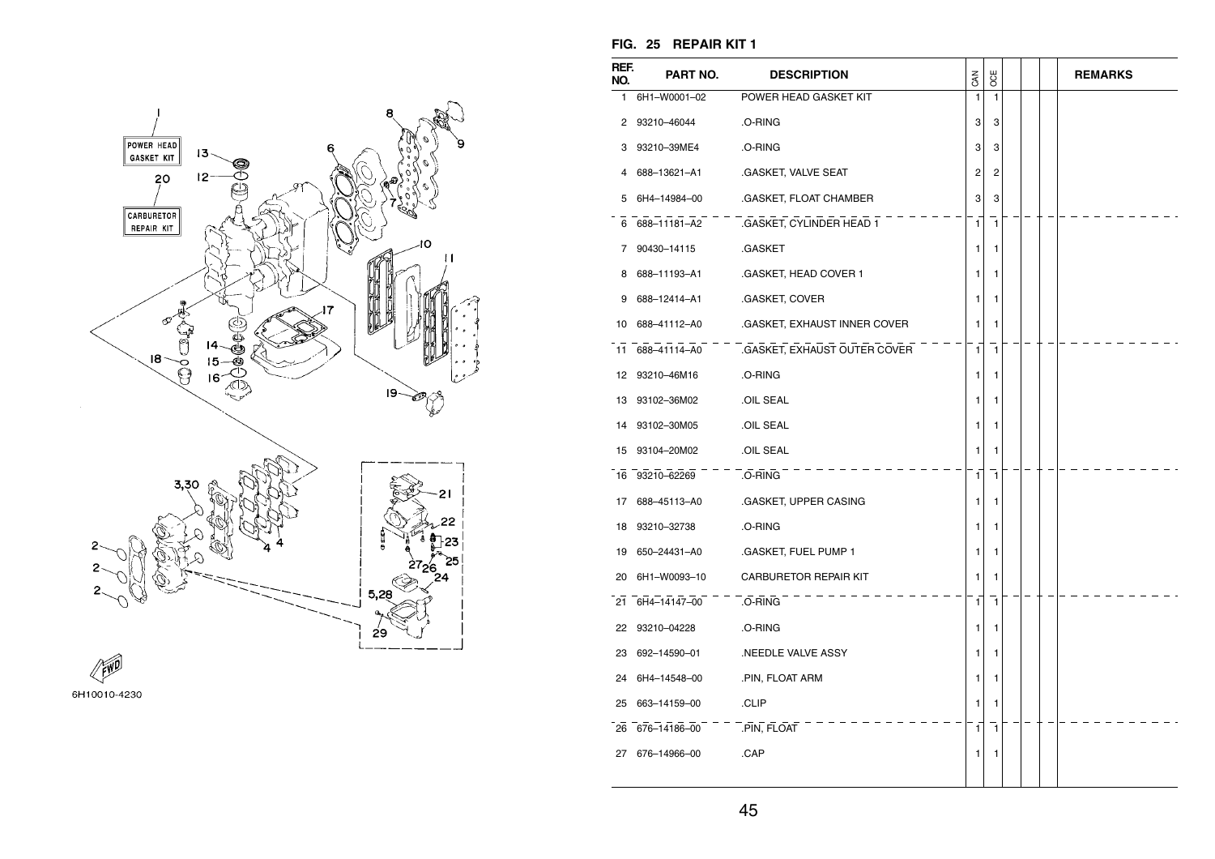## FIG. 25 REPAIR KIT 1

| REF. NO. | PART NO. | DESCRIPTION | CAN | OCE | | | | REMARKS |
|---|---|---|---|---|---|---|---|---|
| 1 | 6H1–W0001–02 | POWER HEAD GASKET KIT | 1 | 1 | | | | |
| 2 | 93210–46044 | .O-RING | 3 | 3 | | | | |
| 3 | 93210–39ME4 | .O-RING | 3 | 3 | | | | |
| 4 | 688–13621–A1 | .GASKET, VALVE SEAT | 2 | 2 | | | | |
| 5 | 6H4–14984–00 | .GASKET, FLOAT CHAMBER | 3 | 3 | | | | |
| 6 | 688–11181–A2 | .GASKET, CYLINDER HEAD 1 | 1 | 1 | | | | |
| 7 | 90430–14115 | .GASKET | 1 | 1 | | | | |
| 8 | 688–11193–A1 | .GASKET, HEAD COVER 1 | 1 | 1 | | | | |
| 9 | 688–12414–A1 | .GASKET, COVER | 1 | 1 | | | | |
| 10 | 688–41112–A0 | .GASKET, EXHAUST INNER COVER | 1 | 1 | | | | |
| 11 | 688–41114–A0 | .GASKET, EXHAUST OUTER COVER | 1 | 1 | | | | |
| 12 | 93210–46M16 | .O-RING | 1 | 1 | | | | |
| 13 | 93102–36M02 | .OIL SEAL | 1 | 1 | | | | |
| 14 | 93102–30M05 | .OIL SEAL | 1 | 1 | | | | |
| 15 | 93104–20M02 | .OIL SEAL | 1 | 1 | | | | |
| 16 | 93210–62269 | .O-RING | 1 | 1 | | | | |
| 17 | 688–45113–A0 | .GASKET, UPPER CASING | 1 | 1 | | | | |
| 18 | 93210–32738 | .O-RING | 1 | 1 | | | | |
| 19 | 650–24431–A0 | .GASKET, FUEL PUMP 1 | 1 | 1 | | | | |
| 20 | 6H1–W0093–10 | CARBURETOR REPAIR KIT | 1 | 1 | | | | |
| 21 | 6H4–14147–00 | .O-RING | 1 | 1 | | | | |
| 22 | 93210–04228 | .O-RING | 1 | 1 | | | | |
| 23 | 692–14590–01 | .NEEDLE VALVE ASSY | 1 | 1 | | | | |
| 24 | 6H4–14548–00 | .PIN, FLOAT ARM | 1 | 1 | | | | |
| 25 | 663–14159–00 | .CLIP | 1 | 1 | | | | |
| 26 | 676–14186–00 | .PIN, FLOAT | 1 | 1 | | | | |
| 27 | 676–14966–00 | .CAP | 1 | 1 | | | | |

6H10010-4230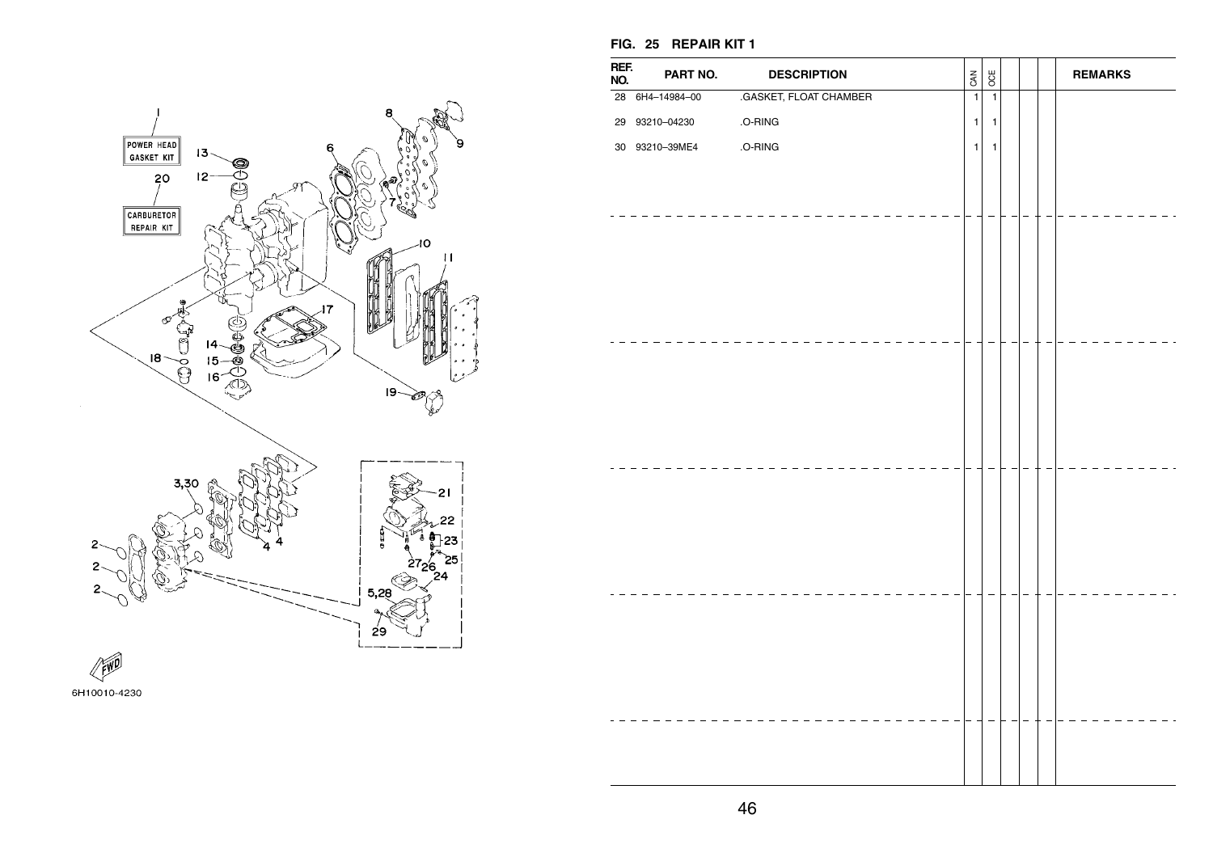## FIG. 25 REPAIR KIT 1

| REF. NO. | PART NO. | DESCRIPTION | CAN | OCE | | | | REMARKS |
|---|---|---|---|---|---|---|---|---|
| 28 | 6H4–14984–00 | .GASKET, FLOAT CHAMBER | 1 | 1 | | | | |
| 29 | 93210–04230 | .O-RING | 1 | 1 | | | | |
| 30 | 93210–39ME4 | .O-RING | 1 | 1 | | | | |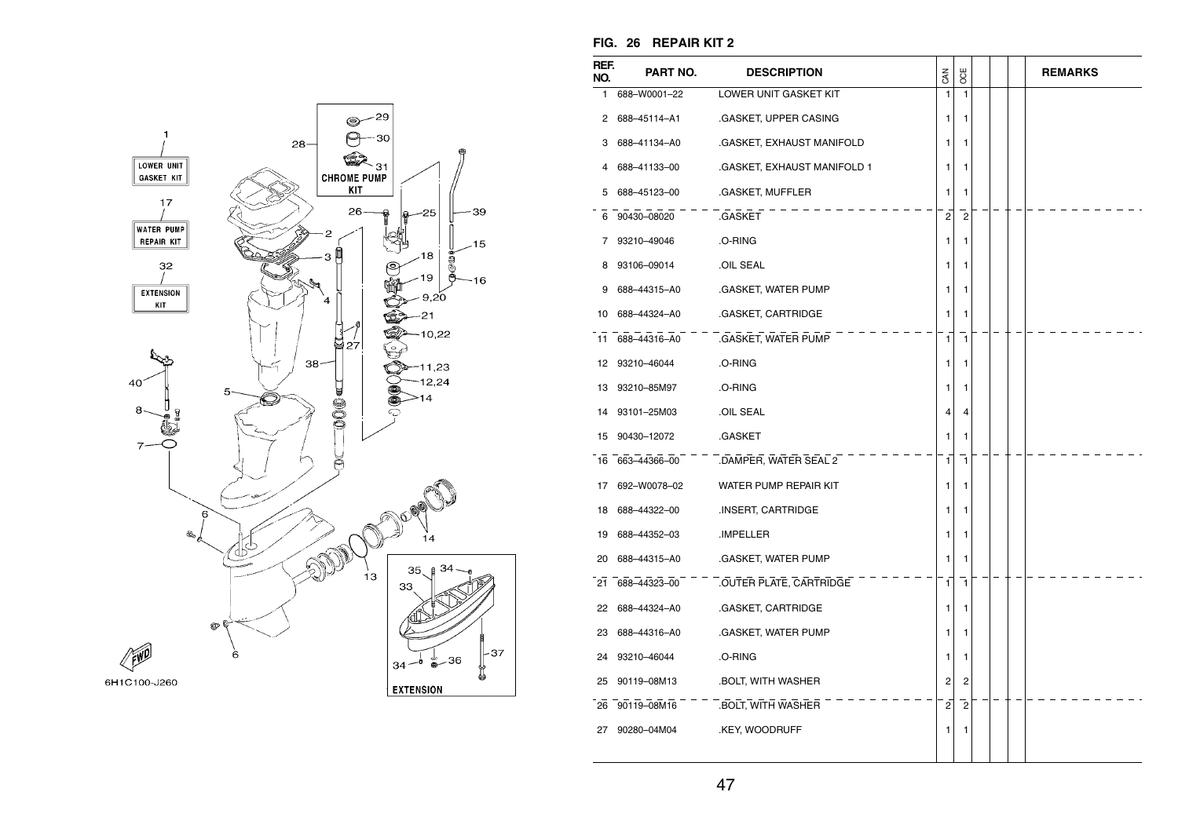## FIG. 26 REPAIR KIT 2

| REF. NO. | PART NO. | DESCRIPTION | CAN | OCE | | | | REMARKS |
|---|---|---|---|---|---|---|---|---|
| 1 | 688–W0001–22 | LOWER UNIT GASKET KIT | 1 | 1 | | | | |
| 2 | 688–45114–A1 | .GASKET, UPPER CASING | 1 | 1 | | | | |
| 3 | 688–41134–A0 | .GASKET, EXHAUST MANIFOLD | 1 | 1 | | | | |
| 4 | 688–41133–00 | .GASKET, EXHAUST MANIFOLD 1 | 1 | 1 | | | | |
| 5 | 688–45123–00 | .GASKET, MUFFLER | 1 | 1 | | | | |
| 6 | 90430–08020 | .GASKET | 2 | 2 | | | | |
| 7 | 93210–49046 | .O-RING | 1 | 1 | | | | |
| 8 | 93106–09014 | .OIL SEAL | 1 | 1 | | | | |
| 9 | 688–44315–A0 | .GASKET, WATER PUMP | 1 | 1 | | | | |
| 10 | 688–44324–A0 | .GASKET, CARTRIDGE | 1 | 1 | | | | |
| 11 | 688–44316–A0 | .GASKET, WATER PUMP | 1 | 1 | | | | |
| 12 | 93210–46044 | .O-RING | 1 | 1 | | | | |
| 13 | 93210–85M97 | .O-RING | 1 | 1 | | | | |
| 14 | 93101–25M03 | .OIL SEAL | 4 | 4 | | | | |
| 15 | 90430–12072 | .GASKET | 1 | 1 | | | | |
| 16 | 663–44366–00 | .DAMPER, WATER SEAL 2 | 1 | 1 | | | | |
| 17 | 692–W0078–02 | WATER PUMP REPAIR KIT | 1 | 1 | | | | |
| 18 | 688–44322–00 | .INSERT, CARTRIDGE | 1 | 1 | | | | |
| 19 | 688–44352–03 | .IMPELLER | 1 | 1 | | | | |
| 20 | 688–44315–A0 | .GASKET, WATER PUMP | 1 | 1 | | | | |
| 21 | 688–44323–00 | .OUTER PLATE, CARTRIDGE | 1 | 1 | | | | |
| 22 | 688–44324–A0 | .GASKET, CARTRIDGE | 1 | 1 | | | | |
| 23 | 688–44316–A0 | .GASKET, WATER PUMP | 1 | 1 | | | | |
| 24 | 93210–46044 | .O-RING | 1 | 1 | | | | |
| 25 | 90119–08M13 | .BOLT, WITH WASHER | 2 | 2 | | | | |
| 26 | 90119–08M16 | .BOLT, WITH WASHER | 2 | 2 | | | | |
| 27 | 90280–04M04 | .KEY, WOODRUFF | 1 | 1 | | | | |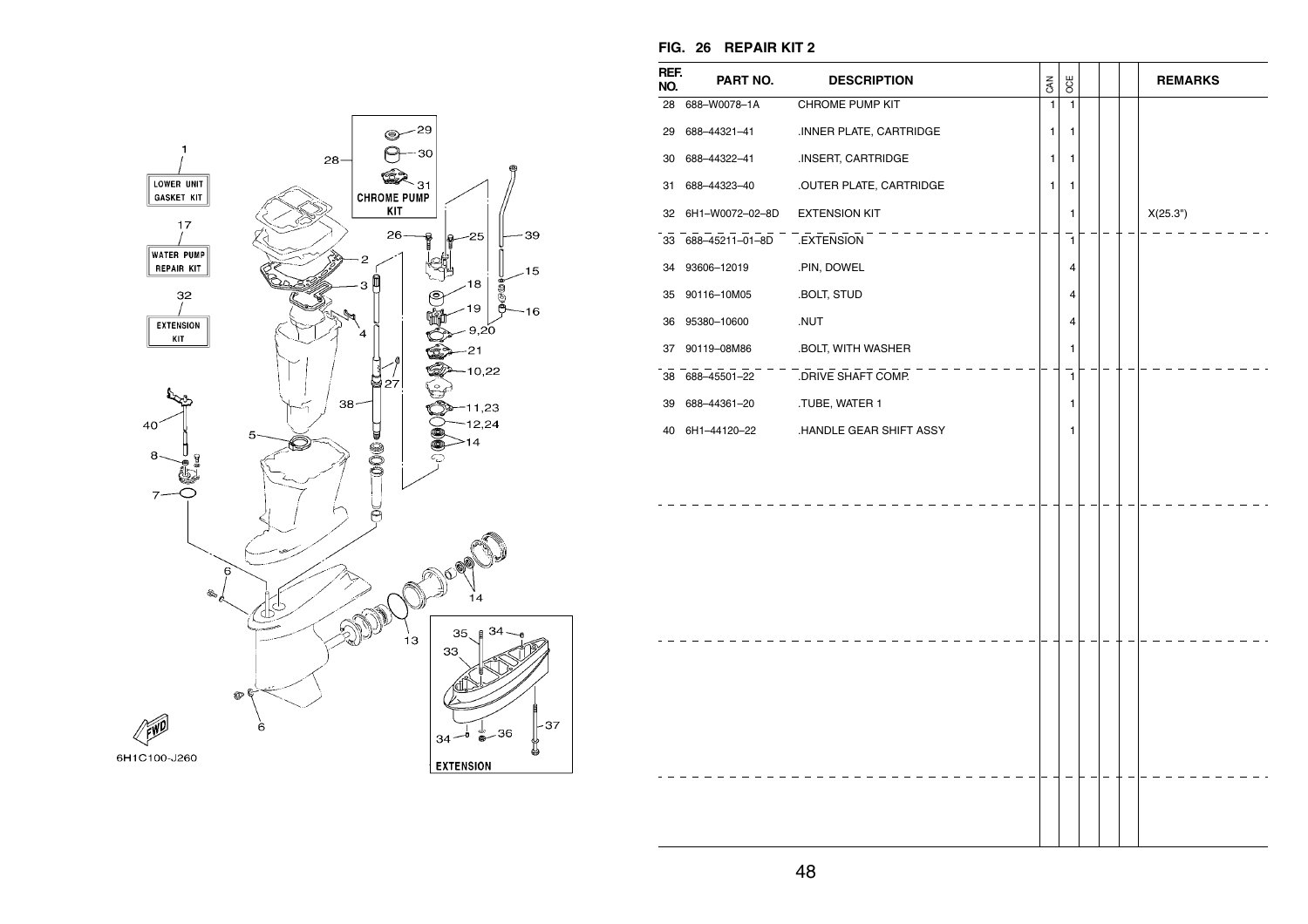## FIG. 26 REPAIR KIT 2

| REF. NO. | PART NO. | DESCRIPTION | CAN | OCE | | | | REMARKS |
|---|---|---|---|---|---|---|---|---|
| 28 | 688–W0078–1A | CHROME PUMP KIT | 1 | 1 | | | | |
| 29 | 688–44321–41 | .INNER PLATE, CARTRIDGE | 1 | 1 | | | | |
| 30 | 688–44322–41 | .INSERT, CARTRIDGE | 1 | 1 | | | | |
| 31 | 688–44323–40 | .OUTER PLATE, CARTRIDGE | 1 | 1 | | | | |
| 32 | 6H1–W0072–02–8D | EXTENSION KIT | | 1 | | | | X(25.3") |
| 33 | 688–45211–01–8D | .EXTENSION | | 1 | | | | |
| 34 | 93606–12019 | .PIN, DOWEL | | 4 | | | | |
| 35 | 90116–10M05 | .BOLT, STUD | | 4 | | | | |
| 36 | 95380–10600 | .NUT | | 4 | | | | |
| 37 | 90119–08M86 | .BOLT, WITH WASHER | | 1 | | | | |
| 38 | 688–45501–22 | .DRIVE SHAFT COMP. | | 1 | | | | |
| 39 | 688–44361–20 | .TUBE, WATER 1 | | 1 | | | | |
| 40 | 6H1–44120–22 | .HANDLE GEAR SHIFT ASSY | | 1 | | | | |

6H1C100-J260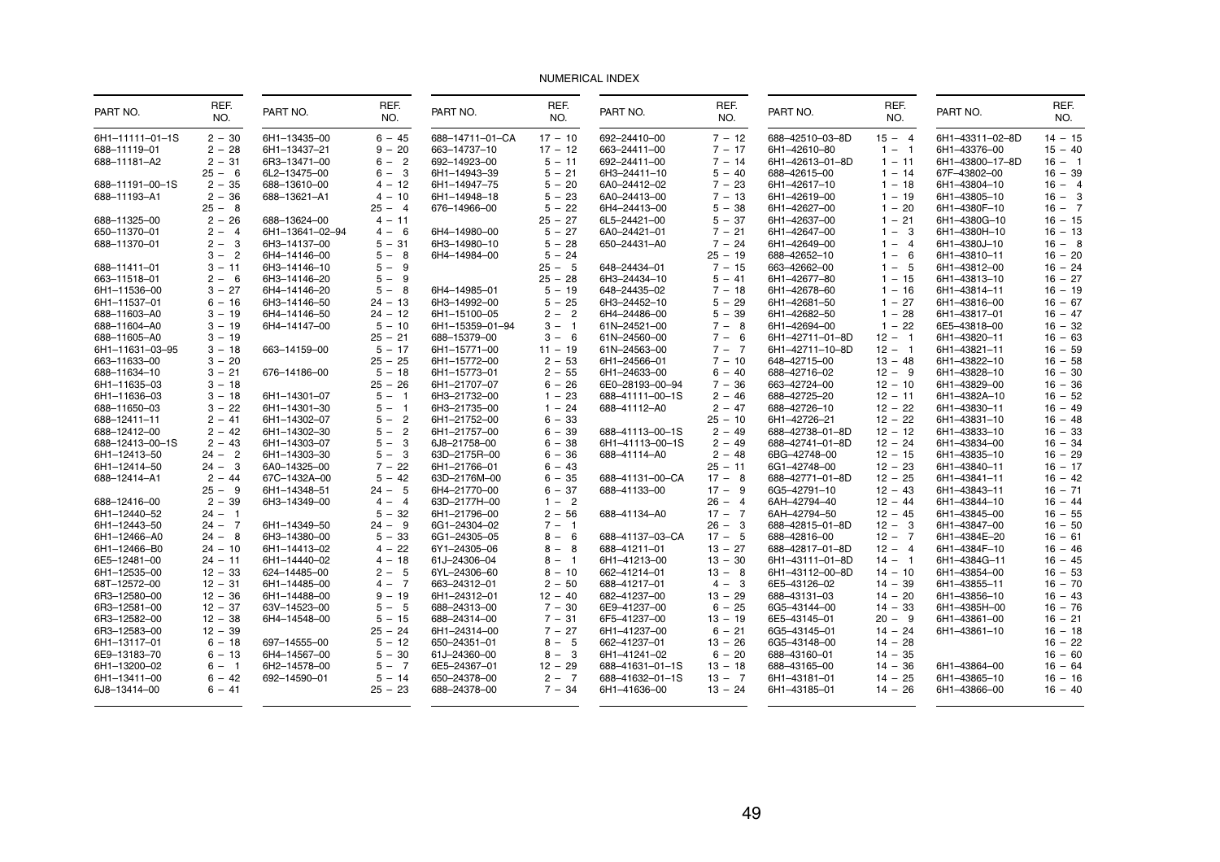# NUMERICAL INDEX

| PART NO. | REF. NO. |
|---|---|
| 6H1–11111–01–1S | 2 – 30 |
| 688–11119–01 | 2 – 28 |
| 688–11181–A2 | 2 – 31 |
| | 25 – 6 |
| 688–11191–00–1S | 2 – 35 |
| 688–11193–A1 | 2 – 36 |
| | 25 – 8 |
| 688–11325–00 | 2 – 26 |
| 650–11370–01 | 2 – 4 |
| 688–11370–01 | 2 – 3 |
| | 3 – 2 |
| 688–11411–01 | 3 – 11 |
| 663–11518–01 | 2 – 6 |
| 6H1–11536–00 | 3 – 27 |
| 6H1–11537–01 | 6 – 16 |
| 688–11603–A0 | 3 – 19 |
| 688–11604–A0 | 3 – 19 |
| 688–11605–A0 | 3 – 19 |
| 6H1–11631–03–95 | 3 – 18 |
| 663–11633–00 | 3 – 20 |
| 688–11634–10 | 3 – 21 |
| 6H1–11635–03 | 3 – 18 |
| 6H1–11636–03 | 3 – 18 |
| 688–11650–03 | 3 – 22 |
| 688–12411–11 | 2 – 41 |
| 688–12412–00 | 2 – 42 |
| 688–12413–00–1S | 2 – 43 |
| 6H1–12413–50 | 24 – 2 |
| 6H1–12414–50 | 24 – 3 |
| 688–12414–A1 | 2 – 44 |
| | 25 – 9 |
| 688–12416–00 | 2 – 39 |
| 6H1–12440–52 | 24 – 1 |
| 6H1–12443–50 | 24 – 7 |
| 6H1–12466–A0 | 24 – 8 |
| 6H1–12466–B0 | 24 – 10 |
| 6E5–12481–00 | 24 – 11 |
| 6H1–12535–00 | 12 – 33 |
| 68T–12572–00 | 12 – 31 |
| 6R3–12580–00 | 12 – 36 |
| 6R3–12581–00 | 12 – 37 |
| 6R3–12582–00 | 12 – 38 |
| 6R3–12583–00 | 12 – 39 |
| 6H1–13117–01 | 6 – 18 |
| 6E9–13183–70 | 6 – 13 |
| 6H1–13200–02 | 6 – 1 |
| 6H1–13411–00 | 6 – 42 |
| 6J8–13414–00 | 6 – 41 |

| PART NO. | REF. NO. |
|---|---|
| 6H1–13435–00 | 6 – 45 |
| 6H1–13437–21 | 9 – 20 |
| 6R3–13471–00 | 6 – 2 |
| 6L2–13475–00 | 6 – 3 |
| 688–13610–00 | 4 – 12 |
| 688–13621–A1 | 4 – 10 |
| | 25 – 4 |
| 688–13624–00 | 4 – 11 |
| 6H1–13641–02–94 | 4 – 6 |
| 6H3–14137–00 | 5 – 31 |
| 6H4–14146–00 | 5 – 8 |
| 6H3–14146–10 | 5 – 9 |
| 6H3–14146–20 | 5 – 9 |
| 6H4–14146–20 | 5 – 8 |
| 6H3–14146–50 | 24 – 13 |
| 6H4–14146–50 | 24 – 12 |
| 6H4–14147–00 | 5 – 10 |
| | 25 – 21 |
| 663–14159–00 | 5 – 17 |
| | 25 – 25 |
| 676–14186–00 | 5 – 18 |
| | 25 – 26 |
| 6H1–14301–07 | 5 – 1 |
| 6H1–14301–30 | 5 – 1 |
| 6H1–14302–07 | 5 – 2 |
| 6H1–14302–30 | 5 – 2 |
| 6H1–14303–07 | 5 – 3 |
| 6H1–14303–30 | 5 – 3 |
| 6A0–14325–00 | 7 – 22 |
| 67C–1432A–00 | 5 – 42 |
| 6H1–14348–51 | 24 – 5 |
| 6H3–14349–00 | 4 – 4 |
| | 5 – 32 |
| 6H1–14349–50 | 24 – 9 |
| 6H3–14380–00 | 5 – 33 |
| 6H1–14413–02 | 4 – 22 |
| 6H1–14440–02 | 4 – 18 |
| 624–14485–00 | 2 – 5 |
| 6H1–14485–00 | 4 – 7 |
| 6H1–14488–00 | 9 – 19 |
| 63V–14523–00 | 5 – 5 |
| 6H4–14548–00 | 5 – 15 |
| | 25 – 24 |
| 697–14555–00 | 5 – 12 |
| 6H4–14567–00 | 5 – 30 |
| 6H2–14578–00 | 5 – 7 |
| 692–14590–01 | 5 – 14 |
| | 25 – 23 |

| PART NO. | REF. NO. |
|---|---|
| 688–14711–01–CA | 17 – 10 |
| 663–14737–10 | 17 – 12 |
| 692–14923–00 | 5 – 11 |
| 6H1–14943–39 | 5 – 21 |
| 6H1–14947–75 | 5 – 20 |
| 6H1–14948–18 | 5 – 23 |
| 676–14966–00 | 5 – 22 |
| | 25 – 27 |
| 6H4–14980–00 | 5 – 27 |
| 6H3–14980–10 | 5 – 28 |
| 6H4–14984–00 | 5 – 24 |
| | 25 – 5 |
| | 25 – 28 |
| 6H4–14985–01 | 5 – 19 |
| 6H3–14992–00 | 5 – 25 |
| 6H1–15100–05 | 2 – 2 |
| 6H1–15359–01–94 | 3 – 1 |
| 688–15379–00 | 3 – 6 |
| 6H1–15771–00 | 11 – 19 |
| 6H1–15772–00 | 2 – 53 |
| 6H1–15773–01 | 2 – 55 |
| 6H1–21707–07 | 6 – 26 |
| 6H3–21732–00 | 1 – 23 |
| 6H3–21735–00 | 1 – 24 |
| 6H1–21752–00 | 6 – 33 |
| 6H1–21757–00 | 6 – 39 |
| 6J8–21758–00 | 6 – 38 |
| 63D–2175R–00 | 6 – 36 |
| 6H1–21766–01 | 6 – 43 |
| 63D–2176M–00 | 6 – 35 |
| 6H4–21770–00 | 6 – 37 |
| 63D–2177H–00 | 1 – 2 |
| 6H1–21796–00 | 2 – 56 |
| 6G1–24304–02 | 7 – 1 |
| 6G1–24305–05 | 8 – 6 |
| 6Y1–24305–06 | 8 – 8 |
| 61J–24306–04 | 8 – 1 |
| 6YL–24306–60 | 8 – 10 |
| 663–24312–01 | 2 – 50 |
| 6H1–24312–01 | 12 – 40 |
| 688–24313–00 | 7 – 30 |
| 688–24314–00 | 7 – 31 |
| 6H1–24314–00 | 7 – 27 |
| 650–24351–01 | 8 – 5 |
| 61J–24360–00 | 8 – 3 |
| 6E5–24367–01 | 12 – 29 |
| 650–24378–00 | 2 – 7 |
| 688–24378–00 | 7 – 34 |

| PART NO. | REF. NO. |
|---|---|
| 692–24410–00 | 7 – 12 |
| 663–24411–00 | 7 – 17 |
| 692–24411–00 | 7 – 14 |
| 6H3–24411–10 | 5 – 40 |
| 6A0–24412–02 | 7 – 23 |
| 6A0–24413–00 | 7 – 13 |
| 6H4–24413–00 | 5 – 38 |
| 6L5–24421–00 | 5 – 37 |
| 6A0–24421–01 | 7 – 21 |
| 650–24431–A0 | 7 – 24 |
| | 25 – 19 |
| 648–24434–01 | 7 – 15 |
| 6H3–24434–10 | 5 – 41 |
| 648–24435–02 | 7 – 18 |
| 6H3–24452–10 | 5 – 29 |
| 6H4–24486–00 | 5 – 39 |
| 61N–24521–00 | 7 – 8 |
| 61N–24560–00 | 7 – 6 |
| 61N–24563–00 | 7 – 7 |
| 6H1–24566–01 | 7 – 10 |
| 6H1–24633–00 | 6 – 40 |
| 6E0–28193–00–94 | 7 – 36 |
| 688–41111–00–1S | 2 – 46 |
| 688–41112–A0 | 2 – 47 |
| | 25 – 10 |
| 688–41113–00–1S | 2 – 49 |
| 6H1–41113–00–1S | 2 – 49 |
| 688–41114–A0 | 2 – 48 |
| | 25 – 11 |
| 688–41131–00–CA | 17 – 8 |
| 688–41133–00 | 17 – 9 |
| | 26 – 4 |
| 688–41134–A0 | 17 – 7 |
| | 26 – 3 |
| 688–41137–03–CA | 17 – 5 |
| 688–41211–01 | 13 – 27 |
| 6H1–41213–00 | 13 – 30 |
| 662–41214–01 | 13 – 8 |
| 688–41217–01 | 4 – 3 |
| 682–41237–00 | 13 – 29 |
| 6E9–41237–00 | 6 – 25 |
| 6F5–41237–00 | 13 – 19 |
| 6H1–41237–00 | 6 – 21 |
| 662–41237–01 | 13 – 26 |
| 6H1–41241–02 | 6 – 20 |
| 688–41631–01–1S | 13 – 18 |
| 688–41632–01–1S | 13 – 7 |
| 6H1–41636–00 | 13 – 24 |

| PART NO. | REF. NO. |
|---|---|
| 688–42510–03–8D | 15 – 4 |
| 6H1–42610–80 | 1 – 1 |
| 6H1–42613–01–8D | 1 – 11 |
| 688–42615–00 | 1 – 14 |
| 6H1–42617–10 | 1 – 18 |
| 6H1–42619–00 | 1 – 19 |
| 6H1–42627–00 | 1 – 20 |
| 6H1–42637–00 | 1 – 21 |
| 6H1–42647–00 | 1 – 3 |
| 6H1–42649–00 | 1 – 4 |
| 688–42652–10 | 1 – 6 |
| 663–42662–00 | 1 – 5 |
| 6H1–42677–80 | 1 – 15 |
| 6H1–42678–60 | 1 – 16 |
| 6H1–42681–50 | 1 – 27 |
| 6H1–42682–50 | 1 – 28 |
| 6H1–42694–00 | 1 – 22 |
| 6H1–42711–01–8D | 12 – 1 |
| 6H1–42711–10–8D | 12 – 1 |
| 648–42715–00 | 13 – 48 |
| 688–42716–02 | 12 – 9 |
| 663–42724–00 | 12 – 10 |
| 688–42725–20 | 12 – 11 |
| 688–42726–10 | 12 – 22 |
| 6H1–42726–21 | 12 – 22 |
| 688–42738–01–8D | 12 – 12 |
| 688–42741–01–8D | 12 – 24 |
| 6BG–42748–00 | 12 – 15 |
| 6G1–42748–00 | 12 – 23 |
| 688–42771–01–8D | 12 – 25 |
| 6G5–42791–10 | 12 – 43 |
| 6AH–42794–40 | 12 – 44 |
| 6AH–42794–50 | 12 – 45 |
| 688–42815–01–8D | 12 – 3 |
| 688–42816–00 | 12 – 7 |
| 688–42817–01–8D | 12 – 4 |
| 6H1–43111–01–8D | 14 – 1 |
| 6H1–43112–00–8D | 14 – 10 |
| 6E5–43126–02 | 14 – 39 |
| 688–43131–03 | 14 – 20 |
| 6G5–43144–00 | 14 – 33 |
| 6E5–43145–01 | 20 – 9 |
| 6G5–43145–01 | 14 – 24 |
| 6G5–43148–00 | 14 – 28 |
| 688–43160–01 | 14 – 35 |
| 688–43165–00 | 14 – 36 |
| 6H1–43181–01 | 14 – 25 |
| 6H1–43185–01 | 14 – 26 |

| PART NO. | REF. NO. |
|---|---|
| 6H1–43311–02–8D | 14 – 15 |
| 6H1–43376–00 | 15 – 40 |
| 6H1–43800–17–8D | 16 – 1 |
| 67F–43802–00 | 16 – 39 |
| 6H1–43804–10 | 16 – 4 |
| 6H1–43805–10 | 16 – 3 |
| 6H1–4380F–10 | 16 – 7 |
| 6H1–4380G–10 | 16 – 15 |
| 6H1–4380H–10 | 16 – 13 |
| 6H1–4380J–10 | 16 – 8 |
| 6H1–43810–11 | 16 – 20 |
| 6H1–43812–00 | 16 – 24 |
| 6H1–43813–10 | 16 – 27 |
| 6H1–43814–11 | 16 – 19 |
| 6H1–43816–00 | 16 – 67 |
| 6H1–43817–01 | 16 – 47 |
| 6E5–43818–00 | 16 – 32 |
| 6H1–43820–11 | 16 – 63 |
| 6H1–43821–11 | 16 – 59 |
| 6H1–43822–10 | 16 – 58 |
| 6H1–43828–10 | 16 – 30 |
| 6H1–43829–00 | 16 – 36 |
| 6H1–4382A–10 | 16 – 52 |
| 6H1–43830–11 | 16 – 49 |
| 6H1–43831–10 | 16 – 48 |
| 6H1–43833–10 | 16 – 33 |
| 6H1–43834–00 | 16 – 34 |
| 6H1–43835–10 | 16 – 29 |
| 6H1–43840–11 | 16 – 17 |
| 6H1–43841–11 | 16 – 42 |
| 6H1–43843–11 | 16 – 71 |
| 6H1–43844–10 | 16 – 44 |
| 6H1–43845–00 | 16 – 55 |
| 6H1–43847–00 | 16 – 50 |
| 6H1–4384E–20 | 16 – 61 |
| 6H1–4384F–10 | 16 – 46 |
| 6H1–4384G–11 | 16 – 45 |
| 6H1–43854–00 | 16 – 53 |
| 6H1–43855–11 | 16 – 70 |
| 6H1–43856–10 | 16 – 43 |
| 6H1–4385H–00 | 16 – 76 |
| 6H1–43861–00 | 16 – 21 |
| 6H1–43861–10 | 16 – 18 |
| | 16 – 22 |
| | 16 – 60 |
| 6H1–43864–00 | 16 – 64 |
| 6H1–43865–10 | 16 – 16 |
| 6H1–43866–00 | 16 – 40 |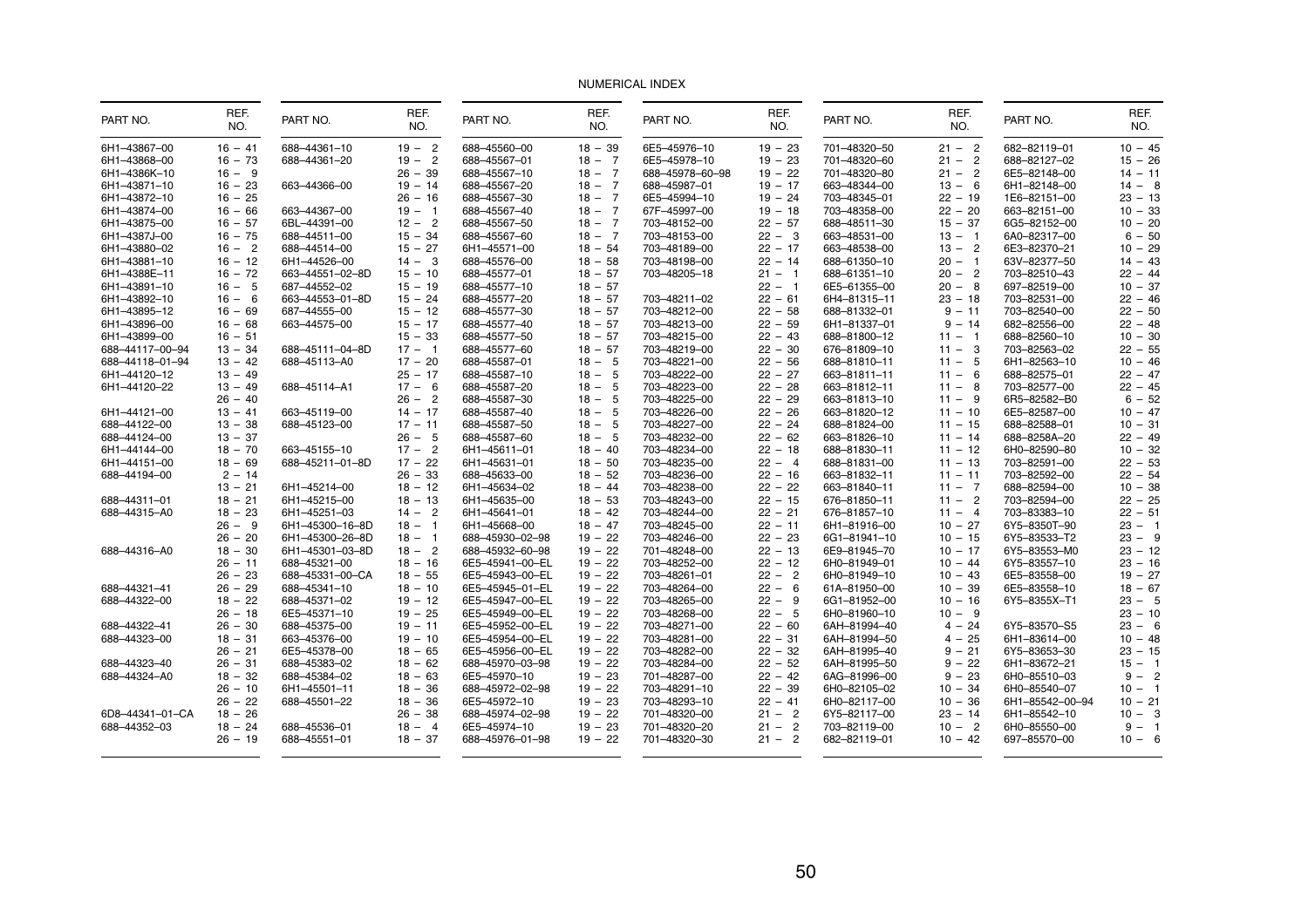# NUMERICAL INDEX

| PART NO. | REF. NO. |
|---|---|
| 6H1–43867–00 | 16 – 41 |
| 6H1–43868–00 | 16 – 73 |
| 6H1–4386K–10 | 16 – 9 |
| 6H1–43871–10 | 16 – 23 |
| 6H1–43872–10 | 16 – 25 |
| 6H1–43874–00 | 16 – 66 |
| 6H1–43875–00 | 16 – 57 |
| 6H1–4387J–00 | 16 – 75 |
| 6H1–43880–02 | 16 – 2 |
| 6H1–43881–10 | 16 – 12 |
| 6H1–4388E–11 | 16 – 72 |
| 6H1–43891–10 | 16 – 5 |
| 6H1–43892–10 | 16 – 6 |
| 6H1–43895–12 | 16 – 69 |
| 6H1–43896–00 | 16 – 68 |
| 6H1–43899–00 | 16 – 51 |
| 688–44117–00–94 | 13 – 34 |
| 688–44118–01–94 | 13 – 42 |
| 6H1–44120–12 | 13 – 49 |
| 6H1–44120–22 | 13 – 49 |
| | 26 – 40 |
| 6H1–44121–00 | 13 – 41 |
| 688–44122–00 | 13 – 38 |
| 688–44124–00 | 13 – 37 |
| 6H1–44144–00 | 18 – 70 |
| 6H1–44151–00 | 18 – 69 |
| 688–44194–00 | 2 – 14 |
| | 13 – 21 |
| 688–44311–01 | 18 – 21 |
| 688–44315–A0 | 18 – 23 |
| | 26 – 9 |
| | 26 – 20 |
| 688–44316–A0 | 18 – 30 |
| | 26 – 11 |
| | 26 – 23 |
| 688–44321–41 | 26 – 29 |
| 688–44322–00 | 18 – 22 |
| | 26 – 18 |
| 688–44322–41 | 26 – 30 |
| 688–44323–00 | 18 – 31 |
| | 26 – 21 |
| 688–44323–40 | 26 – 31 |
| 688–44324–A0 | 18 – 32 |
| | 26 – 10 |
| | 26 – 22 |
| 6D8–44341–01–CA | 18 – 26 |
| 688–44352–03 | 18 – 24 |
| | 26 – 19 |
| 688–44361–10 | 19 – 2 |
| 688–44361–20 | 19 – 2 |
| | 26 – 39 |
| 663–44366–00 | 19 – 14 |
| | 26 – 16 |
| 663–44367–00 | 19 – 1 |
| 6BL–44391–00 | 12 – 2 |
| 688–44511–00 | 15 – 34 |
| 688–44514–00 | 15 – 27 |
| 6H1–44526–00 | 14 – 3 |
| 663–44551–02–8D | 15 – 10 |
| 687–44552–02 | 15 – 19 |
| 663–44553–01–8D | 15 – 24 |
| 687–44555–00 | 15 – 12 |
| 663–44575–00 | 15 – 17 |
| | 15 – 33 |
| 688–45111–04–8D | 17 – 1 |
| 688–45113–A0 | 17 – 20 |
| | 25 – 17 |
| 688–45114–A1 | 17 – 6 |
| | 26 – 2 |
| 663–45119–00 | 14 – 17 |
| 688–45123–00 | 17 – 11 |
| | 26 – 5 |
| 663–45155–10 | 17 – 2 |
| 688–45211–01–8D | 17 – 22 |
| | 26 – 33 |
| 6H1–45214–00 | 18 – 12 |
| 6H1–45215–00 | 18 – 13 |
| 6H1–45251–03 | 14 – 2 |
| 6H1–45300–16–8D | 18 – 1 |
| 6H1–45300–26–8D | 18 – 1 |
| 6H1–45301–03–8D | 18 – 2 |
| 688–45321–00 | 18 – 16 |
| 688–45331–00–CA | 18 – 55 |
| 688–45341–10 | 18 – 10 |
| 688–45371–02 | 19 – 12 |
| 6E5–45371–10 | 19 – 25 |
| 688–45375–00 | 19 – 11 |
| 663–45376–00 | 19 – 10 |
| 6E5–45378–00 | 18 – 65 |
| 688–45383–02 | 18 – 62 |
| 688–45384–02 | 18 – 63 |
| 6H1–45501–11 | 18 – 36 |
| 688–45501–22 | 18 – 36 |
| | 26 – 38 |
| 688–45536–01 | 18 – 4 |
| 688–45551–01 | 18 – 37 |
| 688–45560–00 | 18 – 39 |
| 688–45567–01 | 18 – 7 |
| 688–45567–10 | 18 – 7 |
| 688–45567–20 | 18 – 7 |
| 688–45567–30 | 18 – 7 |
| 688–45567–40 | 18 – 7 |
| 688–45567–50 | 18 – 7 |
| 688–45567–60 | 18 – 7 |
| 6H1–45571–00 | 18 – 54 |
| 688–45576–00 | 18 – 58 |
| 688–45577–01 | 18 – 57 |
| 688–45577–10 | 18 – 57 |
| 688–45577–20 | 18 – 57 |
| 688–45577–30 | 18 – 57 |
| 688–45577–40 | 18 – 57 |
| 688–45577–50 | 18 – 57 |
| 688–45577–60 | 18 – 57 |
| 688–45587–01 | 18 – 5 |
| 688–45587–10 | 18 – 5 |
| 688–45587–20 | 18 – 5 |
| 688–45587–30 | 18 – 5 |
| 688–45587–40 | 18 – 5 |
| 688–45587–50 | 18 – 5 |
| 688–45587–60 | 18 – 5 |
| 6H1–45611–01 | 18 – 40 |
| 6H1–45631–01 | 18 – 50 |
| 688–45633–00 | 18 – 52 |
| 6H1–45634–02 | 18 – 44 |
| 6H1–45635–00 | 18 – 53 |
| 6H1–45641–01 | 18 – 42 |
| 6H1–45668–00 | 18 – 47 |
| 688–45930–02–98 | 19 – 22 |
| 688–45932–60–98 | 19 – 22 |
| 6E5–45941–00–EL | 19 – 22 |
| 6E5–45943–00–EL | 19 – 22 |
| 6E5–45945–01–EL | 19 – 22 |
| 6E5–45947–00–EL | 19 – 22 |
| 6E5–45949–00–EL | 19 – 22 |
| 6E5–45952–00–EL | 19 – 22 |
| 6E5–45954–00–EL | 19 – 22 |
| 6E5–45956–00–EL | 19 – 22 |
| 688–45970–03–98 | 19 – 22 |
| 6E5–45970–10 | 19 – 23 |
| 688–45972–02–98 | 19 – 22 |
| 6E5–45972–10 | 19 – 23 |
| 688–45974–02–98 | 19 – 22 |
| 6E5–45974–10 | 19 – 23 |
| 688–45976–01–98 | 19 – 22 |
| 6E5–45976–10 | 19 – 23 |
| 6E5–45978–10 | 19 – 23 |
| 688–45978–60–98 | 19 – 22 |
| 688–45987–01 | 19 – 17 |
| 6E5–45994–10 | 19 – 24 |
| 67F–45997–00 | 19 – 18 |
| 703–48152–00 | 22 – 57 |
| 703–48153–00 | 22 – 3 |
| 703–48189–00 | 22 – 17 |
| 703–48198–00 | 22 – 14 |
| 703–48205–18 | 21 – 1 |
| | 22 – 1 |
| 703–48211–02 | 22 – 61 |
| 703–48212–00 | 22 – 58 |
| 703–48213–00 | 22 – 59 |
| 703–48215–00 | 22 – 43 |
| 703–48219–00 | 22 – 30 |
| 703–48221–00 | 22 – 56 |
| 703–48222–00 | 22 – 27 |
| 703–48223–00 | 22 – 28 |
| 703–48225–00 | 22 – 29 |
| 703–48226–00 | 22 – 26 |
| 703–48227–00 | 22 – 24 |
| 703–48232–00 | 22 – 62 |
| 703–48234–00 | 22 – 18 |
| 703–48235–00 | 22 – 4 |
| 703–48236–00 | 22 – 16 |
| 703–48238–00 | 22 – 22 |
| 703–48243–00 | 22 – 15 |
| 703–48244–00 | 22 – 21 |
| 703–48245–00 | 22 – 11 |
| 703–48246–00 | 22 – 23 |
| 701–48248–00 | 22 – 13 |
| 703–48252–00 | 22 – 12 |
| 703–48261–01 | 22 – 2 |
| 703–48264–00 | 22 – 6 |
| 703–48265–00 | 22 – 9 |
| 703–48268–00 | 22 – 5 |
| 703–48271–00 | 22 – 60 |
| 703–48281–00 | 22 – 31 |
| 703–48282–00 | 22 – 32 |
| 703–48284–00 | 22 – 52 |
| 701–48287–00 | 22 – 42 |
| 703–48291–10 | 22 – 39 |
| 703–48293–10 | 22 – 41 |
| 701–48320–00 | 21 – 2 |
| 701–48320–20 | 21 – 2 |
| 701–48320–30 | 21 – 2 |
| 701–48320–50 | 21 – 2 |
| 701–48320–60 | 21 – 2 |
| 701–48320–80 | 21 – 2 |
| 663–48344–00 | 13 – 6 |
| 703–48345–01 | 22 – 19 |
| 703–48358–00 | 22 – 20 |
| 688–48511–30 | 15 – 37 |
| 663–48531–00 | 13 – 1 |
| 663–48538–00 | 13 – 2 |
| 688–61350–10 | 20 – 1 |
| 688–61351–10 | 20 – 2 |
| 6E5–61355–00 | 20 – 8 |
| 6H4–81315–11 | 23 – 18 |
| 688–81332–01 | 9 – 11 |
| 6H1–81337–01 | 9 – 14 |
| 688–81800–12 | 11 – 1 |
| 676–81809–10 | 11 – 3 |
| 688–81810–11 | 11 – 5 |
| 663–81811–11 | 11 – 6 |
| 663–81812–11 | 11 – 8 |
| 663–81813–10 | 11 – 9 |
| 663–81820–12 | 11 – 10 |
| 688–81824–00 | 11 – 15 |
| 663–81826–10 | 11 – 14 |
| 688–81830–11 | 11 – 12 |
| 688–81831–00 | 11 – 13 |
| 663–81832–11 | 11 – 11 |
| 663–81840–11 | 11 – 7 |
| 676–81850–11 | 11 – 2 |
| 676–81857–10 | 11 – 4 |
| 6H1–81916–00 | 10 – 27 |
| 6G1–81941–10 | 10 – 15 |
| 6E9–81945–70 | 10 – 17 |
| 6H0–81949–01 | 10 – 44 |
| 6H0–81949–10 | 10 – 43 |
| 61A–81950–00 | 10 – 39 |
| 6G1–81952–00 | 10 – 16 |
| 6H0–81960–10 | 10 – 9 |
| 6AH–81994–40 | 4 – 24 |
| 6AH–81994–50 | 4 – 25 |
| 6AH–81995–40 | 9 – 21 |
| 6AH–81995–50 | 9 – 22 |
| 6AG–81996–00 | 9 – 23 |
| 6H0–82105–02 | 10 – 34 |
| 6H0–82117–00 | 10 – 36 |
| 6Y5–82117–00 | 23 – 14 |
| 703–82119–00 | 10 – 2 |
| 682–82119–01 | 10 – 42 |
| 682–82119–01 | 10 – 45 |
| 688–82127–02 | 15 – 26 |
| 6E5–82148–00 | 14 – 11 |
| 6H1–82148–00 | 14 – 8 |
| 1E6–82151–00 | 23 – 13 |
| 663–82151–00 | 10 – 33 |
| 6G5–82152–00 | 10 – 20 |
| 6A0–82317–00 | 6 – 50 |
| 6E3–82370–21 | 10 – 29 |
| 63V–82377–50 | 14 – 43 |
| 703–82510–43 | 22 – 44 |
| 697–82519–00 | 10 – 37 |
| 703–82531–00 | 22 – 46 |
| 703–82540–00 | 22 – 50 |
| 682–82556–00 | 22 – 48 |
| 688–82560–10 | 10 – 30 |
| 703–82563–02 | 22 – 55 |
| 6H1–82563–10 | 10 – 46 |
| 688–82575–01 | 22 – 47 |
| 703–82577–00 | 22 – 45 |
| 6R5–82582–B0 | 6 – 52 |
| 6E5–82587–00 | 10 – 47 |
| 688–82588–01 | 10 – 31 |
| 688–8258A–20 | 22 – 49 |
| 6H0–82590–80 | 10 – 32 |
| 703–82591–00 | 22 – 53 |
| 703–82592–00 | 22 – 54 |
| 688–82594–00 | 10 – 38 |
| 703–82594–00 | 22 – 25 |
| 703–83383–10 | 22 – 51 |
| 6Y5–8350T–90 | 23 – 1 |
| 6Y5–83533–T2 | 23 – 9 |
| 6Y5–83553–M0 | 23 – 12 |
| 6Y5–83557–10 | 23 – 16 |
| 6E5–83558–00 | 19 – 27 |
| 6E5–83558–10 | 18 – 67 |
| 6Y5–8355X–T1 | 23 – 5 |
| | 23 – 10 |
| 6Y5–83570–S5 | 23 – 6 |
| 6H1–83614–00 | 10 – 48 |
| 6Y5–83653–30 | 23 – 15 |
| 6H1–83672–21 | 15 – 1 |
| 6H0–85510–03 | 9 – 2 |
| 6H0–85540–07 | 10 – 1 |
| 6H1–85542–00–94 | 10 – 21 |
| 6H1–85542–10 | 10 – 3 |
| 6H0–85550–00 | 9 – 1 |
| 697–85570–00 | 10 – 6 |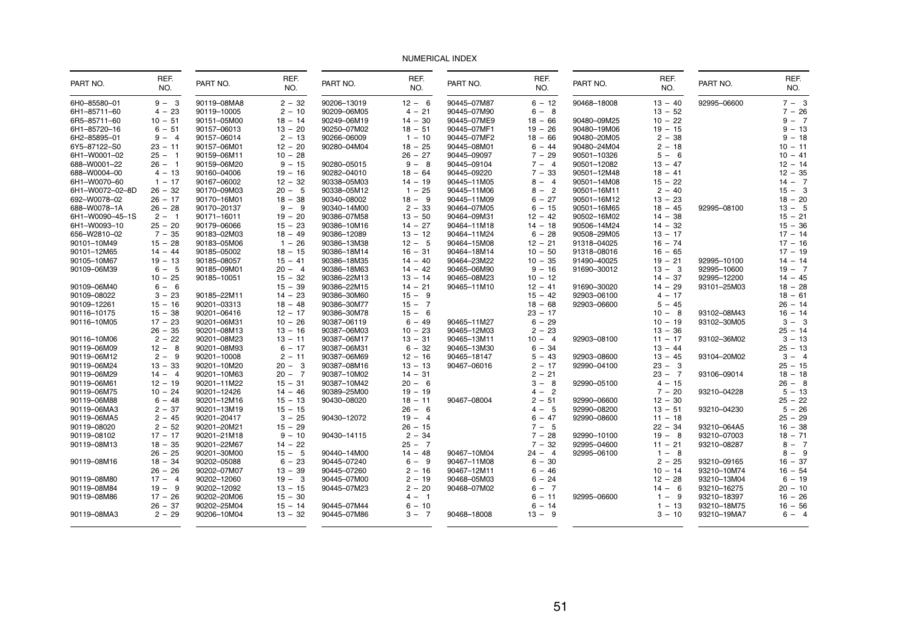# NUMERICAL INDEX

| PART NO. | REF. NO. | PART NO. | REF. NO. | PART NO. | REF. NO. | PART NO. | REF. NO. | PART NO. | REF. NO. | PART NO. | REF. NO. |
|---|---|---|---|---|---|---|---|---|---|---|---|
| 6H0–85580–01 | 9 – 3 | 90119–08MA8 | 2 – 32 | 90206–13019 | 12 – 6 | 90445–07M87 | 6 – 12 | 90468–18008 | 13 – 40 | 92995–06600 | 7 – 3 |
| 6H1–85711–60 | 4 – 23 | 90119–10005 | 2 – 10 | 90209–06M05 | 4 – 21 | 90445–07M90 | 6 – 8 | | 13 – 52 | | 7 – 26 |
| 6R5–85711–60 | 10 – 51 | 90151–05M00 | 18 – 14 | 90249–06M19 | 14 – 30 | 90445–07ME9 | 18 – 66 | 90480–09M25 | 10 – 22 | | 9 – 7 |
| 6H1–85720–16 | 6 – 51 | 90157–06013 | 13 – 20 | 90250–07M02 | 18 – 51 | 90445–07MF1 | 19 – 26 | 90480–19M06 | 19 – 15 | | 9 – 13 |
| 6H2–85895–01 | 9 – 4 | 90157–06014 | 2 – 13 | 90266–06009 | 1 – 10 | 90445–07MF2 | 18 – 66 | 90480–20M05 | 2 – 38 | | 9 – 18 |
| 6Y5–87122–S0 | 23 – 11 | 90157–06M01 | 12 – 20 | 90280–04M04 | 18 – 25 | 90445–08M01 | 6 – 44 | 90480–24M04 | 2 – 18 | | 10 – 11 |
| 6H1–W0001–02 | 25 – 1 | 90159–06M11 | 10 – 28 | | 26 – 27 | 90445–09097 | 7 – 29 | 90501–10326 | 5 – 6 | | 10 – 41 |
| 688–W0001–22 | 26 – 1 | 90159–06M20 | 9 – 15 | 90280–05015 | 9 – 8 | 90445–09104 | 7 – 4 | 90501–12082 | 13 – 47 | | 12 – 14 |
| 688–W0004–00 | 4 – 13 | 90160–04006 | 19 – 16 | 90282–04010 | 18 – 64 | 90445–09220 | 7 – 33 | 90501–12M48 | 18 – 41 | | 12 – 35 |
| 6H1–W0070–60 | 1 – 17 | 90167–06002 | 12 – 32 | 90338–05M03 | 14 – 19 | 90445–11M05 | 8 – 4 | 90501–14M08 | 15 – 22 | | 14 – 7 |
| 6H1–W0072–02–8D | 26 – 32 | 90170–09M03 | 20 – 5 | 90338–05M12 | 1 – 25 | 90445–11M06 | 8 – 2 | 90501–16M11 | 2 – 40 | | 15 – 3 |
| 692–W0078–02 | 26 – 17 | 90170–16M01 | 18 – 38 | 90340–08002 | 18 – 9 | 90445–11M09 | 6 – 27 | 90501–16M12 | 13 – 23 | | 18 – 20 |
| 688–W0078–1A | 26 – 28 | 90170–20137 | 9 – 9 | 90340–14M00 | 2 – 33 | 90464–07M05 | 6 – 15 | 90501–16M65 | 18 – 45 | 92995–08100 | 13 – 5 |
| 6H1–W0090–45–1S | 2 – 1 | 90171–16011 | 19 – 20 | 90386–07M58 | 13 – 50 | 90464–09M31 | 12 – 42 | 90502–16M02 | 14 – 38 | | 15 – 21 |
| 6H1–W0093–10 | 25 – 20 | 90179–06066 | 15 – 23 | 90386–10M16 | 14 – 27 | 90464–11M18 | 14 – 18 | 90506–14M24 | 14 – 32 | | 15 – 36 |
| 656–W2810–02 | 7 – 35 | 90183–02M03 | 18 – 49 | 90386–12089 | 13 – 12 | 90464–11M24 | 6 – 28 | 90508–29M05 | 13 – 17 | | 17 – 14 |
| 90101–10M49 | 15 – 28 | 90183–05M06 | 1 – 26 | 90386–13M38 | 12 – 5 | 90464–15M08 | 12 – 21 | 91318–04025 | 16 – 74 | | 17 – 16 |
| 90101–12M65 | 14 – 44 | 90185–05002 | 18 – 15 | 90386–18M14 | 16 – 31 | 90464–18M14 | 10 – 50 | 91318–08016 | 16 – 65 | | 17 – 19 |
| 90105–10M67 | 19 – 13 | 90185–08057 | 15 – 41 | 90386–18M35 | 14 – 40 | 90464–23M22 | 10 – 35 | 91490–40025 | 19 – 21 | 92995–10100 | 14 – 14 |
| 90109–06M39 | 6 – 5 | 90185–09M01 | 20 – 4 | 90386–18M63 | 14 – 42 | 90465–06M90 | 9 – 16 | 91690–30012 | 13 – 3 | 92995–10600 | 19 – 7 |
| | 10 – 25 | 90185–10051 | 15 – 32 | 90386–22M13 | 13 – 14 | 90465–08M23 | 10 – 12 | | 14 – 37 | 92995–12200 | 14 – 45 |
| 90109–06M40 | 6 – 6 | | 15 – 39 | 90386–22M15 | 14 – 21 | 90465–11M10 | 12 – 41 | 91690–30020 | 14 – 29 | 93101–25M03 | 18 – 28 |
| 90109–08022 | 3 – 23 | 90185–22M11 | 14 – 23 | 90386–30M60 | 15 – 9 | | 15 – 42 | 92903–06100 | 4 – 17 | | 18 – 61 |
| 90109–12261 | 15 – 16 | 90201–03313 | 18 – 48 | 90386–30M77 | 15 – 7 | | 18 – 68 | 92903–06600 | 5 – 45 | | 26 – 14 |
| 90116–10175 | 15 – 38 | 90201–06416 | 12 – 17 | 90386–30M78 | 15 – 6 | | 23 – 17 | | 10 – 8 | 93102–08M43 | 16 – 14 |
| 90116–10M05 | 17 – 23 | 90201–06M31 | 10 – 26 | 90387–06119 | 6 – 49 | 90465–11M27 | 6 – 29 | | 10 – 19 | 93102–30M05 | 3 – 3 |
| | 26 – 35 | 90201–08M13 | 13 – 16 | 90387–06M03 | 10 – 23 | 90465–12M03 | 2 – 23 | | 13 – 36 | | 25 – 14 |
| 90116–10M06 | 2 – 22 | 90201–08M23 | 13 – 11 | 90387–06M17 | 13 – 31 | 90465–13M11 | 10 – 4 | 92903–08100 | 11 – 17 | 93102–36M02 | 3 – 13 |
| 90119–06M09 | 12 – 8 | 90201–08M93 | 6 – 17 | 90387–06M31 | 6 – 32 | 90465–13M30 | 6 – 34 | | 13 – 44 | | 25 – 13 |
| 90119–06M12 | 2 – 9 | 90201–10008 | 2 – 11 | 90387–06M69 | 12 – 16 | 90465–18147 | 5 – 43 | 92903–08600 | 13 – 45 | 93104–20M02 | 3 – 4 |
| 90119–06M24 | 13 – 33 | 90201–10M20 | 20 – 3 | 90387–08M16 | 13 – 13 | 90467–06016 | 2 – 17 | 92990–04100 | 23 – 3 | | 25 – 15 |
| 90119–06M29 | 14 – 4 | 90201–10M63 | 20 – 7 | 90387–10M02 | 14 – 31 | | 2 – 21 | | 23 – 7 | 93106–09014 | 18 – 18 |
| 90119–06M61 | 12 – 19 | 90201–11M22 | 15 – 31 | 90387–10M42 | 20 – 6 | | 3 – 8 | 92990–05100 | 4 – 15 | | 26 – 8 |
| 90119–06M75 | 10 – 24 | 90201–12426 | 14 – 46 | 90389–25M00 | 19 – 19 | | 4 – 2 | | 7 – 20 | 93210–04228 | 5 – 13 |
| 90119–06M88 | 6 – 48 | 90201–12M16 | 15 – 13 | 90430–08020 | 18 – 11 | 90467–08004 | 2 – 51 | 92990–06600 | 12 – 30 | | 25 – 22 |
| 90119–06MA3 | 2 – 37 | 90201–13M19 | 15 – 15 | | 26 – 6 | | 4 – 5 | 92990–08200 | 13 – 51 | 93210–04230 | 5 – 26 |
| 90119–06MA5 | 2 – 45 | 90201–20417 | 3 – 25 | 90430–12072 | 19 – 4 | | 6 – 47 | 92990–08600 | 11 – 18 | | 25 – 29 |
| 90119–08020 | 2 – 52 | 90201–20M21 | 15 – 29 | | 26 – 15 | | 7 – 5 | | 22 – 34 | 93210–064A5 | 16 – 38 |
| 90119–08102 | 17 – 17 | 90201–21M18 | 9 – 10 | 90430–14115 | 2 – 34 | | 7 – 28 | 92990–10100 | 19 – 8 | 93210–07003 | 18 – 71 |
| 90119–08M13 | 18 – 35 | 90201–22M67 | 14 – 22 | | 25 – 7 | | 7 – 32 | 92995–04600 | 11 – 21 | 93210–08287 | 8 – 7 |
| | 26 – 25 | 90201–30M00 | 15 – 5 | 90440–14M00 | 14 – 48 | 90467–10M04 | 24 – 4 | 92995–06100 | 1 – 8 | | 8 – 9 |
| 90119–08M16 | 18 – 34 | 90202–05088 | 6 – 23 | 90445–07240 | 6 – 9 | 90467–11M08 | 6 – 30 | | 2 – 25 | 93210–09165 | 16 – 37 |
| | 26 – 26 | 90202–07M07 | 13 – 39 | 90445–07260 | 2 – 16 | 90467–12M11 | 6 – 46 | | 10 – 14 | 93210–10M74 | 16 – 54 |
| 90119–08M80 | 17 – 4 | 90202–12060 | 19 – 3 | 90445–07M00 | 2 – 19 | 90468–05M03 | 6 – 24 | | 12 – 28 | 93210–13M04 | 6 – 19 |
| 90119–08M84 | 19 – 9 | 90202–12092 | 13 – 15 | 90445–07M23 | 2 – 20 | 90468–07M02 | 6 – 7 | | 14 – 6 | 93210–16275 | 20 – 10 |
| 90119–08M86 | 17 – 26 | 90202–20M06 | 15 – 30 | | 4 – 1 | | 6 – 11 | 92995–06600 | 1 – 9 | 93210–18397 | 16 – 26 |
| | 26 – 37 | 90202–25M04 | 15 – 14 | 90445–07M44 | 6 – 10 | | 6 – 14 | | 1 – 13 | 93210–18M75 | 16 – 56 |
| 90119–08MA3 | 2 – 29 | 90206–10M04 | 13 – 32 | 90445–07M86 | 3 – 7 | 90468–18008 | 13 – 9 | | 3 – 10 | 93210–19MA7 | 6 – 4 |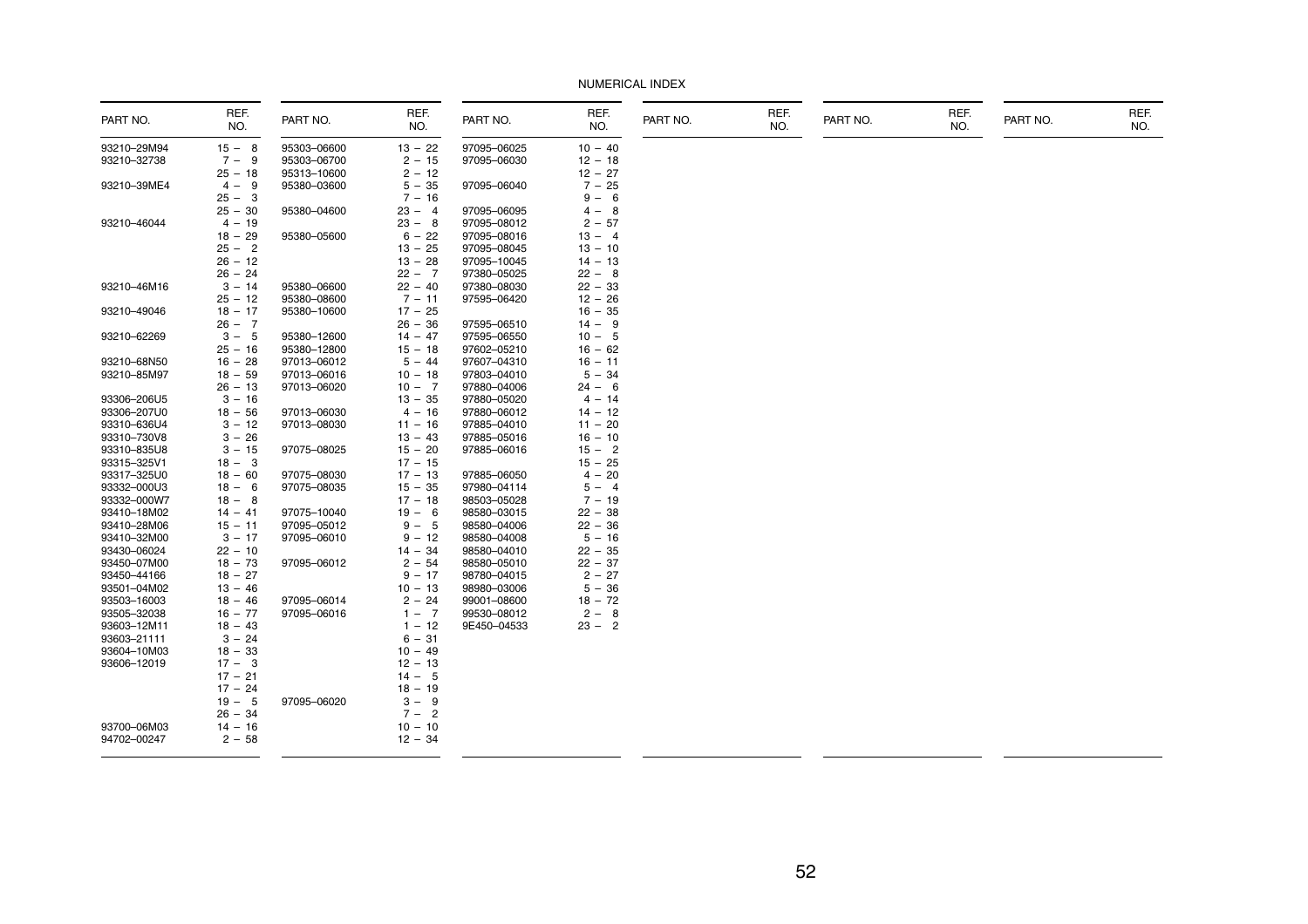NUMERICAL INDEX

| PART NO. | REF. NO. | PART NO. | REF. NO. | PART NO. | REF. NO. | PART NO. | REF. NO. | PART NO. | REF. NO. | PART NO. | REF. NO. |
|---|---|---|---|---|---|---|---|---|---|---|---|
| 93210–29M94 | 15 – 8 | 95303–06600 | 13 – 22 | 97095–06025 | 10 – 40 | | | | | | |
| 93210–32738 | 7 – 9 | 95303–06700 | 2 – 15 | 97095–06030 | 12 – 18 | | | | | | |
| | 25 – 18 | 95313–10600 | 2 – 12 | | 12 – 27 | | | | | | |
| 93210–39ME4 | 4 – 9 | 95380–03600 | 5 – 35 | 97095–06040 | 7 – 25 | | | | | | |
| | 25 – 3 | | 7 – 16 | | 9 – 6 | | | | | | |
| | 25 – 30 | 95380–04600 | 23 – 4 | 97095–06095 | 4 – 8 | | | | | | |
| 93210–46044 | 4 – 19 | | 23 – 8 | 97095–08012 | 2 – 57 | | | | | | |
| | 18 – 29 | 95380–05600 | 6 – 22 | 97095–08016 | 13 – 4 | | | | | | |
| | 25 – 2 | | 13 – 25 | 97095–08045 | 13 – 10 | | | | | | |
| | 26 – 12 | | 13 – 28 | 97095–10045 | 14 – 13 | | | | | | |
| | 26 – 24 | | 22 – 7 | 97380–05025 | 22 – 8 | | | | | | |
| 93210–46M16 | 3 – 14 | 95380–06600 | 22 – 40 | 97380–08030 | 22 – 33 | | | | | | |
| | 25 – 12 | 95380–08600 | 7 – 11 | 97595–06420 | 12 – 26 | | | | | | |
| 93210–49046 | 18 – 17 | 95380–10600 | 17 – 25 | | 16 – 35 | | | | | | |
| | 26 – 7 | | 26 – 36 | 97595–06510 | 14 – 9 | | | | | | |
| 93210–62269 | 3 – 5 | 95380–12600 | 14 – 47 | 97595–06550 | 10 – 5 | | | | | | |
| | 25 – 16 | 95380–12800 | 15 – 18 | 97602–05210 | 16 – 62 | | | | | | |
| 93210–68N50 | 16 – 28 | 97013–06012 | 5 – 44 | 97607–04310 | 16 – 11 | | | | | | |
| 93210–85M97 | 18 – 59 | 97013–06016 | 10 – 18 | 97803–04010 | 5 – 34 | | | | | | |
| | 26 – 13 | 97013–06020 | 10 – 7 | 97880–04006 | 24 – 6 | | | | | | |
| 93306–206U5 | 3 – 16 | | 13 – 35 | 97880–05020 | 4 – 14 | | | | | | |
| 93306–207U0 | 18 – 56 | 97013–06030 | 4 – 16 | 97880–06012 | 14 – 12 | | | | | | |
| 93310–636U4 | 3 – 12 | 97013–08030 | 11 – 16 | 97885–04010 | 11 – 20 | | | | | | |
| 93310–730V8 | 3 – 26 | | 13 – 43 | 97885–05016 | 16 – 10 | | | | | | |
| 93310–835U8 | 3 – 15 | 97075–08025 | 15 – 20 | 97885–06016 | 15 – 2 | | | | | | |
| 93315–325V1 | 18 – 3 | | 17 – 15 | | 15 – 25 | | | | | | |
| 93317–325U0 | 18 – 60 | 97075–08030 | 17 – 13 | 97885–06050 | 4 – 20 | | | | | | |
| 93332–000U3 | 18 – 6 | 97075–08035 | 15 – 35 | 97980–04114 | 5 – 4 | | | | | | |
| 93332–000W7 | 18 – 8 | | 17 – 18 | 98503–05028 | 7 – 19 | | | | | | |
| 93410–18M02 | 14 – 41 | 97075–10040 | 19 – 6 | 98580–03015 | 22 – 38 | | | | | | |
| 93410–28M06 | 15 – 11 | 97095–05012 | 9 – 5 | 98580–04006 | 22 – 36 | | | | | | |
| 93410–32M00 | 3 – 17 | 97095–06010 | 9 – 12 | 98580–04008 | 5 – 16 | | | | | | |
| 93430–06024 | 22 – 10 | | 14 – 34 | 98580–04010 | 22 – 35 | | | | | | |
| 93450–07M00 | 18 – 73 | 97095–06012 | 2 – 54 | 98580–05010 | 22 – 37 | | | | | | |
| 93450–44166 | 18 – 27 | | 9 – 17 | 98780–04015 | 2 – 27 | | | | | | |
| 93501–04M02 | 13 – 46 | | 10 – 13 | 98980–03006 | 5 – 36 | | | | | | |
| 93503–16003 | 18 – 46 | 97095–06014 | 2 – 24 | 99001–08600 | 18 – 72 | | | | | | |
| 93505–32038 | 16 – 77 | 97095–06016 | 1 – 7 | 99530–08012 | 2 – 8 | | | | | | |
| 93603–12M11 | 18 – 43 | | 1 – 12 | 9E450–04533 | 23 – 2 | | | | | | |
| 93603–21111 | 3 – 24 | | 6 – 31 | | | | | | | | |
| 93604–10M03 | 18 – 33 | | 10 – 49 | | | | | | | | |
| 93606–12019 | 17 – 3 | | 12 – 13 | | | | | | | | |
| | 17 – 21 | | 14 – 5 | | | | | | | | |
| | 17 – 24 | | 18 – 19 | | | | | | | | |
| | 19 – 5 | 97095–06020 | 3 – 9 | | | | | | | | |
| | 26 – 34 | | 7 – 2 | | | | | | | | |
| 93700–06M03 | 14 – 16 | | 10 – 10 | | | | | | | | |
| 94702–00247 | 2 – 58 | | 12 – 34 | | | | | | | | |